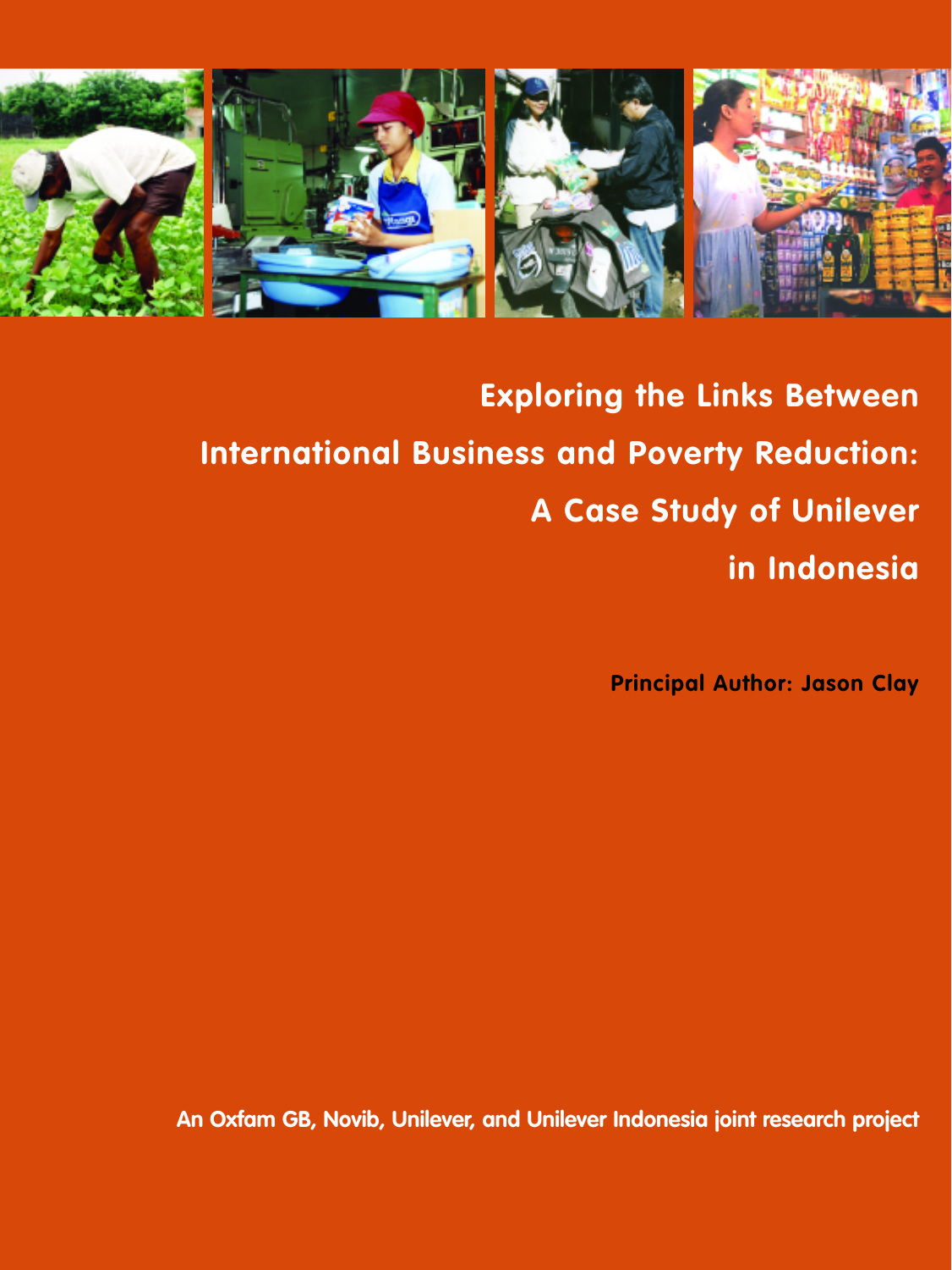# Exploring the Links Between International Business and Poverty Reduction: A Case Study of Unilever in Indonesia

**Principal Author: Jason Clay**

**An Oxfam GB, Novib, Unilever, and Unilever Indonesia joint research project**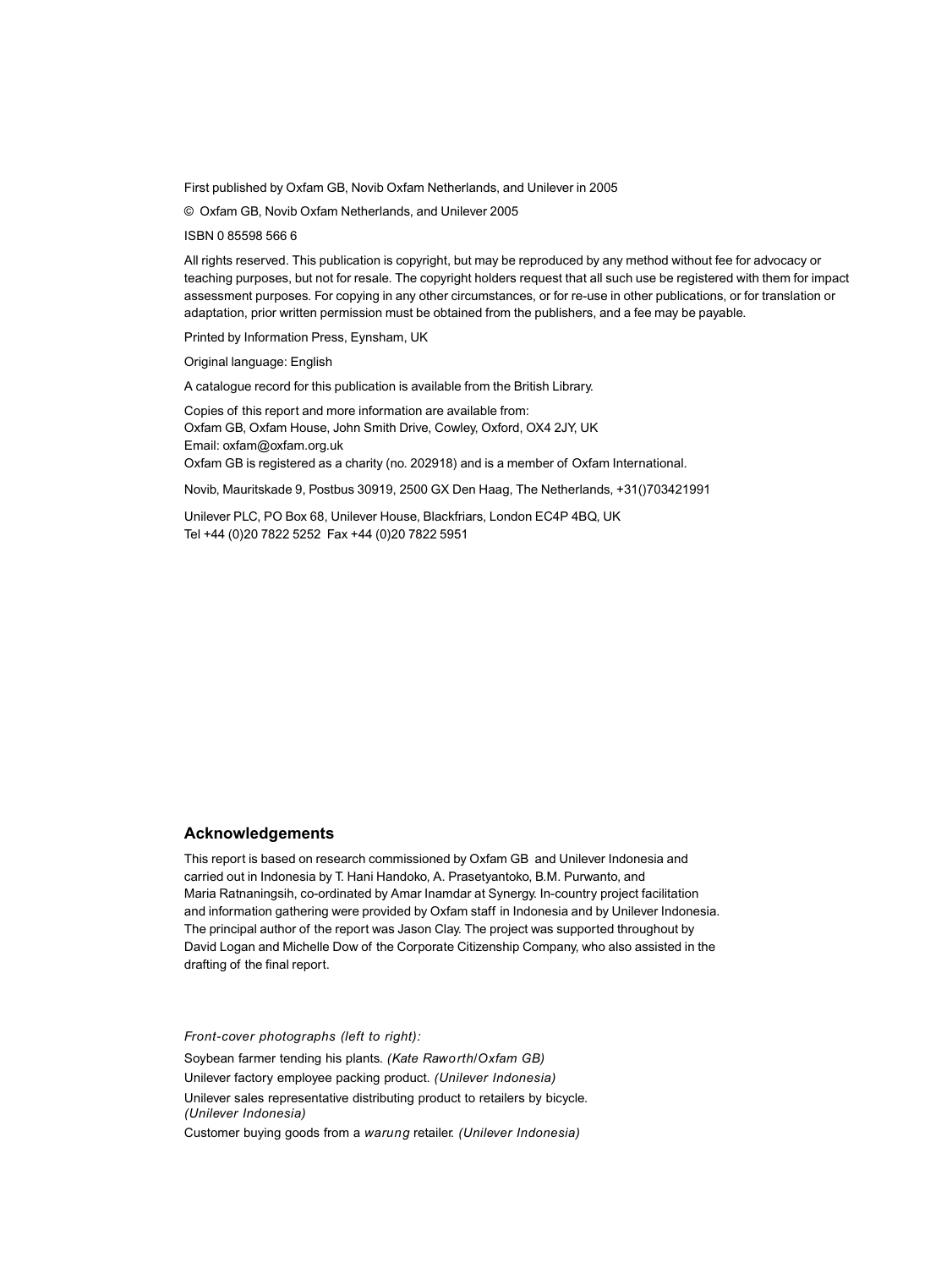First published by Oxfam GB, Novib Oxfam Netherlands, and Unilever in 2005

© Oxfam GB, Novib Oxfam Netherlands, and Unilever 2005

ISBN 0 85598 566 6

All rights reserved. This publication is copyright, but may be reproduced by any method without fee for advocacy or teaching purposes, but not for resale. The copyright holders request that all such use be registered with them for impact assessment purposes. For copying in any other circumstances, or for re-use in other publications, or for translation or adaptation, prior written permission must be obtained from the publishers, and a fee may be payable.

Printed by Information Press, Eynsham, UK

Original language: English

A catalogue record for this publication is available from the British Library.

Copies of this report and more information are available from:
Oxfam GB, Oxfam House, John Smith Drive, Cowley, Oxford, OX4 2JY, UK
Email: oxfam@oxfam.org.uk
Oxfam GB is registered as a charity (no. 202918) and is a member of Oxfam International.

Novib, Mauritskade 9, Postbus 30919, 2500 GX Den Haag, The Netherlands, +31()703421991

Unilever PLC, PO Box 68, Unilever House, Blackfriars, London EC4P 4BQ, UK
Tel +44 (0)20 7822 5252 Fax +44 (0)20 7822 5951

## Acknowledgements

This report is based on research commissioned by Oxfam GB and Unilever Indonesia and carried out in Indonesia by T. Hani Handoko, A. Prasetyantoko, B.M. Purwanto, and Maria Ratnaningsih, co-ordinated by Amar Inamdar at Synergy. In-country project facilitation and information gathering were provided by Oxfam staff in Indonesia and by Unilever Indonesia. The principal author of the report was Jason Clay. The project was supported throughout by David Logan and Michelle Dow of the Corporate Citizenship Company, who also assisted in the drafting of the final report.

*Front-cover photographs (left to right):*

Soybean farmer tending his plants. *(Kate Raworth/Oxfam GB)*

Unilever factory employee packing product. *(Unilever Indonesia)*

Unilever sales representative distributing product to retailers by bicycle. *(Unilever Indonesia)*

Customer buying goods from a *warung* retailer. *(Unilever Indonesia)*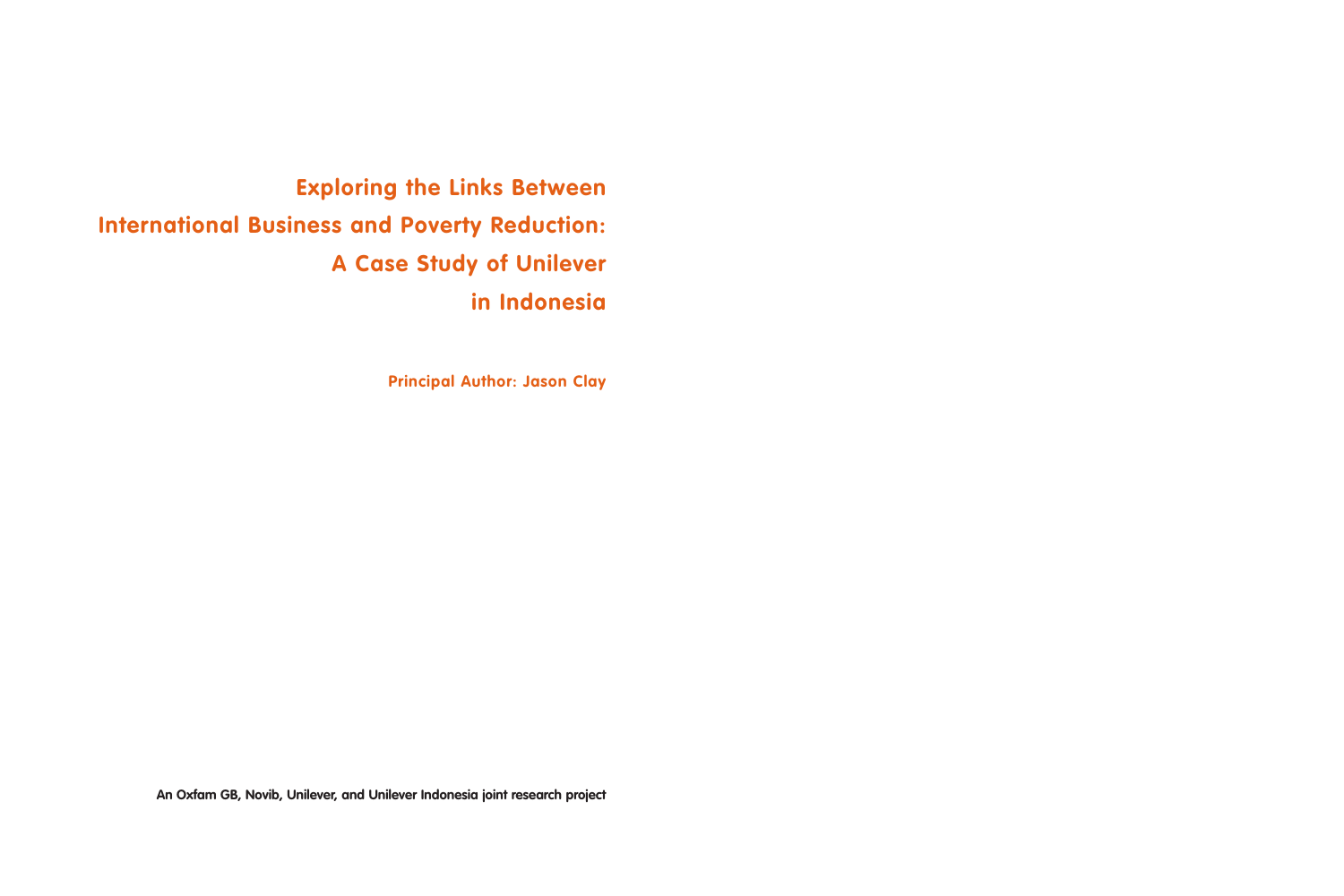# Exploring the Links Between International Business and Poverty Reduction: A Case Study of Unilever in Indonesia

**Principal Author: Jason Clay**

**An Oxfam GB, Novib, Unilever, and Unilever Indonesia joint research project**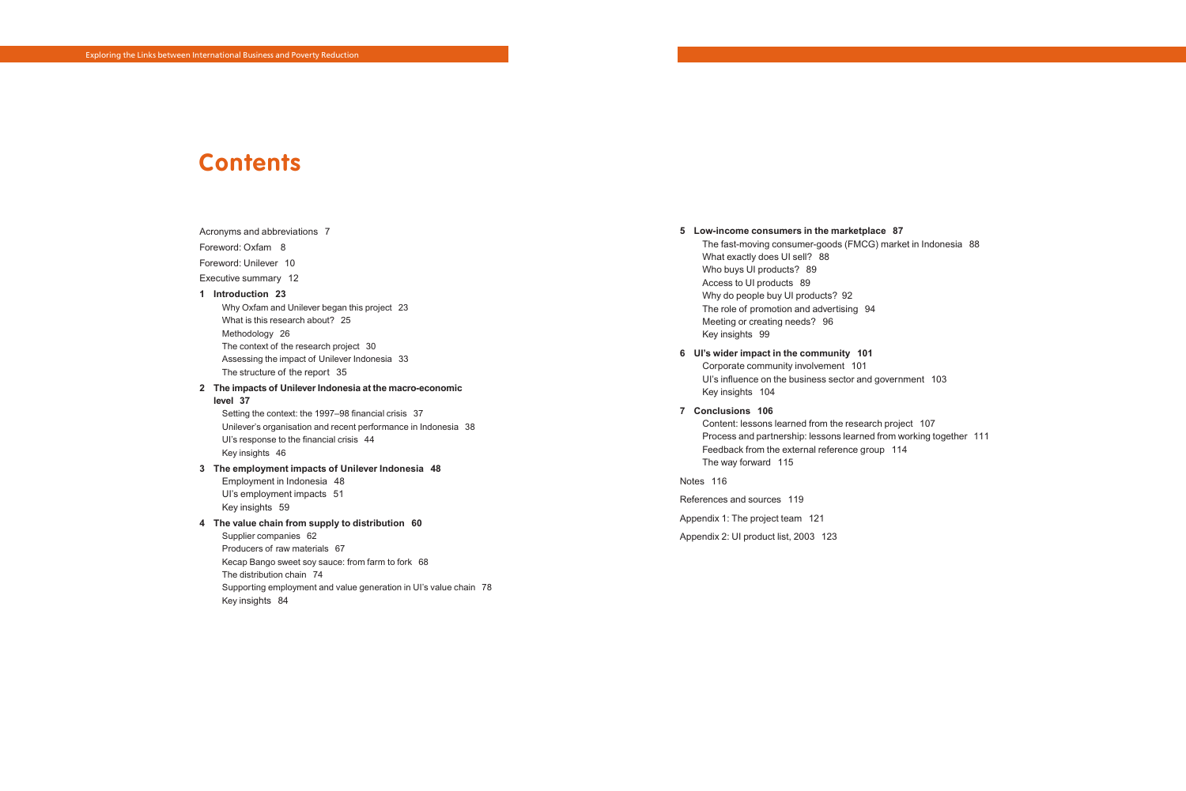# Contents

Acronyms and abbreviations 7

Foreword: Oxfam 8

Foreword: Unilever 10

Executive summary 12

**1 Introduction 23**

- Why Oxfam and Unilever began this project 23
- What is this research about? 25
- Methodology 26
- The context of the research project 30
- Assessing the impact of Unilever Indonesia 33
- The structure of the report 35

**2 The impacts of Unilever Indonesia at the macro-economic level 37**

- Setting the context: the 1997–98 financial crisis 37
- Unilever's organisation and recent performance in Indonesia 38
- UI's response to the financial crisis 44
- Key insights 46

**3 The employment impacts of Unilever Indonesia 48**

- Employment in Indonesia 48
- UI's employment impacts 51
- Key insights 59

**4 The value chain from supply to distribution 60**

- Supplier companies 62
- Producers of raw materials 67
- Kecap Bango sweet soy sauce: from farm to fork 68
- The distribution chain 74
- Supporting employment and value generation in UI's value chain 78
- Key insights 84

**5 Low-income consumers in the marketplace 87**

- The fast-moving consumer-goods (FMCG) market in Indonesia 88
- What exactly does UI sell? 88
- Who buys UI products? 89
- Access to UI products 89
- Why do people buy UI products? 92
- The role of promotion and advertising 94
- Meeting or creating needs? 96
- Key insights 99

**6 UI's wider impact in the community 101**

- Corporate community involvement 101
- UI's influence on the business sector and government 103
- Key insights 104

**7 Conclusions 106**

- Content: lessons learned from the research project 107
- Process and partnership: lessons learned from working together 111
- Feedback from the external reference group 114
- The way forward 115

Notes 116

References and sources 119

Appendix 1: The project team 121

Appendix 2: UI product list, 2003 123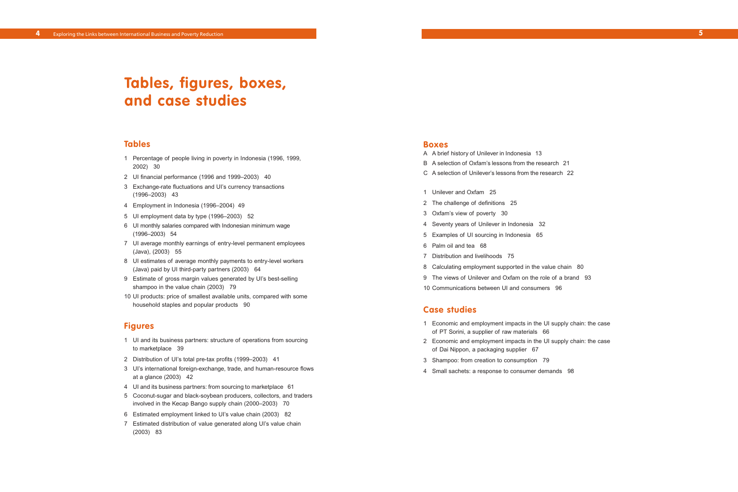# Tables, figures, boxes, and case studies

## Tables

1. Percentage of people living in poverty in Indonesia (1996, 1999, 2002) 30
2. UI financial performance (1996 and 1999–2003) 40
3. Exchange-rate fluctuations and UI's currency transactions (1996–2003) 43
4. Employment in Indonesia (1996–2004) 49
5. UI employment data by type (1996–2003) 52
6. UI monthly salaries compared with Indonesian minimum wage (1996–2003) 54
7. UI average monthly earnings of entry-level permanent employees (Java), (2003) 55
8. UI estimates of average monthly payments to entry-level workers (Java) paid by UI third-party partners (2003) 64
9. Estimate of gross margin values generated by UI's best-selling shampoo in the value chain (2003) 79
10. UI products: price of smallest available units, compared with some household staples and popular products 90

## Figures

1. UI and its business partners: structure of operations from sourcing to marketplace 39
2. Distribution of UI's total pre-tax profits (1999–2003) 41
3. UI's international foreign-exchange, trade, and human-resource flows at a glance (2003) 42
4. UI and its business partners: from sourcing to marketplace 61
5. Coconut-sugar and black-soybean producers, collectors, and traders involved in the Kecap Bango supply chain (2000–2003) 70
6. Estimated employment linked to UI's value chain (2003) 82
7. Estimated distribution of value generated along UI's value chain (2003) 83

## Boxes

A A brief history of Unilever in Indonesia 13

B A selection of Oxfam's lessons from the research 21

C A selection of Unilever's lessons from the research 22

1. Unilever and Oxfam 25
2. The challenge of definitions 25
3. Oxfam's view of poverty 30
4. Seventy years of Unilever in Indonesia 32
5. Examples of UI sourcing in Indonesia 65
6. Palm oil and tea 68
7. Distribution and livelihoods 75
8. Calculating employment supported in the value chain 80
9. The views of Unilever and Oxfam on the role of a brand 93
10. Communications between UI and consumers 96

## Case studies

1. Economic and employment impacts in the UI supply chain: the case of PT Sorini, a supplier of raw materials 66
2. Economic and employment impacts in the UI supply chain: the case of Dai Nippon, a packaging supplier 67
3. Shampoo: from creation to consumption 79
4. Small sachets: a response to consumer demands 98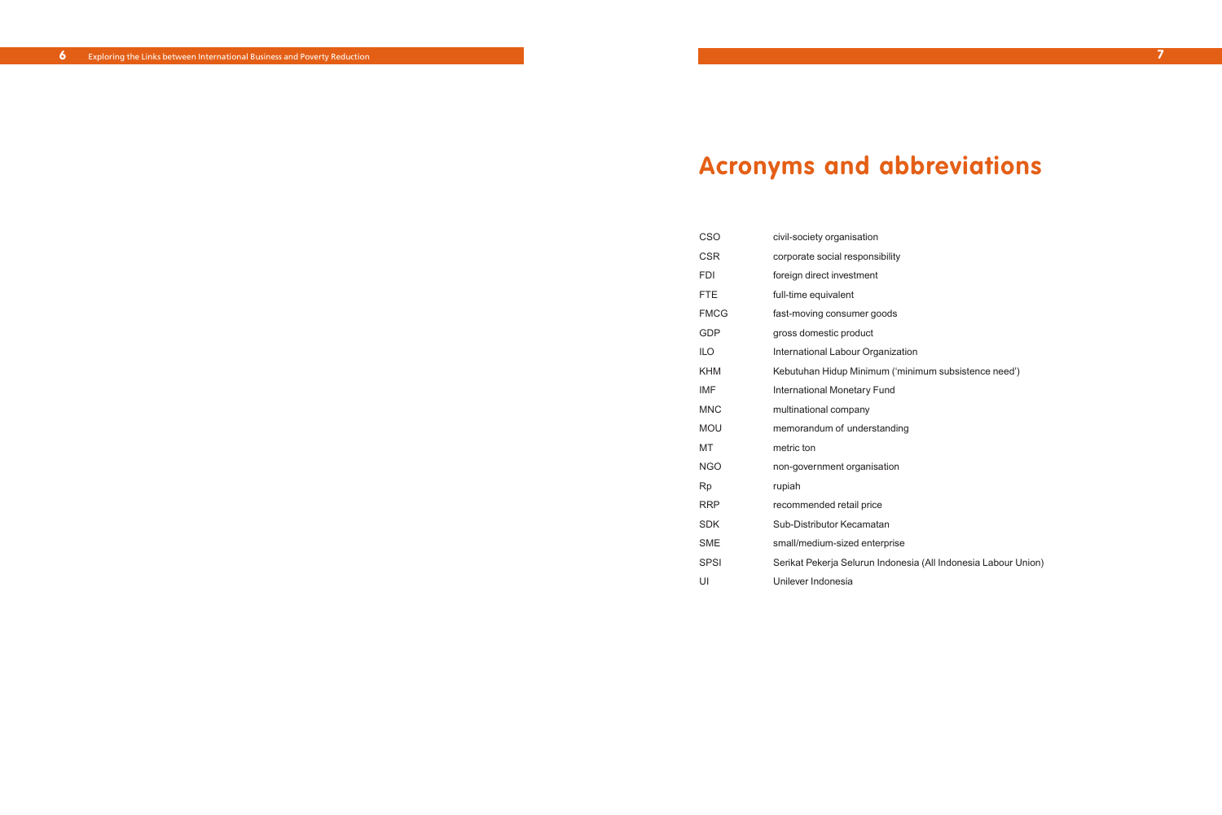# Acronyms and abbreviations

| | |
|---|---|
| CSO | civil-society organisation |
| CSR | corporate social responsibility |
| FDI | foreign direct investment |
| FTE | full-time equivalent |
| FMCG | fast-moving consumer goods |
| GDP | gross domestic product |
| ILO | International Labour Organization |
| KHM | Kebutuhan Hidup Minimum ('minimum subsistence need') |
| IMF | International Monetary Fund |
| MNC | multinational company |
| MOU | memorandum of understanding |
| MT | metric ton |
| NGO | non-government organisation |
| Rp | rupiah |
| RRP | recommended retail price |
| SDK | Sub-Distributor Kecamatan |
| SME | small/medium-sized enterprise |
| SPSI | Serikat Pekerja Selurun Indonesia (All Indonesia Labour Union) |
| UI | Unilever Indonesia |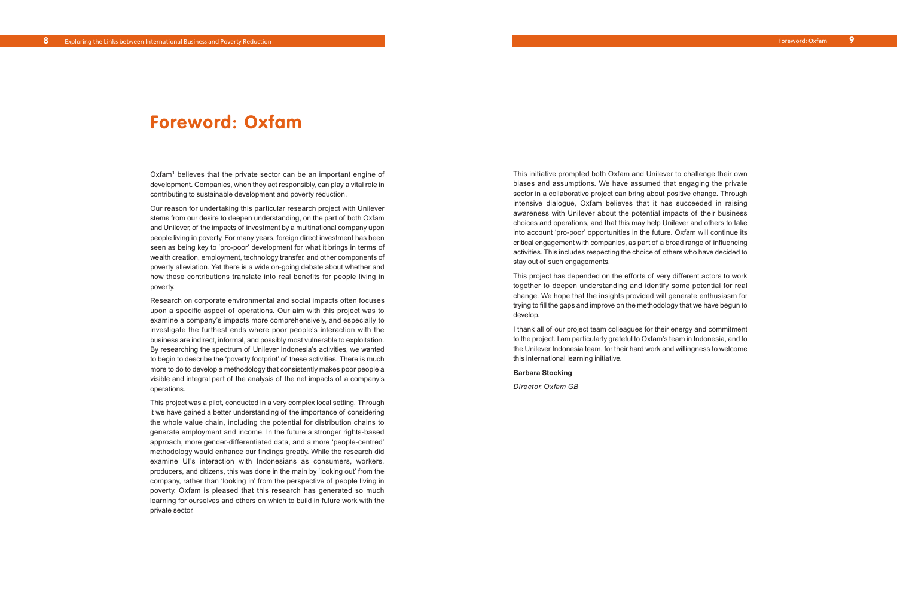# Foreword: Oxfam

Oxfam[1] believes that the private sector can be an important engine of development. Companies, when they act responsibly, can play a vital role in contributing to sustainable development and poverty reduction.

Our reason for undertaking this particular research project with Unilever stems from our desire to deepen understanding, on the part of both Oxfam and Unilever, of the impacts of investment by a multinational company upon people living in poverty. For many years, foreign direct investment has been seen as being key to 'pro-poor' development for what it brings in terms of wealth creation, employment, technology transfer, and other components of poverty alleviation. Yet there is a wide on-going debate about whether and how these contributions translate into real benefits for people living in poverty.

Research on corporate environmental and social impacts often focuses upon a specific aspect of operations. Our aim with this project was to examine a company's impacts more comprehensively, and especially to investigate the furthest ends where poor people's interaction with the business are indirect, informal, and possibly most vulnerable to exploitation. By researching the spectrum of Unilever Indonesia's activities, we wanted to begin to describe the 'poverty footprint' of these activities. There is much more to do to develop a methodology that consistently makes poor people a visible and integral part of the analysis of the net impacts of a company's operations.

This project was a pilot, conducted in a very complex local setting. Through it we have gained a better understanding of the importance of considering the whole value chain, including the potential for distribution chains to generate employment and income. In the future a stronger rights-based approach, more gender-differentiated data, and a more 'people-centred' methodology would enhance our findings greatly. While the research did examine UI's interaction with Indonesians as consumers, workers, producers, and citizens, this was done in the main by 'looking out' from the company, rather than 'looking in' from the perspective of people living in poverty. Oxfam is pleased that this research has generated so much learning for ourselves and others on which to build in future work with the private sector.

This initiative prompted both Oxfam and Unilever to challenge their own biases and assumptions. We have assumed that engaging the private sector in a collaborative project can bring about positive change. Through intensive dialogue, Oxfam believes that it has succeeded in raising awareness with Unilever about the potential impacts of their business choices and operations, and that this may help Unilever and others to take into account 'pro-poor' opportunities in the future. Oxfam will continue its critical engagement with companies, as part of a broad range of influencing activities. This includes respecting the choice of others who have decided to stay out of such engagements.

This project has depended on the efforts of very different actors to work together to deepen understanding and identify some potential for real change. We hope that the insights provided will generate enthusiasm for trying to fill the gaps and improve on the methodology that we have begun to develop.

I thank all of our project team colleagues for their energy and commitment to the project. I am particularly grateful to Oxfam's team in Indonesia, and to the Unilever Indonesia team, for their hard work and willingness to welcome this international learning initiative.

**Barbara Stocking**

*Director, Oxfam GB*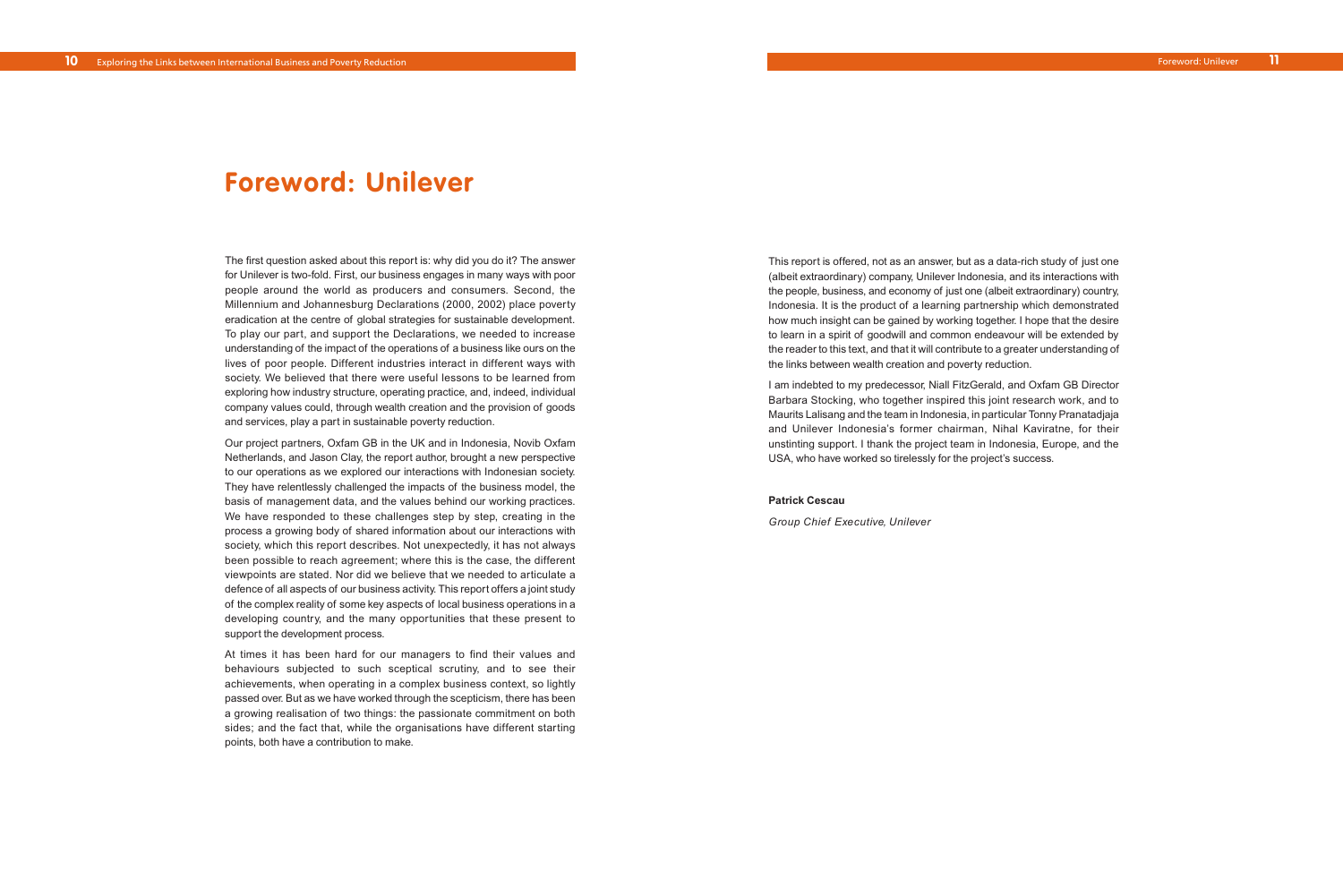# Foreword: Unilever

The first question asked about this report is: why did you do it? The answer for Unilever is two-fold. First, our business engages in many ways with poor people around the world as producers and consumers. Second, the Millennium and Johannesburg Declarations (2000, 2002) place poverty eradication at the centre of global strategies for sustainable development. To play our part, and support the Declarations, we needed to increase understanding of the impact of the operations of a business like ours on the lives of poor people. Different industries interact in different ways with society. We believed that there were useful lessons to be learned from exploring how industry structure, operating practice, and, indeed, individual company values could, through wealth creation and the provision of goods and services, play a part in sustainable poverty reduction.

Our project partners, Oxfam GB in the UK and in Indonesia, Novib Oxfam Netherlands, and Jason Clay, the report author, brought a new perspective to our operations as we explored our interactions with Indonesian society. They have relentlessly challenged the impacts of the business model, the basis of management data, and the values behind our working practices. We have responded to these challenges step by step, creating in the process a growing body of shared information about our interactions with society, which this report describes. Not unexpectedly, it has not always been possible to reach agreement; where this is the case, the different viewpoints are stated. Nor did we believe that we needed to articulate a defence of all aspects of our business activity. This report offers a joint study of the complex reality of some key aspects of local business operations in a developing country, and the many opportunities that these present to support the development process.

At times it has been hard for our managers to find their values and behaviours subjected to such sceptical scrutiny, and to see their achievements, when operating in a complex business context, so lightly passed over. But as we have worked through the scepticism, there has been a growing realisation of two things: the passionate commitment on both sides; and the fact that, while the organisations have different starting points, both have a contribution to make.

This report is offered, not as an answer, but as a data-rich study of just one (albeit extraordinary) company, Unilever Indonesia, and its interactions with the people, business, and economy of just one (albeit extraordinary) country, Indonesia. It is the product of a learning partnership which demonstrated how much insight can be gained by working together. I hope that the desire to learn in a spirit of goodwill and common endeavour will be extended by the reader to this text, and that it will contribute to a greater understanding of the links between wealth creation and poverty reduction.

I am indebted to my predecessor, Niall FitzGerald, and Oxfam GB Director Barbara Stocking, who together inspired this joint research work, and to Maurits Lalisang and the team in Indonesia, in particular Tonny Pranatadjaja and Unilever Indonesia's former chairman, Nihal Kaviratne, for their unstinting support. I thank the project team in Indonesia, Europe, and the USA, who have worked so tirelessly for the project's success.

**Patrick Cescau**

*Group Chief Executive, Unilever*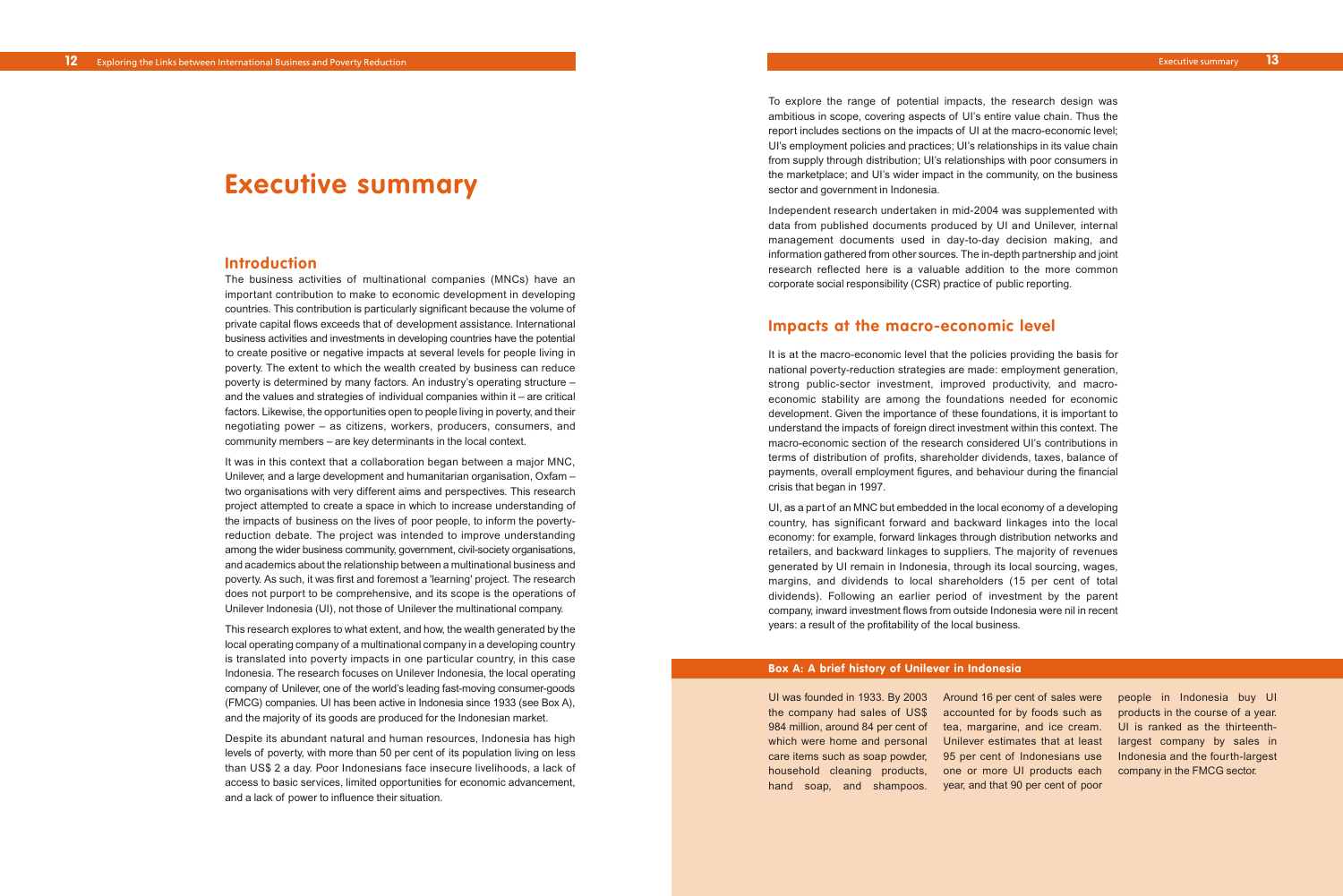# Executive summary

## Introduction

The business activities of multinational companies (MNCs) have an important contribution to make to economic development in developing countries. This contribution is particularly significant because the volume of private capital flows exceeds that of development assistance. International business activities and investments in developing countries have the potential to create positive or negative impacts at several levels for people living in poverty. The extent to which the wealth created by business can reduce poverty is determined by many factors. An industry's operating structure – and the values and strategies of individual companies within it – are critical factors. Likewise, the opportunities open to people living in poverty, and their negotiating power – as citizens, workers, producers, consumers, and community members – are key determinants in the local context.

It was in this context that a collaboration began between a major MNC, Unilever, and a large development and humanitarian organisation, Oxfam – two organisations with very different aims and perspectives. This research project attempted to create a space in which to increase understanding of the impacts of business on the lives of poor people, to inform the poverty-reduction debate. The project was intended to improve understanding among the wider business community, government, civil-society organisations, and academics about the relationship between a multinational business and poverty. As such, it was first and foremost a 'learning' project. The research does not purport to be comprehensive, and its scope is the operations of Unilever Indonesia (UI), not those of Unilever the multinational company.

This research explores to what extent, and how, the wealth generated by the local operating company of a multinational company in a developing country is translated into poverty impacts in one particular country, in this case Indonesia. The research focuses on Unilever Indonesia, the local operating company of Unilever, one of the world's leading fast-moving consumer-goods (FMCG) companies. UI has been active in Indonesia since 1933 (see Box A), and the majority of its goods are produced for the Indonesian market.

Despite its abundant natural and human resources, Indonesia has high levels of poverty, with more than 50 per cent of its population living on less than US$ 2 a day. Poor Indonesians face insecure livelihoods, a lack of access to basic services, limited opportunities for economic advancement, and a lack of power to influence their situation.

To explore the range of potential impacts, the research design was ambitious in scope, covering aspects of UI's entire value chain. Thus the report includes sections on the impacts of UI at the macro-economic level; UI's employment policies and practices; UI's relationships in its value chain from supply through distribution; UI's relationships with poor consumers in the marketplace; and UI's wider impact in the community, on the business sector and government in Indonesia.

Independent research undertaken in mid-2004 was supplemented with data from published documents produced by UI and Unilever, internal management documents used in day-to-day decision making, and information gathered from other sources. The in-depth partnership and joint research reflected here is a valuable addition to the more common corporate social responsibility (CSR) practice of public reporting.

## Impacts at the macro-economic level

It is at the macro-economic level that the policies providing the basis for national poverty-reduction strategies are made: employment generation, strong public-sector investment, improved productivity, and macro-economic stability are among the foundations needed for economic development. Given the importance of these foundations, it is important to understand the impacts of foreign direct investment within this context. The macro-economic section of the research considered UI's contributions in terms of distribution of profits, shareholder dividends, taxes, balance of payments, overall employment figures, and behaviour during the financial crisis that began in 1997.

UI, as a part of an MNC but embedded in the local economy of a developing country, has significant forward and backward linkages into the local economy: for example, forward linkages through distribution networks and retailers, and backward linkages to suppliers. The majority of revenues generated by UI remain in Indonesia, through its local sourcing, wages, margins, and dividends to local shareholders (15 per cent of total dividends). Following an earlier period of investment by the parent company, inward investment flows from outside Indonesia were nil in recent years: a result of the profitability of the local business.

### Box A: A brief history of Unilever in Indonesia

UI was founded in 1933. By 2003 the company had sales of US$ 984 million, around 84 per cent of which were home and personal care items such as soap powder, household cleaning products, hand soap, and shampoos. Around 16 per cent of sales were accounted for by foods such as tea, margarine, and ice cream. Unilever estimates that at least 95 per cent of Indonesians use one or more UI products each year, and that 90 per cent of poor people in Indonesia buy UI products in the course of a year. UI is ranked as the thirteenth-largest company by sales in Indonesia and the fourth-largest company in the FMCG sector.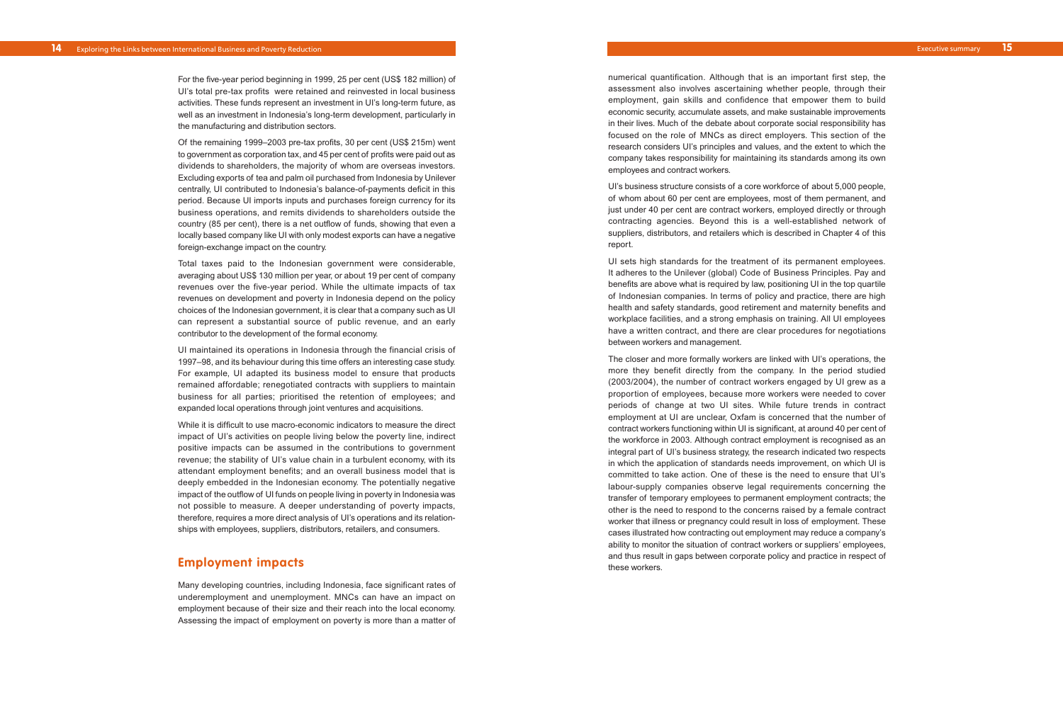For the five-year period beginning in 1999, 25 per cent (US$ 182 million) of UI's total pre-tax profits were retained and reinvested in local business activities. These funds represent an investment in UI's long-term future, as well as an investment in Indonesia's long-term development, particularly in the manufacturing and distribution sectors.

Of the remaining 1999–2003 pre-tax profits, 30 per cent (US$ 215m) went to government as corporation tax, and 45 per cent of profits were paid out as dividends to shareholders, the majority of whom are overseas investors. Excluding exports of tea and palm oil purchased from Indonesia by Unilever centrally, UI contributed to Indonesia's balance-of-payments deficit in this period. Because UI imports inputs and purchases foreign currency for its business operations, and remits dividends to shareholders outside the country (85 per cent), there is a net outflow of funds, showing that even a locally based company like UI with only modest exports can have a negative foreign-exchange impact on the country.

Total taxes paid to the Indonesian government were considerable, averaging about US$ 130 million per year, or about 19 per cent of company revenues over the five-year period. While the ultimate impacts of tax revenues on development and poverty in Indonesia depend on the policy choices of the Indonesian government, it is clear that a company such as UI can represent a substantial source of public revenue, and an early contributor to the development of the formal economy.

UI maintained its operations in Indonesia through the financial crisis of 1997–98, and its behaviour during this time offers an interesting case study. For example, UI adapted its business model to ensure that products remained affordable; renegotiated contracts with suppliers to maintain business for all parties; prioritised the retention of employees; and expanded local operations through joint ventures and acquisitions.

While it is difficult to use macro-economic indicators to measure the direct impact of UI's activities on people living below the poverty line, indirect positive impacts can be assumed in the contributions to government revenue; the stability of UI's value chain in a turbulent economy, with its attendant employment benefits; and an overall business model that is deeply embedded in the Indonesian economy. The potentially negative impact of the outflow of UI funds on people living in poverty in Indonesia was not possible to measure. A deeper understanding of poverty impacts, therefore, requires a more direct analysis of UI's operations and its relationships with employees, suppliers, distributors, retailers, and consumers.

## Employment impacts

Many developing countries, including Indonesia, face significant rates of underemployment and unemployment. MNCs can have an impact on employment because of their size and their reach into the local economy. Assessing the impact of employment on poverty is more than a matter of numerical quantification. Although that is an important first step, the assessment also involves ascertaining whether people, through their employment, gain skills and confidence that empower them to build economic security, accumulate assets, and make sustainable improvements in their lives. Much of the debate about corporate social responsibility has focused on the role of MNCs as direct employers. This section of the research considers UI's principles and values, and the extent to which the company takes responsibility for maintaining its standards among its own employees and contract workers.

UI's business structure consists of a core workforce of about 5,000 people, of whom about 60 per cent are employees, most of them permanent, and just under 40 per cent are contract workers, employed directly or through contracting agencies. Beyond this is a well-established network of suppliers, distributors, and retailers which is described in Chapter 4 of this report.

UI sets high standards for the treatment of its permanent employees. It adheres to the Unilever (global) Code of Business Principles. Pay and benefits are above what is required by law, positioning UI in the top quartile of Indonesian companies. In terms of policy and practice, there are high health and safety standards, good retirement and maternity benefits and workplace facilities, and a strong emphasis on training. All UI employees have a written contract, and there are clear procedures for negotiations between workers and management.

The closer and more formally workers are linked with UI's operations, the more they benefit directly from the company. In the period studied (2003/2004), the number of contract workers engaged by UI grew as a proportion of employees, because more workers were needed to cover periods of change at two UI sites. While future trends in contract employment at UI are unclear, Oxfam is concerned that the number of contract workers functioning within UI is significant, at around 40 per cent of the workforce in 2003. Although contract employment is recognised as an integral part of UI's business strategy, the research indicated two respects in which the application of standards needs improvement, on which UI is committed to take action. One of these is the need to ensure that UI's labour-supply companies observe legal requirements concerning the transfer of temporary employees to permanent employment contracts; the other is the need to respond to the concerns raised by a female contract worker that illness or pregnancy could result in loss of employment. These cases illustrated how contracting out employment may reduce a company's ability to monitor the situation of contract workers or suppliers' employees, and thus result in gaps between corporate policy and practice in respect of these workers.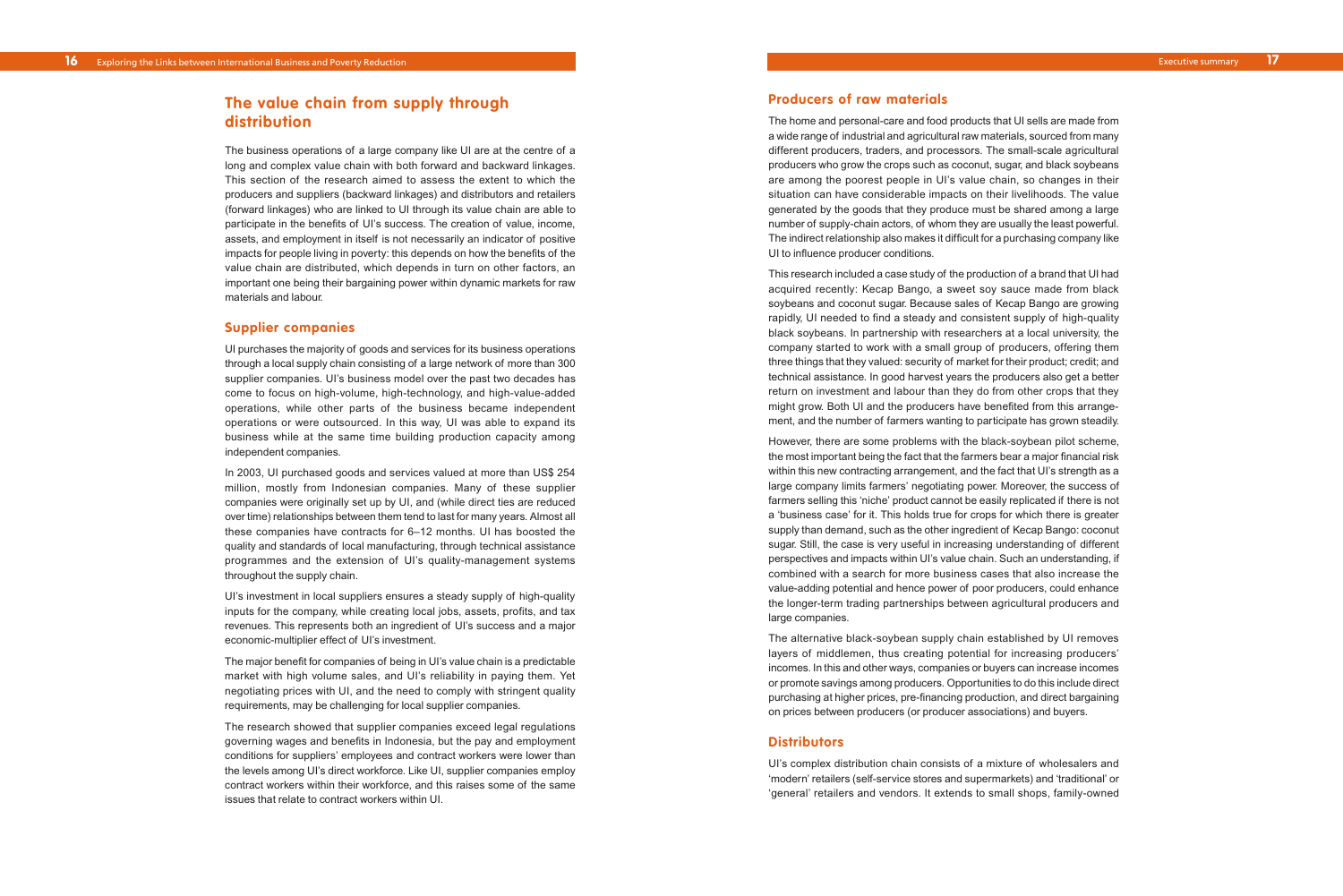## The value chain from supply through distribution

The business operations of a large company like UI are at the centre of a long and complex value chain with both forward and backward linkages. This section of the research aimed to assess the extent to which the producers and suppliers (backward linkages) and distributors and retailers (forward linkages) who are linked to UI through its value chain are able to participate in the benefits of UI's success. The creation of value, income, assets, and employment in itself is not necessarily an indicator of positive impacts for people living in poverty: this depends on how the benefits of the value chain are distributed, which depends in turn on other factors, an important one being their bargaining power within dynamic markets for raw materials and labour.

### Supplier companies

UI purchases the majority of goods and services for its business operations through a local supply chain consisting of a large network of more than 300 supplier companies. UI's business model over the past two decades has come to focus on high-volume, high-technology, and high-value-added operations, while other parts of the business became independent operations or were outsourced. In this way, UI was able to expand its business while at the same time building production capacity among independent companies.

In 2003, UI purchased goods and services valued at more than US$ 254 million, mostly from Indonesian companies. Many of these supplier companies were originally set up by UI, and (while direct ties are reduced over time) relationships between them tend to last for many years. Almost all these companies have contracts for 6–12 months. UI has boosted the quality and standards of local manufacturing, through technical assistance programmes and the extension of UI's quality-management systems throughout the supply chain.

UI's investment in local suppliers ensures a steady supply of high-quality inputs for the company, while creating local jobs, assets, profits, and tax revenues. This represents both an ingredient of UI's success and a major economic-multiplier effect of UI's investment.

The major benefit for companies of being in UI's value chain is a predictable market with high volume sales, and UI's reliability in paying them. Yet negotiating prices with UI, and the need to comply with stringent quality requirements, may be challenging for local supplier companies.

The research showed that supplier companies exceed legal regulations governing wages and benefits in Indonesia, but the pay and employment conditions for suppliers' employees and contract workers were lower than the levels among UI's direct workforce. Like UI, supplier companies employ contract workers within their workforce, and this raises some of the same issues that relate to contract workers within UI.

### Producers of raw materials

The home and personal-care and food products that UI sells are made from a wide range of industrial and agricultural raw materials, sourced from many different producers, traders, and processors. The small-scale agricultural producers who grow the crops such as coconut, sugar, and black soybeans are among the poorest people in UI's value chain, so changes in their situation can have considerable impacts on their livelihoods. The value generated by the goods that they produce must be shared among a large number of supply-chain actors, of whom they are usually the least powerful. The indirect relationship also makes it difficult for a purchasing company like UI to influence producer conditions.

This research included a case study of the production of a brand that UI had acquired recently: Kecap Bango, a sweet soy sauce made from black soybeans and coconut sugar. Because sales of Kecap Bango are growing rapidly, UI needed to find a steady and consistent supply of high-quality black soybeans. In partnership with researchers at a local university, the company started to work with a small group of producers, offering them three things that they valued: security of market for their product; credit; and technical assistance. In good harvest years the producers also get a better return on investment and labour than they do from other crops that they might grow. Both UI and the producers have benefited from this arrangement, and the number of farmers wanting to participate has grown steadily.

However, there are some problems with the black-soybean pilot scheme, the most important being the fact that the farmers bear a major financial risk within this new contracting arrangement, and the fact that UI's strength as a large company limits farmers' negotiating power. Moreover, the success of farmers selling this 'niche' product cannot be easily replicated if there is not a 'business case' for it. This holds true for crops for which there is greater supply than demand, such as the other ingredient of Kecap Bango: coconut sugar. Still, the case is very useful in increasing understanding of different perspectives and impacts within UI's value chain. Such an understanding, if combined with a search for more business cases that also increase the value-adding potential and hence power of poor producers, could enhance the longer-term trading partnerships between agricultural producers and large companies.

The alternative black-soybean supply chain established by UI removes layers of middlemen, thus creating potential for increasing producers' incomes. In this and other ways, companies or buyers can increase incomes or promote savings among producers. Opportunities to do this include direct purchasing at higher prices, pre-financing production, and direct bargaining on prices between producers (or producer associations) and buyers.

### Distributors

UI's complex distribution chain consists of a mixture of wholesalers and 'modern' retailers (self-service stores and supermarkets) and 'traditional' or 'general' retailers and vendors. It extends to small shops, family-owned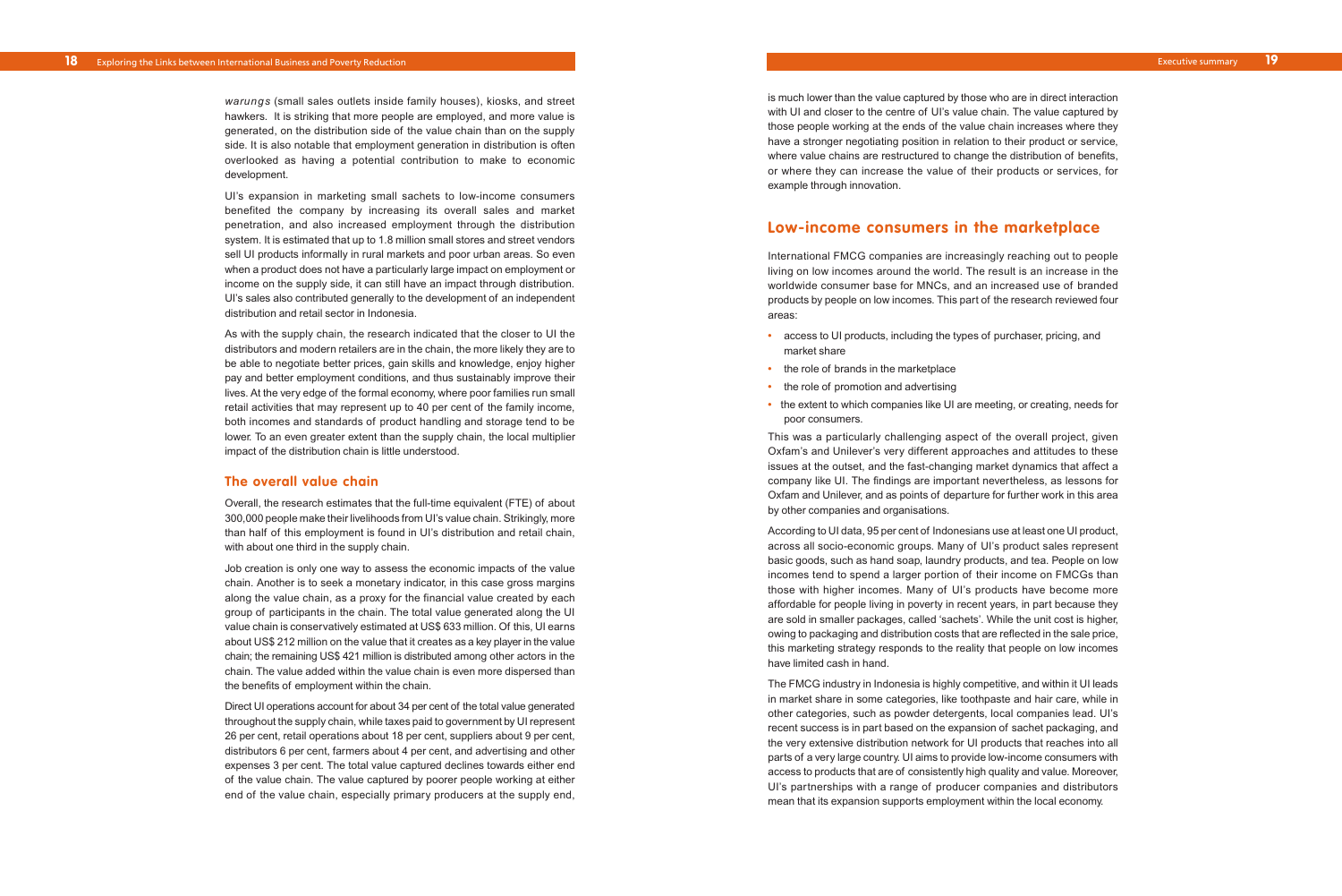*warungs* (small sales outlets inside family houses), kiosks, and street hawkers. It is striking that more people are employed, and more value is generated, on the distribution side of the value chain than on the supply side. It is also notable that employment generation in distribution is often overlooked as having a potential contribution to make to economic development.

UI's expansion in marketing small sachets to low-income consumers benefited the company by increasing its overall sales and market penetration, and also increased employment through the distribution system. It is estimated that up to 1.8 million small stores and street vendors sell UI products informally in rural markets and poor urban areas. So even when a product does not have a particularly large impact on employment or income on the supply side, it can still have an impact through distribution. UI's sales also contributed generally to the development of an independent distribution and retail sector in Indonesia.

As with the supply chain, the research indicated that the closer to UI the distributors and modern retailers are in the chain, the more likely they are to be able to negotiate better prices, gain skills and knowledge, enjoy higher pay and better employment conditions, and thus sustainably improve their lives. At the very edge of the formal economy, where poor families run small retail activities that may represent up to 40 per cent of the family income, both incomes and standards of product handling and storage tend to be lower. To an even greater extent than the supply chain, the local multiplier impact of the distribution chain is little understood.

## The overall value chain

Overall, the research estimates that the full-time equivalent (FTE) of about 300,000 people make their livelihoods from UI's value chain. Strikingly, more than half of this employment is found in UI's distribution and retail chain, with about one third in the supply chain.

Job creation is only one way to assess the economic impacts of the value chain. Another is to seek a monetary indicator, in this case gross margins along the value chain, as a proxy for the financial value created by each group of participants in the chain. The total value generated along the UI value chain is conservatively estimated at US$ 633 million. Of this, UI earns about US$ 212 million on the value that it creates as a key player in the value chain; the remaining US$ 421 million is distributed among other actors in the chain. The value added within the value chain is even more dispersed than the benefits of employment within the chain.

Direct UI operations account for about 34 per cent of the total value generated throughout the supply chain, while taxes paid to government by UI represent 26 per cent, retail operations about 18 per cent, suppliers about 9 per cent, distributors 6 per cent, farmers about 4 per cent, and advertising and other expenses 3 per cent. The total value captured declines towards either end of the value chain. The value captured by poorer people working at either end of the value chain, especially primary producers at the supply end, is much lower than the value captured by those who are in direct interaction with UI and closer to the centre of UI's value chain. The value captured by those people working at the ends of the value chain increases where they have a stronger negotiating position in relation to their product or service, where value chains are restructured to change the distribution of benefits, or where they can increase the value of their products or services, for example through innovation.

## Low-income consumers in the marketplace

International FMCG companies are increasingly reaching out to people living on low incomes around the world. The result is an increase in the worldwide consumer base for MNCs, and an increased use of branded products by people on low incomes. This part of the research reviewed four areas:

- access to UI products, including the types of purchaser, pricing, and market share
- the role of brands in the marketplace
- the role of promotion and advertising
- the extent to which companies like UI are meeting, or creating, needs for poor consumers.

This was a particularly challenging aspect of the overall project, given Oxfam's and Unilever's very different approaches and attitudes to these issues at the outset, and the fast-changing market dynamics that affect a company like UI. The findings are important nevertheless, as lessons for Oxfam and Unilever, and as points of departure for further work in this area by other companies and organisations.

According to UI data, 95 per cent of Indonesians use at least one UI product, across all socio-economic groups. Many of UI's product sales represent basic goods, such as hand soap, laundry products, and tea. People on low incomes tend to spend a larger portion of their income on FMCGs than those with higher incomes. Many of UI's products have become more affordable for people living in poverty in recent years, in part because they are sold in smaller packages, called 'sachets'. While the unit cost is higher, owing to packaging and distribution costs that are reflected in the sale price, this marketing strategy responds to the reality that people on low incomes have limited cash in hand.

The FMCG industry in Indonesia is highly competitive, and within it UI leads in market share in some categories, like toothpaste and hair care, while in other categories, such as powder detergents, local companies lead. UI's recent success is in part based on the expansion of sachet packaging, and the very extensive distribution network for UI products that reaches into all parts of a very large country. UI aims to provide low-income consumers with access to products that are of consistently high quality and value. Moreover, UI's partnerships with a range of producer companies and distributors mean that its expansion supports employment within the local economy.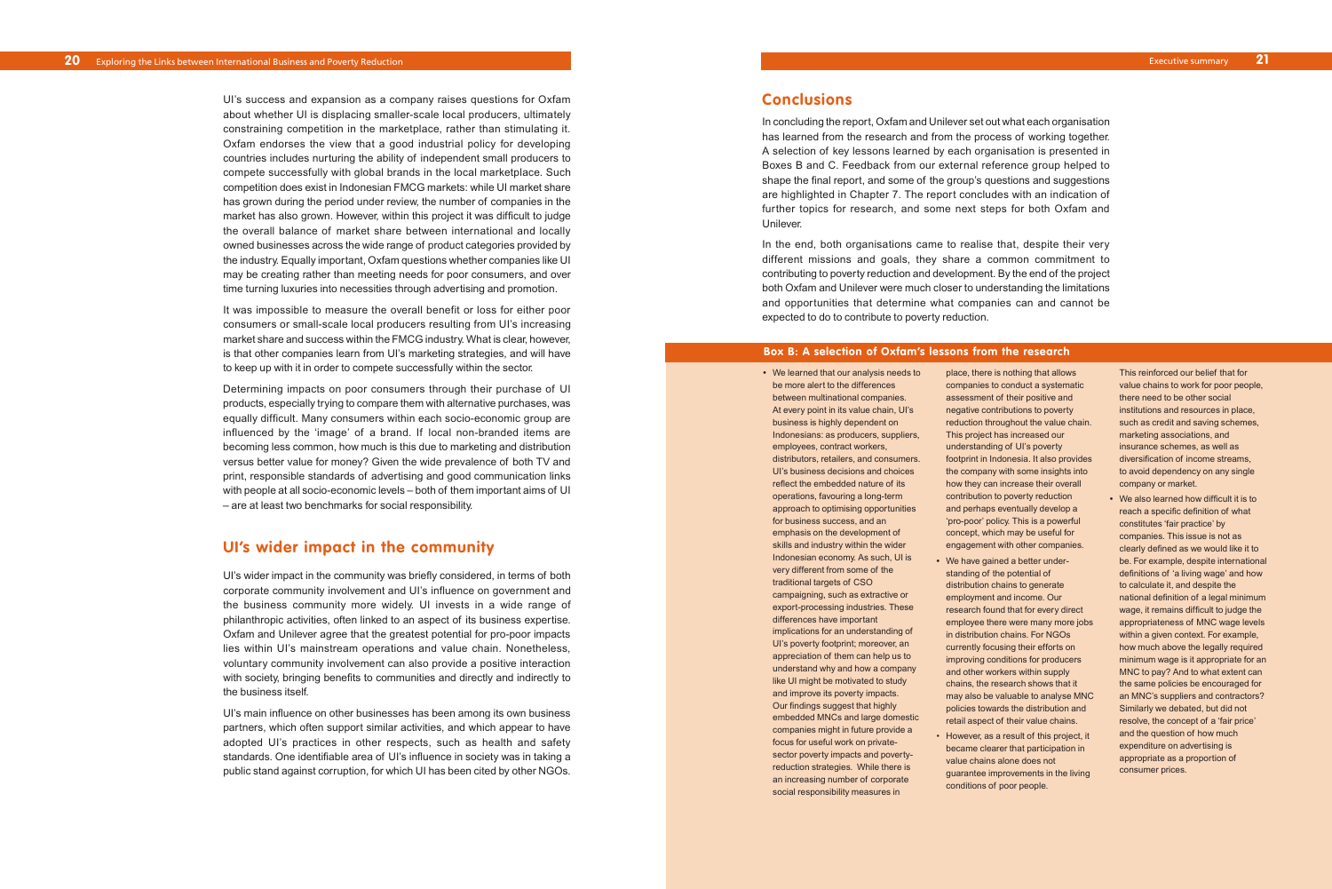UI's success and expansion as a company raises questions for Oxfam about whether UI is displacing smaller-scale local producers, ultimately constraining competition in the marketplace, rather than stimulating it. Oxfam endorses the view that a good industrial policy for developing countries includes nurturing the ability of independent small producers to compete successfully with global brands in the local marketplace. Such competition does exist in Indonesian FMCG markets: while UI market share has grown during the period under review, the number of companies in the market has also grown. However, within this project it was difficult to judge the overall balance of market share between international and locally owned businesses across the wide range of product categories provided by the industry. Equally important, Oxfam questions whether companies like UI may be creating rather than meeting needs for poor consumers, and over time turning luxuries into necessities through advertising and promotion.

It was impossible to measure the overall benefit or loss for either poor consumers or small-scale local producers resulting from UI's increasing market share and success within the FMCG industry. What is clear, however, is that other companies learn from UI's marketing strategies, and will have to keep up with it in order to compete successfully within the sector.

Determining impacts on poor consumers through their purchase of UI products, especially trying to compare them with alternative purchases, was equally difficult. Many consumers within each socio-economic group are influenced by the 'image' of a brand. If local non-branded items are becoming less common, how much is this due to marketing and distribution versus better value for money? Given the wide prevalence of both TV and print, responsible standards of advertising and good communication links with people at all socio-economic levels – both of them important aims of UI – are at least two benchmarks for social responsibility.

## UI's wider impact in the community

UI's wider impact in the community was briefly considered, in terms of both corporate community involvement and UI's influence on government and the business community more widely. UI invests in a wide range of philanthropic activities, often linked to an aspect of its business expertise. Oxfam and Unilever agree that the greatest potential for pro-poor impacts lies within UI's mainstream operations and value chain. Nonetheless, voluntary community involvement can also provide a positive interaction with society, bringing benefits to communities and directly and indirectly to the business itself.

UI's main influence on other businesses has been among its own business partners, which often support similar activities, and which appear to have adopted UI's practices in other respects, such as health and safety standards. One identifiable area of UI's influence in society was in taking a public stand against corruption, for which UI has been cited by other NGOs.

## Conclusions

In concluding the report, Oxfam and Unilever set out what each organisation has learned from the research and from the process of working together. A selection of key lessons learned by each organisation is presented in Boxes B and C. Feedback from our external reference group helped to shape the final report, and some of the group's questions and suggestions are highlighted in Chapter 7. The report concludes with an indication of further topics for research, and some next steps for both Oxfam and Unilever.

In the end, both organisations came to realise that, despite their very different missions and goals, they share a common commitment to contributing to poverty reduction and development. By the end of the project both Oxfam and Unilever were much closer to understanding the limitations and opportunities that determine what companies can and cannot be expected to do to contribute to poverty reduction.

### Box B: A selection of Oxfam's lessons from the research

- We learned that our analysis needs to be more alert to the differences between multinational companies. At every point in its value chain, UI's business is highly dependent on Indonesians: as producers, suppliers, employees, contract workers, distributors, retailers, and consumers. UI's business decisions and choices reflect the embedded nature of its operations, favouring a long-term approach to optimising opportunities for business success, and an emphasis on the development of skills and industry within the wider Indonesian economy. As such, UI is very different from some of the traditional targets of CSO campaigning, such as extractive or export-processing industries. These differences have important implications for an understanding of UI's poverty footprint; moreover, an appreciation of them can help us to understand why and how a company like UI might be motivated to study and improve its poverty impacts. Our findings suggest that highly embedded MNCs and large domestic companies might in future provide a focus for useful work on private-sector poverty impacts and poverty-reduction strategies. While there is an increasing number of corporate social responsibility measures in place, there is nothing that allows companies to conduct a systematic assessment of their positive and negative contributions to poverty reduction throughout the value chain. This project has increased our understanding of UI's poverty footprint in Indonesia. It also provides the company with some insights into how they can increase their overall contribution to poverty reduction and perhaps eventually develop a 'pro-poor' policy. This is a powerful concept, which may be useful for engagement with other companies.
- We have gained a better understanding of the potential of distribution chains to generate employment and income. Our research found that for every direct employee there were many more jobs in distribution chains. For NGOs currently focusing their efforts on improving conditions for producers and other workers within supply chains, the research shows that it may also be valuable to analyse MNC policies towards the distribution and retail aspect of their value chains.
- However, as a result of this project, it became clearer that participation in value chains alone does not guarantee improvements in the living conditions of poor people. This reinforced our belief that for value chains to work for poor people, there need to be other social institutions and resources in place, such as credit and saving schemes, marketing associations, and insurance schemes, as well as diversification of income streams, to avoid dependency on any single company or market.
- We also learned how difficult it is to reach a specific definition of what constitutes 'fair practice' by companies. This issue is not as clearly defined as we would like it to be. For example, despite international definitions of 'a living wage' and how to calculate it, and despite the national definition of a legal minimum wage, it remains difficult to judge the appropriateness of MNC wage levels within a given context. For example, how much above the legally required minimum wage is it appropriate for an MNC to pay? And to what extent can the same policies be encouraged for an MNC's suppliers and contractors? Similarly we debated, but did not resolve, the concept of a 'fair price' and the question of how much expenditure on advertising is appropriate as a proportion of consumer prices.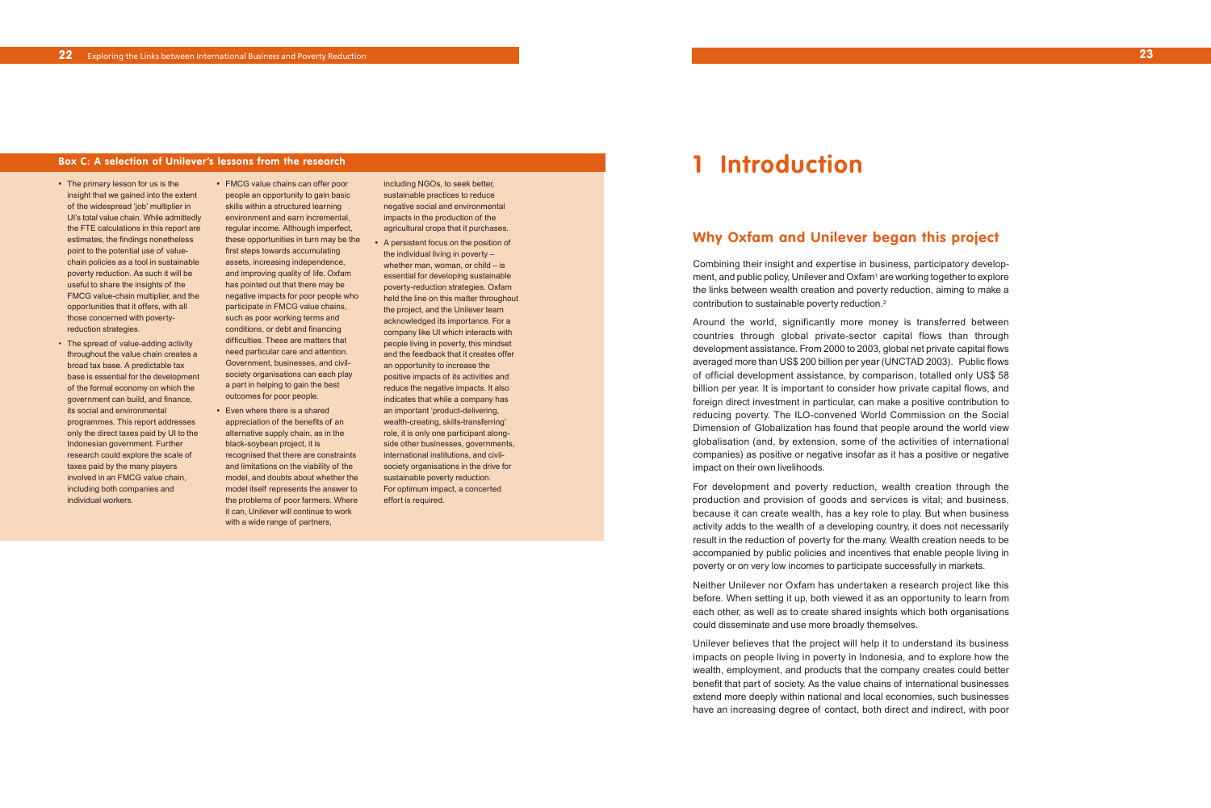### Box C: A selection of Unilever's lessons from the research

- The primary lesson for us is the insight that we gained into the extent of the widespread 'job' multiplier in UI's total value chain. While admittedly the FTE calculations in this report are estimates, the findings nonetheless point to the potential use of value-chain policies as a tool in sustainable poverty reduction. As such it will be useful to share the insights of the FMCG value-chain multiplier, and the opportunities that it offers, with all those concerned with poverty-reduction strategies.
- The spread of value-adding activity throughout the value chain creates a broad tax base. A predictable tax base is essential for the development of the formal economy on which the government can build, and finance, its social and environmental programmes. This report addresses only the direct taxes paid by UI to the Indonesian government. Further research could explore the scale of taxes paid by the many players involved in an FMCG value chain, including both companies and individual workers.
- FMCG value chains can offer poor people an opportunity to gain basic skills within a structured learning environment and earn incremental, regular income. Although imperfect, these opportunities in turn may be the first steps towards accumulating assets, increasing independence, and improving quality of life. Oxfam has pointed out that there may be negative impacts for poor people who participate in FMCG value chains, such as poor working terms and conditions, or debt and financing difficulties. These are matters that need particular care and attention. Government, businesses, and civil-society organisations can each play a part in helping to gain the best outcomes for poor people.
- Even where there is a shared appreciation of the benefits of an alternative supply chain, as in the black-soybean project, it is recognised that there are constraints and limitations on the viability of the model, and doubts about whether the model itself represents the answer to the problems of poor farmers. Where it can, Unilever will continue to work with a wide range of partners, including NGOs, to seek better, sustainable practices to reduce negative social and environmental impacts in the production of the agricultural crops that it purchases.
- A persistent focus on the position of the individual living in poverty – whether man, woman, or child – is essential for developing sustainable poverty-reduction strategies. Oxfam held the line on this matter throughout the project, and the Unilever team acknowledged its importance. For a company like UI which interacts with people living in poverty, this mindset and the feedback that it creates offer an opportunity to increase the positive impacts of its activities and reduce the negative impacts. It also indicates that while a company has an important 'product-delivering, wealth-creating, skills-transferring' role, it is only one participant alongside other businesses, governments, international institutions, and civil-society organisations in the drive for sustainable poverty reduction. For optimum impact, a concerted effort is required.

# 1 Introduction

## Why Oxfam and Unilever began this project

Combining their insight and expertise in business, participatory development, and public policy, Unilever and Oxfam[1] are working together to explore the links between wealth creation and poverty reduction, aiming to make a contribution to sustainable poverty reduction.[2]

Around the world, significantly more money is transferred between countries through global private-sector capital flows than through development assistance. From 2000 to 2003, global net private capital flows averaged more than US$ 200 billion per year (UNCTAD 2003). Public flows of official development assistance, by comparison, totalled only US$ 58 billion per year. It is important to consider how private capital flows, and foreign direct investment in particular, can make a positive contribution to reducing poverty. The ILO-convened World Commission on the Social Dimension of Globalization has found that people around the world view globalisation (and, by extension, some of the activities of international companies) as positive or negative insofar as it has a positive or negative impact on their own livelihoods.

For development and poverty reduction, wealth creation through the production and provision of goods and services is vital; and business, because it can create wealth, has a key role to play. But when business activity adds to the wealth of a developing country, it does not necessarily result in the reduction of poverty for the many. Wealth creation needs to be accompanied by public policies and incentives that enable people living in poverty or on very low incomes to participate successfully in markets.

Neither Unilever nor Oxfam has undertaken a research project like this before. When setting it up, both viewed it as an opportunity to learn from each other, as well as to create shared insights which both organisations could disseminate and use more broadly themselves.

Unilever believes that the project will help it to understand its business impacts on people living in poverty in Indonesia, and to explore how the wealth, employment, and products that the company creates could better benefit that part of society. As the value chains of international businesses extend more deeply within national and local economies, such businesses have an increasing degree of contact, both direct and indirect, with poor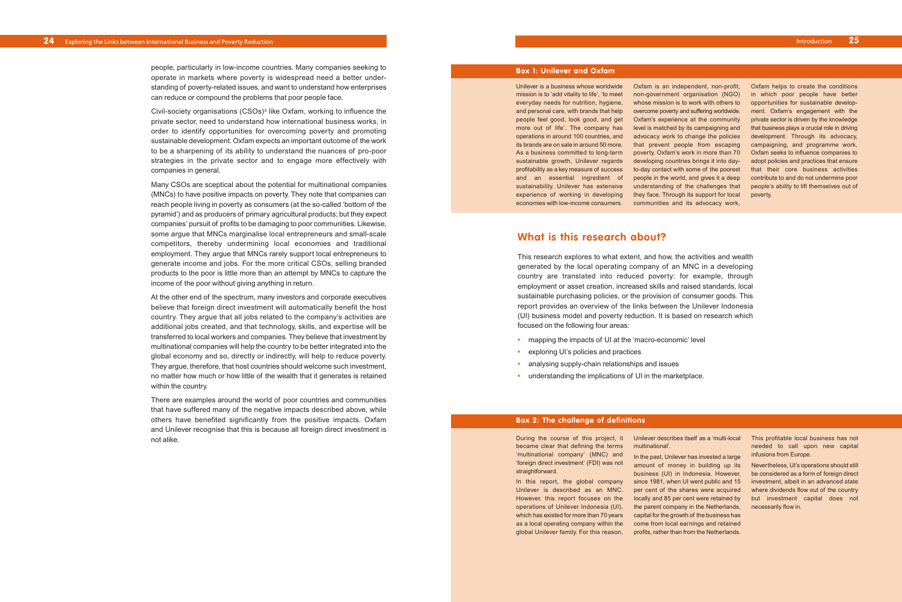people, particularly in low-income countries. Many companies seeking to operate in markets where poverty is widespread need a better understanding of poverty-related issues, and want to understand how enterprises can reduce or compound the problems that poor people face.

Civil-society organisations (CSOs)[3] like Oxfam, working to influence the private sector, need to understand how international business works, in order to identify opportunities for overcoming poverty and promoting sustainable development. Oxfam expects an important outcome of the work to be a sharpening of its ability to understand the nuances of pro-poor strategies in the private sector and to engage more effectively with companies in general.

Many CSOs are sceptical about the potential for multinational companies (MNCs) to have positive impacts on poverty. They note that companies can reach people living in poverty as consumers (at the so-called 'bottom of the pyramid') and as producers of primary agricultural products; but they expect companies' pursuit of profits to be damaging to poor communities. Likewise, some argue that MNCs marginalise local entrepreneurs and small-scale competitors, thereby undermining local economies and traditional employment. They argue that MNCs rarely support local entrepreneurs to generate income and jobs. For the more critical CSOs, selling branded products to the poor is little more than an attempt by MNCs to capture the income of the poor without giving anything in return.

At the other end of the spectrum, many investors and corporate executives believe that foreign direct investment will automatically benefit the host country. They argue that all jobs related to the company's activities are additional jobs created, and that technology, skills, and expertise will be transferred to local workers and companies. They believe that investment by multinational companies will help the country to be better integrated into the global economy and so, directly or indirectly, will help to reduce poverty. They argue, therefore, that host countries should welcome such investment, no matter how much or how little of the wealth that it generates is retained within the country.

There are examples around the world of poor countries and communities that have suffered many of the negative impacts described above, while others have benefited significantly from the positive impacts. Oxfam and Unilever recognise that this is because all foreign direct investment is not alike.

### Box 1: Unilever and Oxfam

Unilever is a business whose worldwide mission is to 'add vitality to life', 'to meet everyday needs for nutrition, hygiene, and personal care, with brands that help people feel good, look good, and get more out of life'. The company has operations in around 100 countries, and its brands are on sale in around 50 more. As a business committed to long-term sustainable growth, Unilever regards profitability as a key measure of success and an essential ingredient of sustainability. Unilever has extensive experience of working in developing economies with low-income consumers.

Oxfam is an independent, non-profit, non-government organisation (NGO) whose mission is to work with others to overcome poverty and suffering worldwide. Oxfam's experience at the community level is matched by its campaigning and advocacy work to change the policies that prevent people from escaping poverty. Oxfam's work in more than 70 developing countries brings it into day-to-day contact with some of the poorest people in the world, and gives it a deep understanding of the challenges that they face. Through its support for local communities and its advocacy work, Oxfam helps to create the conditions in which poor people have better opportunities for sustainable development. Oxfam's engagement with the private sector is driven by the knowledge that business plays a crucial role in driving development. Through its advocacy, campaigning, and programme work, Oxfam seeks to influence companies to adopt policies and practices that ensure that their core business activities contribute to and do not undermine poor people's ability to lift themselves out of poverty.

## What is this research about?

This research explores to what extent, and how, the activities and wealth generated by the local operating company of an MNC in a developing country are translated into reduced poverty: for example, through employment or asset creation, increased skills and raised standards, local sustainable purchasing policies, or the provision of consumer goods. This report provides an overview of the links between the Unilever Indonesia (UI) business model and poverty reduction. It is based on research which focused on the following four areas:

- mapping the impacts of UI at the 'macro-economic' level
- exploring UI's policies and practices
- analysing supply-chain relationships and issues
- understanding the implications of UI in the marketplace.

### Box 2: The challenge of definitions

During the course of this project, it became clear that defining the terms 'multinational company' (MNC) and 'foreign direct investment' (FDI) was not straightforward.

In this report, the global company Unilever is described as an MNC. However, this report focuses on the operations of Unilever Indonesia (UI), which has existed for more than 70 years as a local operating company within the global Unilever family. For this reason, Unilever describes itself as a 'multi-local multinational'.

In the past, Unilever has invested a large amount of money in building up its business (UI) in Indonesia. However, since 1981, when UI went public and 15 per cent of the shares were acquired locally and 85 per cent were retained by the parent company in the Netherlands, capital for the growth of the business has come from local earnings and retained profits, rather than from the Netherlands. This profitable local business has not needed to call upon new capital infusions from Europe.

Nevertheless, UI's operations should still be considered as a form of foreign direct investment, albeit in an advanced state where dividends flow out of the country but investment capital does not necessarily flow in.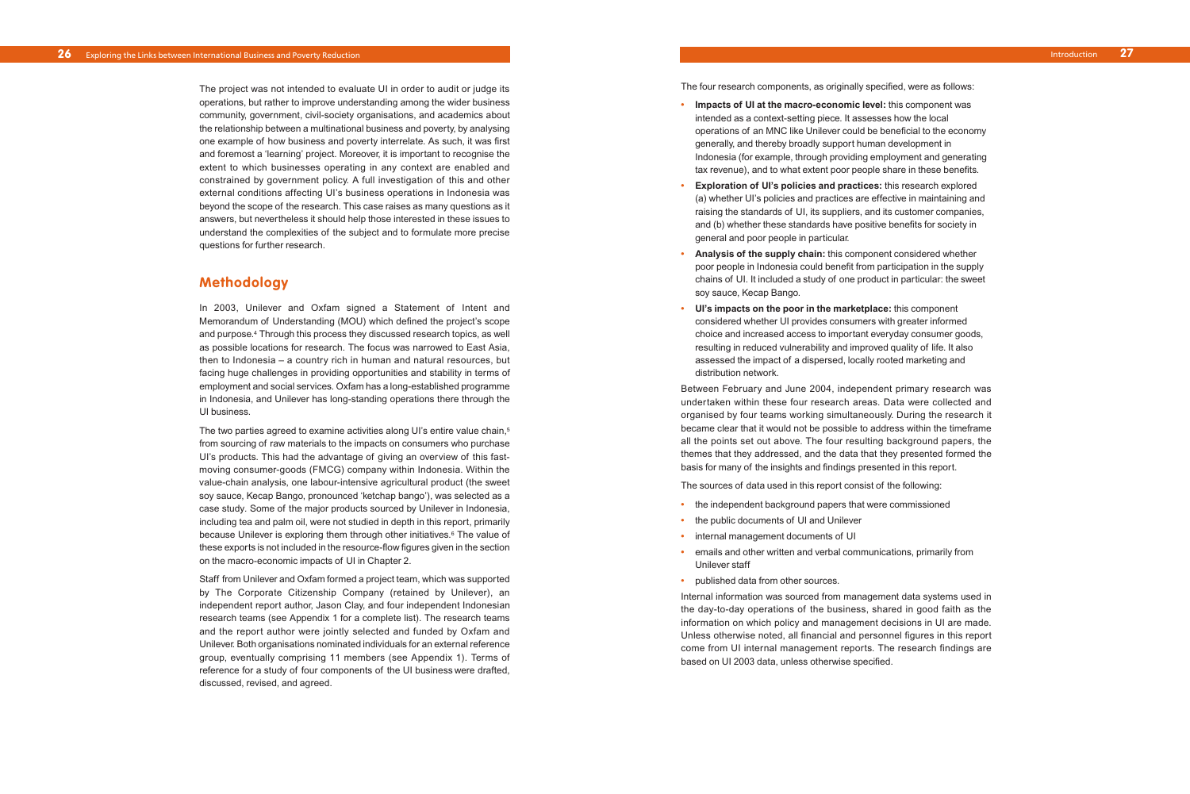The project was not intended to evaluate UI in order to audit or judge its operations, but rather to improve understanding among the wider business community, government, civil-society organisations, and academics about the relationship between a multinational business and poverty, by analysing one example of how business and poverty interrelate. As such, it was first and foremost a 'learning' project. Moreover, it is important to recognise the extent to which businesses operating in any context are enabled and constrained by government policy. A full investigation of this and other external conditions affecting UI's business operations in Indonesia was beyond the scope of the research. This case raises as many questions as it answers, but nevertheless it should help those interested in these issues to understand the complexities of the subject and to formulate more precise questions for further research.

## Methodology

In 2003, Unilever and Oxfam signed a Statement of Intent and Memorandum of Understanding (MOU) which defined the project's scope and purpose.[4] Through this process they discussed research topics, as well as possible locations for research. The focus was narrowed to East Asia, then to Indonesia – a country rich in human and natural resources, but facing huge challenges in providing opportunities and stability in terms of employment and social services. Oxfam has a long-established programme in Indonesia, and Unilever has long-standing operations there through the UI business.

The two parties agreed to examine activities along UI's entire value chain,[5] from sourcing of raw materials to the impacts on consumers who purchase UI's products. This had the advantage of giving an overview of this fast-moving consumer-goods (FMCG) company within Indonesia. Within the value-chain analysis, one labour-intensive agricultural product (the sweet soy sauce, Kecap Bango, pronounced 'ketchap bango'), was selected as a case study. Some of the major products sourced by Unilever in Indonesia, including tea and palm oil, were not studied in depth in this report, primarily because Unilever is exploring them through other initiatives.[6] The value of these exports is not included in the resource-flow figures given in the section on the macro-economic impacts of UI in Chapter 2.

Staff from Unilever and Oxfam formed a project team, which was supported by The Corporate Citizenship Company (retained by Unilever), an independent report author, Jason Clay, and four independent Indonesian research teams (see Appendix 1 for a complete list). The research teams and the report author were jointly selected and funded by Oxfam and Unilever. Both organisations nominated individuals for an external reference group, eventually comprising 11 members (see Appendix 1). Terms of reference for a study of four components of the UI business were drafted, discussed, revised, and agreed.

The four research components, as originally specified, were as follows:

- **Impacts of UI at the macro-economic level:** this component was intended as a context-setting piece. It assesses how the local operations of an MNC like Unilever could be beneficial to the economy generally, and thereby broadly support human development in Indonesia (for example, through providing employment and generating tax revenue), and to what extent poor people share in these benefits.
- **Exploration of UI's policies and practices:** this research explored (a) whether UI's policies and practices are effective in maintaining and raising the standards of UI, its suppliers, and its customer companies, and (b) whether these standards have positive benefits for society in general and poor people in particular.
- **Analysis of the supply chain:** this component considered whether poor people in Indonesia could benefit from participation in the supply chains of UI. It included a study of one product in particular: the sweet soy sauce, Kecap Bango.
- **UI's impacts on the poor in the marketplace:** this component considered whether UI provides consumers with greater informed choice and increased access to important everyday consumer goods, resulting in reduced vulnerability and improved quality of life. It also assessed the impact of a dispersed, locally rooted marketing and distribution network.

Between February and June 2004, independent primary research was undertaken within these four research areas. Data were collected and organised by four teams working simultaneously. During the research it became clear that it would not be possible to address within the timeframe all the points set out above. The four resulting background papers, the themes that they addressed, and the data that they presented formed the basis for many of the insights and findings presented in this report.

The sources of data used in this report consist of the following:

- the independent background papers that were commissioned
- the public documents of UI and Unilever
- internal management documents of UI
- emails and other written and verbal communications, primarily from Unilever staff
- published data from other sources.

Internal information was sourced from management data systems used in the day-to-day operations of the business, shared in good faith as the information on which policy and management decisions in UI are made. Unless otherwise noted, all financial and personnel figures in this report come from UI internal management reports. The research findings are based on UI 2003 data, unless otherwise specified.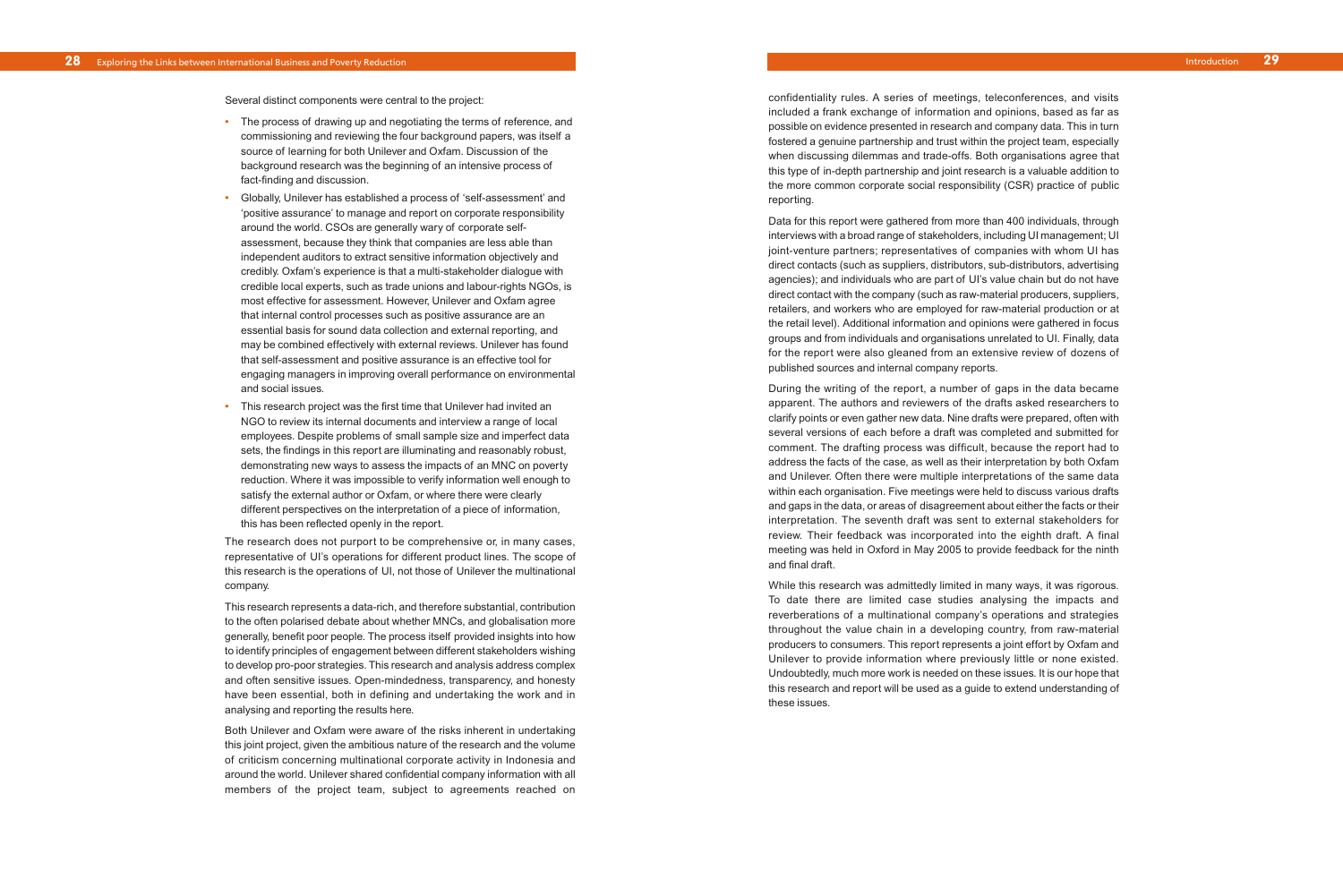Several distinct components were central to the project:

- The process of drawing up and negotiating the terms of reference, and commissioning and reviewing the four background papers, was itself a source of learning for both Unilever and Oxfam. Discussion of the background research was the beginning of an intensive process of fact-finding and discussion.
- Globally, Unilever has established a process of 'self-assessment' and 'positive assurance' to manage and report on corporate responsibility around the world. CSOs are generally wary of corporate self-assessment, because they think that companies are less able than independent auditors to extract sensitive information objectively and credibly. Oxfam's experience is that a multi-stakeholder dialogue with credible local experts, such as trade unions and labour-rights NGOs, is most effective for assessment. However, Unilever and Oxfam agree that internal control processes such as positive assurance are an essential basis for sound data collection and external reporting, and may be combined effectively with external reviews. Unilever has found that self-assessment and positive assurance is an effective tool for engaging managers in improving overall performance on environmental and social issues.
- This research project was the first time that Unilever had invited an NGO to review its internal documents and interview a range of local employees. Despite problems of small sample size and imperfect data sets, the findings in this report are illuminating and reasonably robust, demonstrating new ways to assess the impacts of an MNC on poverty reduction. Where it was impossible to verify information well enough to satisfy the external author or Oxfam, or where there were clearly different perspectives on the interpretation of a piece of information, this has been reflected openly in the report.

The research does not purport to be comprehensive or, in many cases, representative of UI's operations for different product lines. The scope of this research is the operations of UI, not those of Unilever the multinational company.

This research represents a data-rich, and therefore substantial, contribution to the often polarised debate about whether MNCs, and globalisation more generally, benefit poor people. The process itself provided insights into how to identify principles of engagement between different stakeholders wishing to develop pro-poor strategies. This research and analysis address complex and often sensitive issues. Open-mindedness, transparency, and honesty have been essential, both in defining and undertaking the work and in analysing and reporting the results here.

Both Unilever and Oxfam were aware of the risks inherent in undertaking this joint project, given the ambitious nature of the research and the volume of criticism concerning multinational corporate activity in Indonesia and around the world. Unilever shared confidential company information with all members of the project team, subject to agreements reached on confidentiality rules. A series of meetings, teleconferences, and visits included a frank exchange of information and opinions, based as far as possible on evidence presented in research and company data. This in turn fostered a genuine partnership and trust within the project team, especially when discussing dilemmas and trade-offs. Both organisations agree that this type of in-depth partnership and joint research is a valuable addition to the more common corporate social responsibility (CSR) practice of public reporting.

Data for this report were gathered from more than 400 individuals, through interviews with a broad range of stakeholders, including UI management; UI joint-venture partners; representatives of companies with whom UI has direct contacts (such as suppliers, distributors, sub-distributors, advertising agencies); and individuals who are part of UI's value chain but do not have direct contact with the company (such as raw-material producers, suppliers, retailers, and workers who are employed for raw-material production or at the retail level). Additional information and opinions were gathered in focus groups and from individuals and organisations unrelated to UI. Finally, data for the report were also gleaned from an extensive review of dozens of published sources and internal company reports.

During the writing of the report, a number of gaps in the data became apparent. The authors and reviewers of the drafts asked researchers to clarify points or even gather new data. Nine drafts were prepared, often with several versions of each before a draft was completed and submitted for comment. The drafting process was difficult, because the report had to address the facts of the case, as well as their interpretation by both Oxfam and Unilever. Often there were multiple interpretations of the same data within each organisation. Five meetings were held to discuss various drafts and gaps in the data, or areas of disagreement about either the facts or their interpretation. The seventh draft was sent to external stakeholders for review. Their feedback was incorporated into the eighth draft. A final meeting was held in Oxford in May 2005 to provide feedback for the ninth and final draft.

While this research was admittedly limited in many ways, it was rigorous. To date there are limited case studies analysing the impacts and reverberations of a multinational company's operations and strategies throughout the value chain in a developing country, from raw-material producers to consumers. This report represents a joint effort by Oxfam and Unilever to provide information where previously little or none existed. Undoubtedly, much more work is needed on these issues. It is our hope that this research and report will be used as a guide to extend understanding of these issues.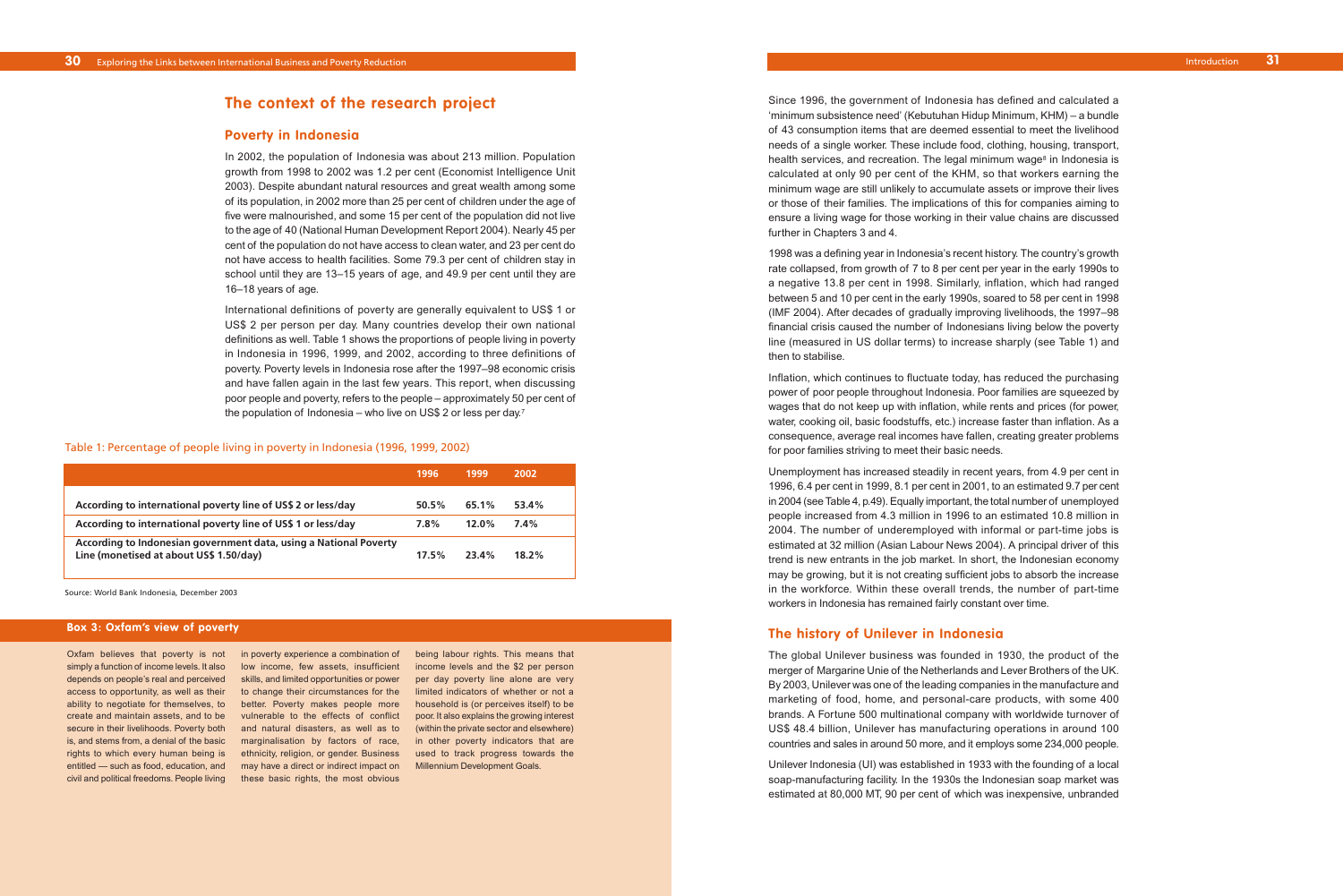## The context of the research project

### Poverty in Indonesia

In 2002, the population of Indonesia was about 213 million. Population growth from 1998 to 2002 was 1.2 per cent (Economist Intelligence Unit 2003). Despite abundant natural resources and great wealth among some of its population, in 2002 more than 25 per cent of children under the age of five were malnourished, and some 15 per cent of the population did not live to the age of 40 (National Human Development Report 2004). Nearly 45 per cent of the population do not have access to clean water, and 23 per cent do not have access to health facilities. Some 79.3 per cent of children stay in school until they are 13–15 years of age, and 49.9 per cent until they are 16–18 years of age.

International definitions of poverty are generally equivalent to US$ 1 or US$ 2 per person per day. Many countries develop their own national definitions as well. Table 1 shows the proportions of people living in poverty in Indonesia in 1996, 1999, and 2002, according to three definitions of poverty. Poverty levels in Indonesia rose after the 1997–98 economic crisis and have fallen again in the last few years. This report, when discussing poor people and poverty, refers to the people – approximately 50 per cent of the population of Indonesia – who live on US$ 2 or less per day.[7]

Table 1: Percentage of people living in poverty in Indonesia (1996, 1999, 2002)

| | 1996 | 1999 | 2002 |
|---|---|---|---|
| **According to international poverty line of US$ 2 or less/day** | **50.5%** | **65.1%** | **53.4%** |
| **According to international poverty line of US$ 1 or less/day** | **7.8%** | **12.0%** | **7.4%** |
| **According to Indonesian government data, using a National Poverty Line (monetised at about US$ 1.50/day)** | **17.5%** | **23.4%** | **18.2%** |

Source: World Bank Indonesia, December 2003

### Box 3: Oxfam's view of poverty

Oxfam believes that poverty is not simply a function of income levels. It also depends on people's real and perceived access to opportunity, as well as their ability to negotiate for themselves, to create and maintain assets, and to be secure in their livelihoods. Poverty both is, and stems from, a denial of the basic rights to which every human being is entitled — such as food, education, and civil and political freedoms. People living in poverty experience a combination of low income, few assets, insufficient skills, and limited opportunities or power to change their circumstances for the better. Poverty makes people more vulnerable to the effects of conflict and natural disasters, as well as to marginalisation by factors of race, ethnicity, religion, or gender. Business may have a direct or indirect impact on these basic rights, the most obvious being labour rights. This means that income levels and the $2 per person per day poverty line alone are very limited indicators of whether or not a household is (or perceives itself) to be poor. It also explains the growing interest (within the private sector and elsewhere) in other poverty indicators that are used to track progress towards the Millennium Development Goals.

Since 1996, the government of Indonesia has defined and calculated a 'minimum subsistence need' (Kebutuhan Hidup Minimum, KHM) – a bundle of 43 consumption items that are deemed essential to meet the livelihood needs of a single worker. These include food, clothing, housing, transport, health services, and recreation. The legal minimum wage[8] in Indonesia is calculated at only 90 per cent of the KHM, so that workers earning the minimum wage are still unlikely to accumulate assets or improve their lives or those of their families. The implications of this for companies aiming to ensure a living wage for those working in their value chains are discussed further in Chapters 3 and 4.

1998 was a defining year in Indonesia's recent history. The country's growth rate collapsed, from growth of 7 to 8 per cent per year in the early 1990s to a negative 13.8 per cent in 1998. Similarly, inflation, which had ranged between 5 and 10 per cent in the early 1990s, soared to 58 per cent in 1998 (IMF 2004). After decades of gradually improving livelihoods, the 1997–98 financial crisis caused the number of Indonesians living below the poverty line (measured in US dollar terms) to increase sharply (see Table 1) and then to stabilise.

Inflation, which continues to fluctuate today, has reduced the purchasing power of poor people throughout Indonesia. Poor families are squeezed by wages that do not keep up with inflation, while rents and prices (for power, water, cooking oil, basic foodstuffs, etc.) increase faster than inflation. As a consequence, average real incomes have fallen, creating greater problems for poor families striving to meet their basic needs.

Unemployment has increased steadily in recent years, from 4.9 per cent in 1996, 6.4 per cent in 1999, 8.1 per cent in 2001, to an estimated 9.7 per cent in 2004 (see Table 4, p.49). Equally important, the total number of unemployed people increased from 4.3 million in 1996 to an estimated 10.8 million in 2004. The number of underemployed with informal or part-time jobs is estimated at 32 million (Asian Labour News 2004). A principal driver of this trend is new entrants in the job market. In short, the Indonesian economy may be growing, but it is not creating sufficient jobs to absorb the increase in the workforce. Within these overall trends, the number of part-time workers in Indonesia has remained fairly constant over time.

### The history of Unilever in Indonesia

The global Unilever business was founded in 1930, the product of the merger of Margarine Unie of the Netherlands and Lever Brothers of the UK. By 2003, Unilever was one of the leading companies in the manufacture and marketing of food, home, and personal-care products, with some 400 brands. A Fortune 500 multinational company with worldwide turnover of US$ 48.4 billion, Unilever has manufacturing operations in around 100 countries and sales in around 50 more, and it employs some 234,000 people.

Unilever Indonesia (UI) was established in 1933 with the founding of a local soap-manufacturing facility. In the 1930s the Indonesian soap market was estimated at 80,000 MT, 90 per cent of which was inexpensive, unbranded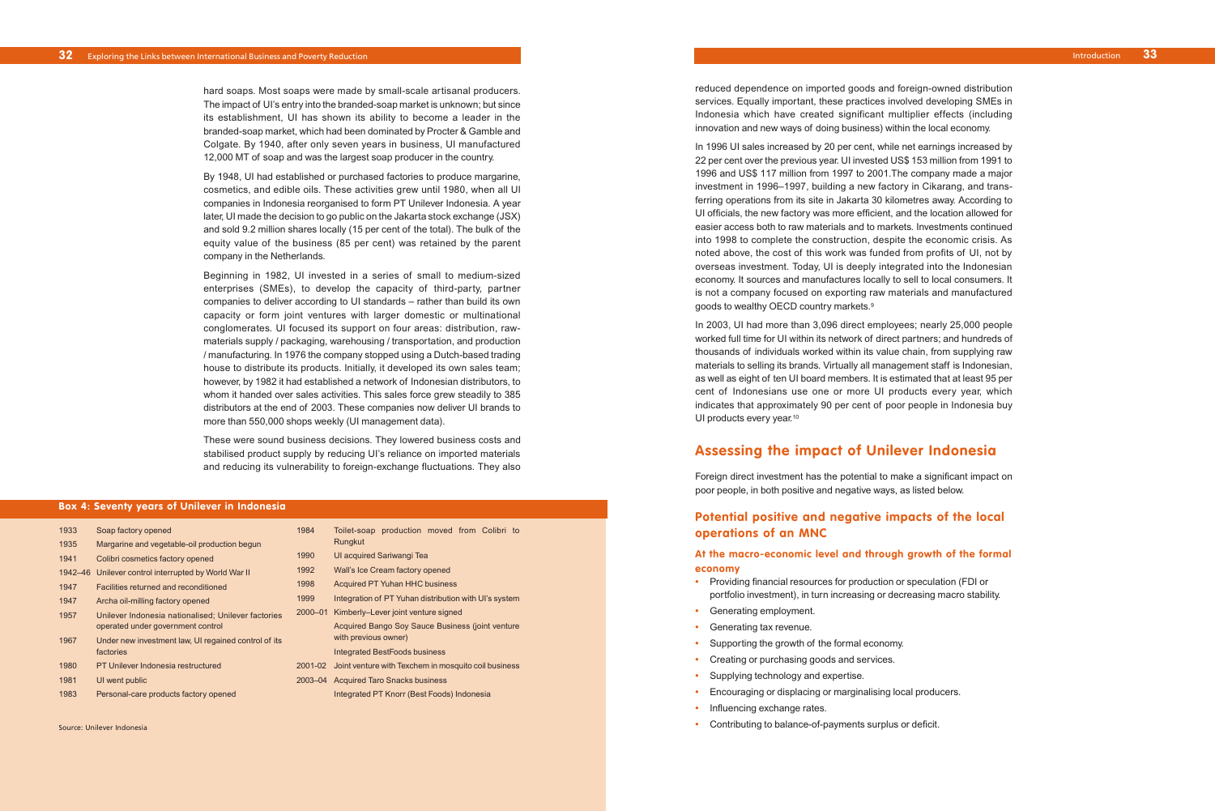hard soaps. Most soaps were made by small-scale artisanal producers. The impact of UI's entry into the branded-soap market is unknown; but since its establishment, UI has shown its ability to become a leader in the branded-soap market, which had been dominated by Procter & Gamble and Colgate. By 1940, after only seven years in business, UI manufactured 12,000 MT of soap and was the largest soap producer in the country.

By 1948, UI had established or purchased factories to produce margarine, cosmetics, and edible oils. These activities grew until 1980, when all UI companies in Indonesia reorganised to form PT Unilever Indonesia. A year later, UI made the decision to go public on the Jakarta stock exchange (JSX) and sold 9.2 million shares locally (15 per cent of the total). The bulk of the equity value of the business (85 per cent) was retained by the parent company in the Netherlands.

Beginning in 1982, UI invested in a series of small to medium-sized enterprises (SMEs), to develop the capacity of third-party, partner companies to deliver according to UI standards – rather than build its own capacity or form joint ventures with larger domestic or multinational conglomerates. UI focused its support on four areas: distribution, raw-materials supply / packaging, warehousing / transportation, and production / manufacturing. In 1976 the company stopped using a Dutch-based trading house to distribute its products. Initially, it developed its own sales team; however, by 1982 it had established a network of Indonesian distributors, to whom it handed over sales activities. This sales force grew steadily to 385 distributors at the end of 2003. These companies now deliver UI brands to more than 550,000 shops weekly (UI management data).

These were sound business decisions. They lowered business costs and stabilised product supply by reducing UI's reliance on imported materials and reducing its vulnerability to foreign-exchange fluctuations. They also reduced dependence on imported goods and foreign-owned distribution services. Equally important, these practices involved developing SMEs in Indonesia which have created significant multiplier effects (including innovation and new ways of doing business) within the local economy.

In 1996 UI sales increased by 20 per cent, while net earnings increased by 22 per cent over the previous year. UI invested US$ 153 million from 1991 to 1996 and US$ 117 million from 1997 to 2001.The company made a major investment in 1996–1997, building a new factory in Cikarang, and transferring operations from its site in Jakarta 30 kilometres away. According to UI officials, the new factory was more efficient, and the location allowed for easier access both to raw materials and to markets. Investments continued into 1998 to complete the construction, despite the economic crisis. As noted above, the cost of this work was funded from profits of UI, not by overseas investment. Today, UI is deeply integrated into the Indonesian economy. It sources and manufactures locally to sell to local consumers. It is not a company focused on exporting raw materials and manufactured goods to wealthy OECD country markets.[9]

In 2003, UI had more than 3,096 direct employees; nearly 25,000 people worked full time for UI within its network of direct partners; and hundreds of thousands of individuals worked within its value chain, from supplying raw materials to selling its brands. Virtually all management staff is Indonesian, as well as eight of ten UI board members. It is estimated that at least 95 per cent of Indonesians use one or more UI products every year, which indicates that approximately 90 per cent of poor people in Indonesia buy UI products every year.[10]

**Box 4: Seventy years of Unilever in Indonesia**

| Year | Event |
|---|---|
| 1933 | Soap factory opened |
| 1935 | Margarine and vegetable-oil production begun |
| 1941 | Colibri cosmetics factory opened |
| 1942–46 | Unilever control interrupted by World War II |
| 1947 | Facilities returned and reconditioned |
| 1947 | Archa oil-milling factory opened |
| 1957 | Unilever Indonesia nationalised; Unilever factories operated under government control |
| 1967 | Under new investment law, UI regained control of its factories |
| 1980 | PT Unilever Indonesia restructured |
| 1981 | UI went public |
| 1983 | Personal-care products factory opened |
| 1984 | Toilet-soap production moved from Colibri to Rungkut |
| 1990 | UI acquired Sariwangi Tea |
| 1992 | Wall's Ice Cream factory opened |
| 1998 | Acquired PT Yuhan HHC business |
| 1999 | Integration of PT Yuhan distribution with UI's system |
| 2000–01 | Kimberly–Lever joint venture signed |
| | Acquired Bango Soy Sauce Business (joint venture with previous owner) |
| | Integrated BestFoods business |
| 2001-02 | Joint venture with Texchem in mosquito coil business |
| 2003–04 | Acquired Taro Snacks business |
| | Integrated PT Knorr (Best Foods) Indonesia |

Source: Unilever Indonesia

## Assessing the impact of Unilever Indonesia

Foreign direct investment has the potential to make a significant impact on poor people, in both positive and negative ways, as listed below.

### Potential positive and negative impacts of the local operations of an MNC

#### At the macro-economic level and through growth of the formal economy

- Providing financial resources for production or speculation (FDI or portfolio investment), in turn increasing or decreasing macro stability.
- Generating employment.
- Generating tax revenue.
- Supporting the growth of the formal economy.
- Creating or purchasing goods and services.
- Supplying technology and expertise.
- Encouraging or displacing or marginalising local producers.
- Influencing exchange rates.
- Contributing to balance-of-payments surplus or deficit.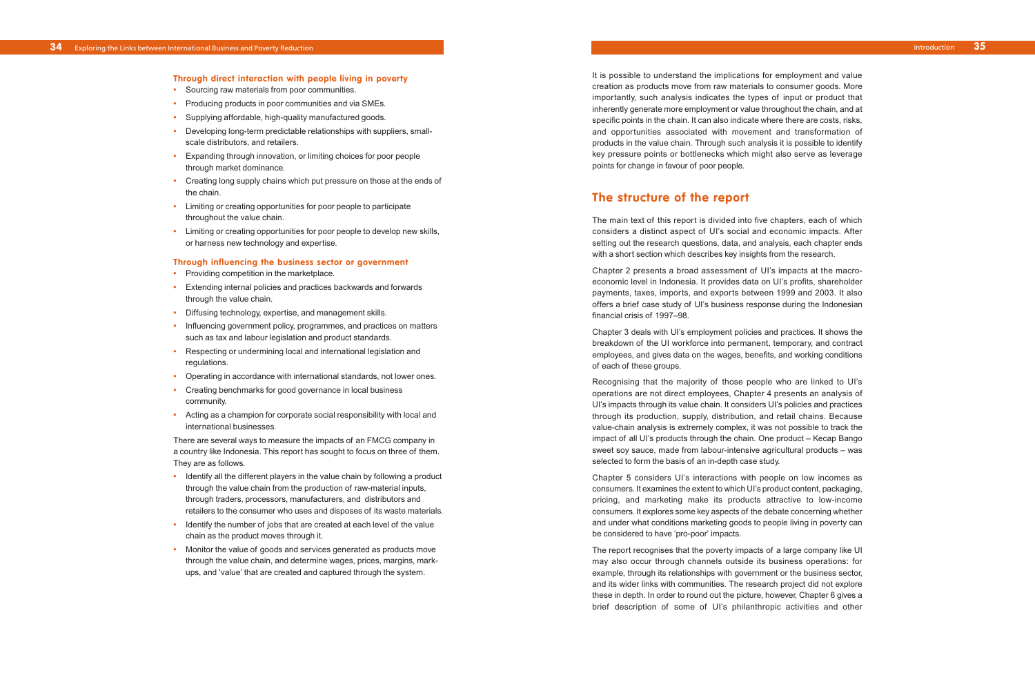### Through direct interaction with people living in poverty

- Sourcing raw materials from poor communities.
- Producing products in poor communities and via SMEs.
- Supplying affordable, high-quality manufactured goods.
- Developing long-term predictable relationships with suppliers, small-scale distributors, and retailers.
- Expanding through innovation, or limiting choices for poor people through market dominance.
- Creating long supply chains which put pressure on those at the ends of the chain.
- Limiting or creating opportunities for poor people to participate throughout the value chain.
- Limiting or creating opportunities for poor people to develop new skills, or harness new technology and expertise.

### Through influencing the business sector or government

- Providing competition in the marketplace.
- Extending internal policies and practices backwards and forwards through the value chain.
- Diffusing technology, expertise, and management skills.
- Influencing government policy, programmes, and practices on matters such as tax and labour legislation and product standards.
- Respecting or undermining local and international legislation and regulations.
- Operating in accordance with international standards, not lower ones.
- Creating benchmarks for good governance in local business community.
- Acting as a champion for corporate social responsibility with local and international businesses.

There are several ways to measure the impacts of an FMCG company in a country like Indonesia. This report has sought to focus on three of them. They are as follows.

- Identify all the different players in the value chain by following a product through the value chain from the production of raw-material inputs, through traders, processors, manufacturers, and distributors and retailers to the consumer who uses and disposes of its waste materials.
- Identify the number of jobs that are created at each level of the value chain as the product moves through it.
- Monitor the value of goods and services generated as products move through the value chain, and determine wages, prices, margins, mark-ups, and 'value' that are created and captured through the system.

It is possible to understand the implications for employment and value creation as products move from raw materials to consumer goods. More importantly, such analysis indicates the types of input or product that inherently generate more employment or value throughout the chain, and at specific points in the chain. It can also indicate where there are costs, risks, and opportunities associated with movement and transformation of products in the value chain. Through such analysis it is possible to identify key pressure points or bottlenecks which might also serve as leverage points for change in favour of poor people.

## The structure of the report

The main text of this report is divided into five chapters, each of which considers a distinct aspect of UI's social and economic impacts. After setting out the research questions, data, and analysis, each chapter ends with a short section which describes key insights from the research.

Chapter 2 presents a broad assessment of UI's impacts at the macro-economic level in Indonesia. It provides data on UI's profits, shareholder payments, taxes, imports, and exports between 1999 and 2003. It also offers a brief case study of UI's business response during the Indonesian financial crisis of 1997–98.

Chapter 3 deals with UI's employment policies and practices. It shows the breakdown of the UI workforce into permanent, temporary, and contract employees, and gives data on the wages, benefits, and working conditions of each of these groups.

Recognising that the majority of those people who are linked to UI's operations are not direct employees, Chapter 4 presents an analysis of UI's impacts through its value chain. It considers UI's policies and practices through its production, supply, distribution, and retail chains. Because value-chain analysis is extremely complex, it was not possible to track the impact of all UI's products through the chain. One product – Kecap Bango sweet soy sauce, made from labour-intensive agricultural products – was selected to form the basis of an in-depth case study.

Chapter 5 considers UI's interactions with people on low incomes as consumers. It examines the extent to which UI's product content, packaging, pricing, and marketing make its products attractive to low-income consumers. It explores some key aspects of the debate concerning whether and under what conditions marketing goods to people living in poverty can be considered to have 'pro-poor' impacts.

The report recognises that the poverty impacts of a large company like UI may also occur through channels outside its business operations: for example, through its relationships with government or the business sector, and its wider links with communities. The research project did not explore these in depth. In order to round out the picture, however, Chapter 6 gives a brief description of some of UI's philanthropic activities and other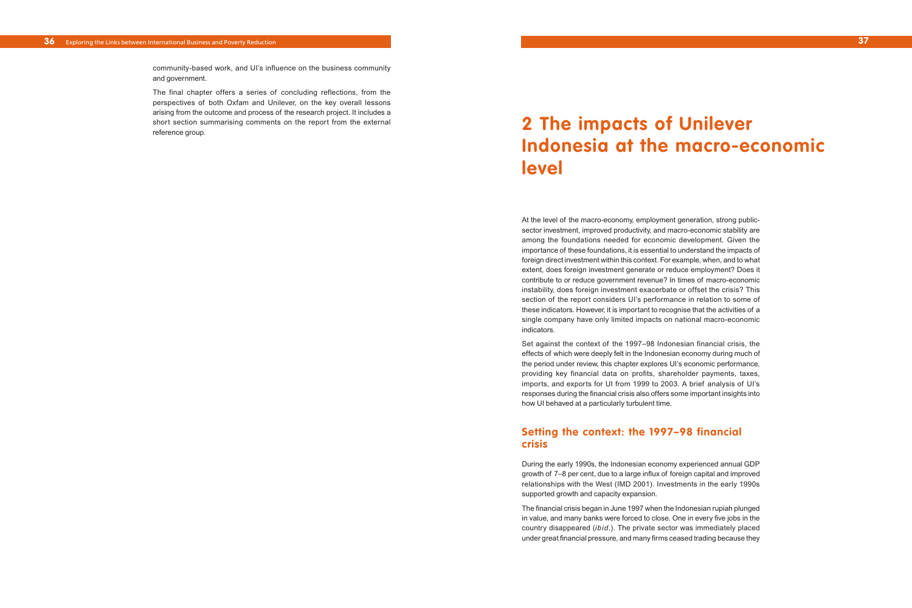community-based work, and UI's influence on the business community and government.

The final chapter offers a series of concluding reflections, from the perspectives of both Oxfam and Unilever, on the key overall lessons arising from the outcome and process of the research project. It includes a short section summarising comments on the report from the external reference group.

# 2 The impacts of Unilever Indonesia at the macro-economic level

At the level of the macro-economy, employment generation, strong public-sector investment, improved productivity, and macro-economic stability are among the foundations needed for economic development. Given the importance of these foundations, it is essential to understand the impacts of foreign direct investment within this context. For example, when, and to what extent, does foreign investment generate or reduce employment? Does it contribute to or reduce government revenue? In times of macro-economic instability, does foreign investment exacerbate or offset the crisis? This section of the report considers UI's performance in relation to some of these indicators. However, it is important to recognise that the activities of a single company have only limited impacts on national macro-economic indicators.

Set against the context of the 1997–98 Indonesian financial crisis, the effects of which were deeply felt in the Indonesian economy during much of the period under review, this chapter explores UI's economic performance, providing key financial data on profits, shareholder payments, taxes, imports, and exports for UI from 1999 to 2003. A brief analysis of UI's responses during the financial crisis also offers some important insights into how UI behaved at a particularly turbulent time.

## Setting the context: the 1997–98 financial crisis

During the early 1990s, the Indonesian economy experienced annual GDP growth of 7–8 per cent, due to a large influx of foreign capital and improved relationships with the West (IMD 2001). Investments in the early 1990s supported growth and capacity expansion.

The financial crisis began in June 1997 when the Indonesian rupiah plunged in value, and many banks were forced to close. One in every five jobs in the country disappeared (*ibid.*). The private sector was immediately placed under great financial pressure, and many firms ceased trading because they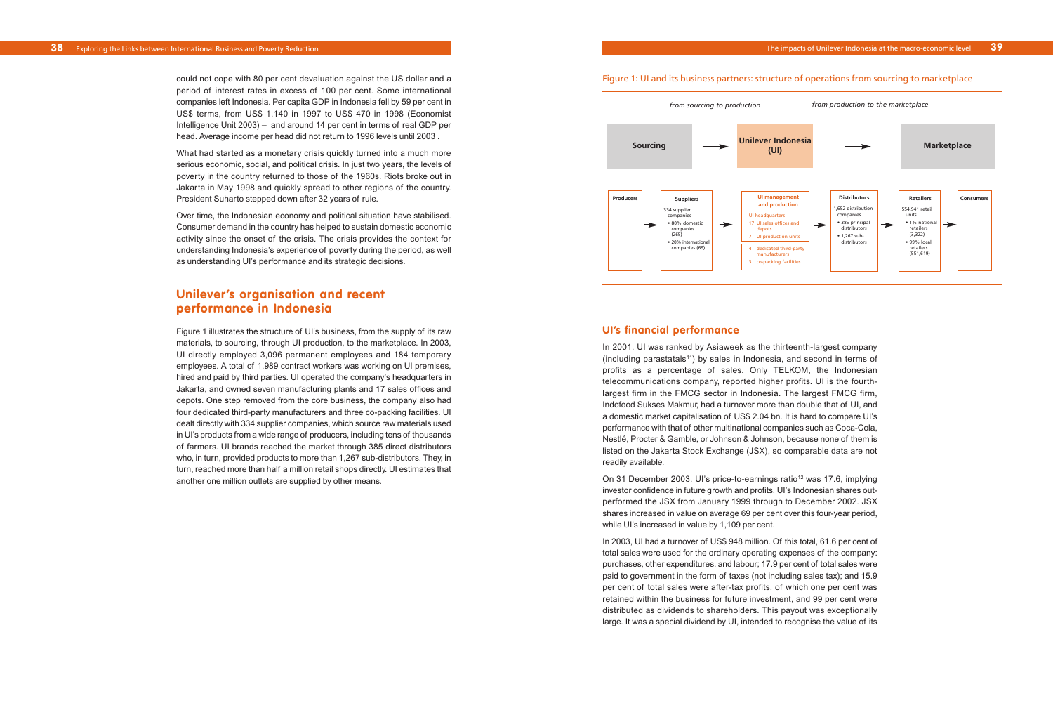could not cope with 80 per cent devaluation against the US dollar and a period of interest rates in excess of 100 per cent. Some international companies left Indonesia. Per capita GDP in Indonesia fell by 59 per cent in US$ terms, from US$ 1,140 in 1997 to US$ 470 in 1998 (Economist Intelligence Unit 2003) – and around 14 per cent in terms of real GDP per head. Average income per head did not return to 1996 levels until 2003 .

What had started as a monetary crisis quickly turned into a much more serious economic, social, and political crisis. In just two years, the levels of poverty in the country returned to those of the 1960s. Riots broke out in Jakarta in May 1998 and quickly spread to other regions of the country. President Suharto stepped down after 32 years of rule.

Over time, the Indonesian economy and political situation have stabilised. Consumer demand in the country has helped to sustain domestic economic activity since the onset of the crisis. The crisis provides the context for understanding Indonesia's experience of poverty during the period, as well as understanding UI's performance and its strategic decisions.

## Unilever's organisation and recent performance in Indonesia

Figure 1 illustrates the structure of UI's business, from the supply of its raw materials, to sourcing, through UI production, to the marketplace. In 2003, UI directly employed 3,096 permanent employees and 184 temporary employees. A total of 1,989 contract workers was working on UI premises, hired and paid by third parties. UI operated the company's headquarters in Jakarta, and owned seven manufacturing plants and 17 sales offices and depots. One step removed from the core business, the company also had four dedicated third-party manufacturers and three co-packing facilities. UI dealt directly with 334 supplier companies, which source raw materials used in UI's products from a wide range of producers, including tens of thousands of farmers. UI brands reached the market through 385 direct distributors who, in turn, provided products to more than 1,267 sub-distributors. They, in turn, reached more than half a million retail shops directly. UI estimates that another one million outlets are supplied by other means.

Figure 1: UI and its business partners: structure of operations from sourcing to marketplace

*from sourcing to production* — *from production to the marketplace*

**Sourcing** → **Unilever Indonesia (UI)** → **Marketplace**

| Producers | Suppliers | UI management and production | Distributors | Retailers | Consumers |
|---|---|---|---|---|---|
| | 334 supplier companies<br>• 80% domestic companies (265)<br>• 20% international companies (69) | UI headquarters<br>17 UI sales offices and depots<br>7 UI production units<br>4 dedicated third-party manufacturers<br>3 co-packing facilities | 1,652 distribution companies<br>• 385 principal distributors<br>• 1,267 sub-distributors | 554,941 retail units<br>• 1% national retailers (3,322)<br>• 99% local retailers (551,619) | |

## UI's financial performance

In 2001, UI was ranked by Asiaweek as the thirteenth-largest company (including parastatals[11]) by sales in Indonesia, and second in terms of profits as a percentage of sales. Only TELKOM, the Indonesian telecommunications company, reported higher profits. UI is the fourth-largest firm in the FMCG sector in Indonesia. The largest FMCG firm, Indofood Sukses Makmur, had a turnover more than double that of UI, and a domestic market capitalisation of US$ 2.04 bn. It is hard to compare UI's performance with that of other multinational companies such as Coca-Cola, Nestlé, Procter & Gamble, or Johnson & Johnson, because none of them is listed on the Jakarta Stock Exchange (JSX), so comparable data are not readily available.

On 31 December 2003, UI's price-to-earnings ratio[12] was 17.6, implying investor confidence in future growth and profits. UI's Indonesian shares out-performed the JSX from January 1999 through to December 2002. JSX shares increased in value on average 69 per cent over this four-year period, while UI's increased in value by 1,109 per cent.

In 2003, UI had a turnover of US$ 948 million. Of this total, 61.6 per cent of total sales were used for the ordinary operating expenses of the company: purchases, other expenditures, and labour; 17.9 per cent of total sales were paid to government in the form of taxes (not including sales tax); and 15.9 per cent of total sales were after-tax profits, of which one per cent was retained within the business for future investment, and 99 per cent were distributed as dividends to shareholders. This payout was exceptionally large. It was a special dividend by UI, intended to recognise the value of its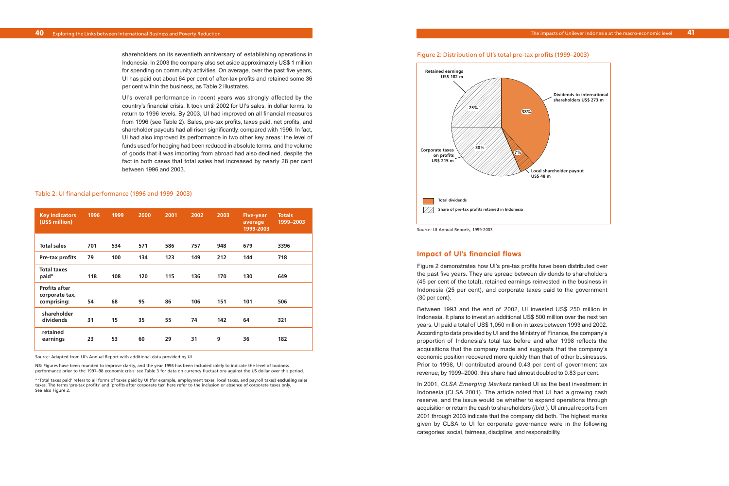shareholders on its seventieth anniversary of establishing operations in Indonesia. In 2003 the company also set aside approximately US$ 1 million for spending on community activities. On average, over the past five years, UI has paid out about 64 per cent of after-tax profits and retained some 36 per cent within the business, as Table 2 illustrates.

UI's overall performance in recent years was strongly affected by the country's financial crisis. It took until 2002 for UI's sales, in dollar terms, to return to 1996 levels. By 2003, UI had improved on all financial measures from 1996 (see Table 2). Sales, pre-tax profits, taxes paid, net profits, and shareholder payouts had all risen significantly, compared with 1996. In fact, UI had also improved its performance in two other key areas: the level of funds used for hedging had been reduced in absolute terms, and the volume of goods that it was importing from abroad had also declined, despite the fact in both cases that total sales had increased by nearly 28 per cent between 1996 and 2003.

Table 2: UI financial performance (1996 and 1999–2003)

| Key indicators (US$ million) | 1996 | 1999 | 2000 | 2001 | 2002 | 2003 | Five-year average 1999-2003 | Totals 1999–2003 |
|---|---|---|---|---|---|---|---|---|
| **Total sales** | 701 | 534 | 571 | 586 | 757 | 948 | 679 | 3396 |
| **Pre-tax profits** | 79 | 100 | 134 | 123 | 149 | 212 | 144 | 718 |
| **Total taxes paid**[a] | 118 | 108 | 120 | 115 | 136 | 170 | 130 | 649 |
| **Profits after corporate tax, comprising:** | 54 | 68 | 95 | 86 | 106 | 151 | 101 | 506 |
| shareholder dividends | 31 | 15 | 35 | 55 | 74 | 142 | 64 | 321 |
| retained earnings | 23 | 53 | 60 | 29 | 31 | 9 | 36 | 182 |

Source: Adapted from UI's Annual Report with additional data provided by UI

NB: Figures have been rounded to improve clarity, and the year 1996 has been included solely to indicate the level of business performance prior to the 1997–98 economic crisis: see Table 3 for data on currency fluctuations against the US dollar over this period.

[a] 'Total taxes paid' refers to all forms of taxes paid by UI (for example, employment taxes, local taxes, and payroll taxes) **excluding** sales taxes. The terms 'pre-tax profits' and 'profits after corporate tax' here refer to the inclusion or absence of corporate taxes only. See also Figure 2.

Figure 2: Distribution of UI's total pre-tax profits (1999–2003)

Retained earnings US$ 182 m — 25%
Dividends to international shareholders US$ 273 m — 38%
Local shareholder payout US$ 48 m — 7%
Corporate taxes on profits US$ 215 m — 30%

Total dividends

Share of pre-tax profits retained in Indonesia

Source: UI Annual Reports, 1999-2003

## Impact of UI's financial flows

Figure 2 demonstrates how UI's pre-tax profits have been distributed over the past five years. They are spread between dividends to shareholders (45 per cent of the total), retained earnings reinvested in the business in Indonesia (25 per cent), and corporate taxes paid to the government (30 per cent).

Between 1993 and the end of 2002, UI invested US$ 250 million in Indonesia. It plans to invest an additional US$ 500 million over the next ten years. UI paid a total of US$ 1,050 million in taxes between 1993 and 2002. According to data provided by UI and the Ministry of Finance, the company's proportion of Indonesia's total tax before and after 1998 reflects the acquisitions that the company made and suggests that the company's economic position recovered more quickly than that of other businesses. Prior to 1998, UI contributed around 0.43 per cent of government tax revenue; by 1999–2000, this share had almost doubled to 0.83 per cent.

In 2001, *CLSA Emerging Markets* ranked UI as the best investment in Indonesia (CLSA 2001). The article noted that UI had a growing cash reserve, and the issue would be whether to expand operations through acquisition or return the cash to shareholders (*ibid*.). UI annual reports from 2001 through 2003 indicate that the company did both. The highest marks given by CLSA to UI for corporate governance were in the following categories: social, fairness, discipline, and responsibility.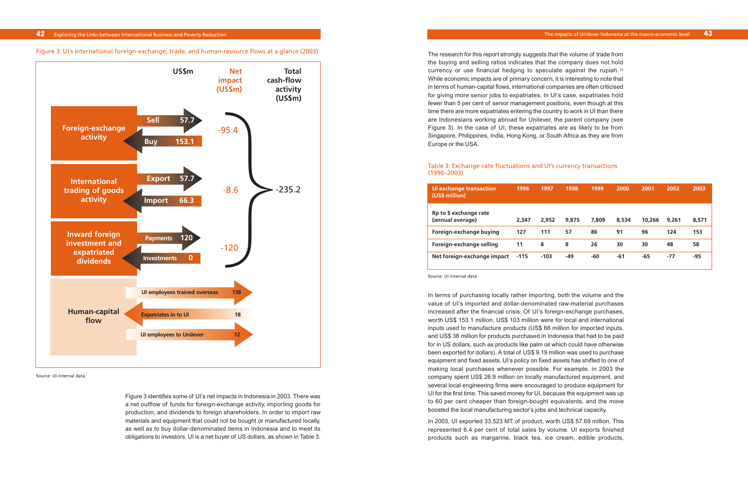Figure 3: UI's international foreign-exchange, trade, and human-resource flows at a glance (2003)

| | US$m | | Net impact (US$m) | Total cash-flow activity (US$m) |
|---|---|---|---|---|
| Foreign-exchange activity | Sell | 57.7 | -95.4 | -235.2 |
| | Buy | 153.1 | | |
| International trading of goods activity | Export | 57.7 | -8.6 | |
| | Import | 66.3 | | |
| Inward foreign investment and expatriated dividends | Payments | 120 | -120 | |
| | Investments | 0 | | |
| Human-capital flow | UI employees trained overseas | 138 | | |
| | Expatriates in to UI | 18 | | |
| | UI employees to Unilever | 12 | | |

Source: UI internal data

Figure 3 identifies some of UI's net impacts in Indonesia in 2003. There was a net outflow of funds for foreign-exchange activity, importing goods for production, and dividends to foreign shareholders. In order to import raw materials and equipment that could not be bought or manufactured locally, as well as to buy dollar-denominated items in Indonesia and to meet its obligations to investors, UI is a net buyer of US dollars, as shown in Table 3.

The research for this report strongly suggests that the volume of trade from the buying and selling ratios indicates that the company does not hold currency or use financial hedging to speculate against the rupiah.[13] While economic impacts are of primary concern, it is interesting to note that in terms of human-capital flows, international companies are often criticised for giving more senior jobs to expatriates. In UI's case, expatriates hold fewer than 5 per cent of senior management positions, even though at this time there are more expatriates entering the country to work in UI than there are Indonesians working abroad for Unilever, the parent company (see Figure 3). In the case of UI, these expatriates are as likely to be from Singapore, Philippines, India, Hong Kong, or South Africa as they are from Europe or the USA.

Table 3: Exchange-rate fluctuations and UI's currency transactions (1996–2003)

| UI exchange transaction (US$ million) | 1996 | 1997 | 1998 | 1999 | 2000 | 2001 | 2002 | 2003 |
|---|---|---|---|---|---|---|---|---|
| Rp to $ exchange rate (annual average) | 2,347 | 2,952 | 9,875 | 7,809 | 8,534 | 10,266 | 9,261 | 8,571 |
| Foreign-exchange buying | 127 | 111 | 57 | 86 | 91 | 96 | 124 | 153 |
| Foreign-exchange selling | 11 | 8 | 8 | 26 | 30 | 30 | 48 | 58 |
| Net foreign-exchange impact | -115 | -103 | -49 | -60 | -61 | -65 | -77 | -95 |

Source: UI internal data

In terms of purchasing locally rather importing, both the volume and the value of UI's imported and dollar-denominated raw-material purchases increased after the financial crisis. Of UI's foreign-exchange purchases, worth US$ 153.1 million, US$ 103 million were for local and international inputs used to manufacture products (US$ 66 million for imported inputs, and US$ 38 million for products purchased in Indonesia that had to be paid for in US dollars, such as products like palm oil which could have otherwise been exported for dollars). A total of US$ 9.19 million was used to purchase equipment and fixed assets. UI's policy on fixed assets has shifted to one of making local purchases whenever possible. For example, in 2003 the company spent US$ 26.9 million on locally manufactured equipment, and several local engineering firms were encouraged to produce equipment for UI for the first time. This saved money for UI, because the equipment was up to 60 per cent cheaper than foreign-bought equivalents, and the move boosted the local manufacturing sector's jobs and technical capacity.

In 2003, UI exported 33,523 MT of product, worth US$ 57.69 million. This represented 6.4 per cent of total sales by volume. UI exports finished products such as margarine, black tea, ice cream, edible products,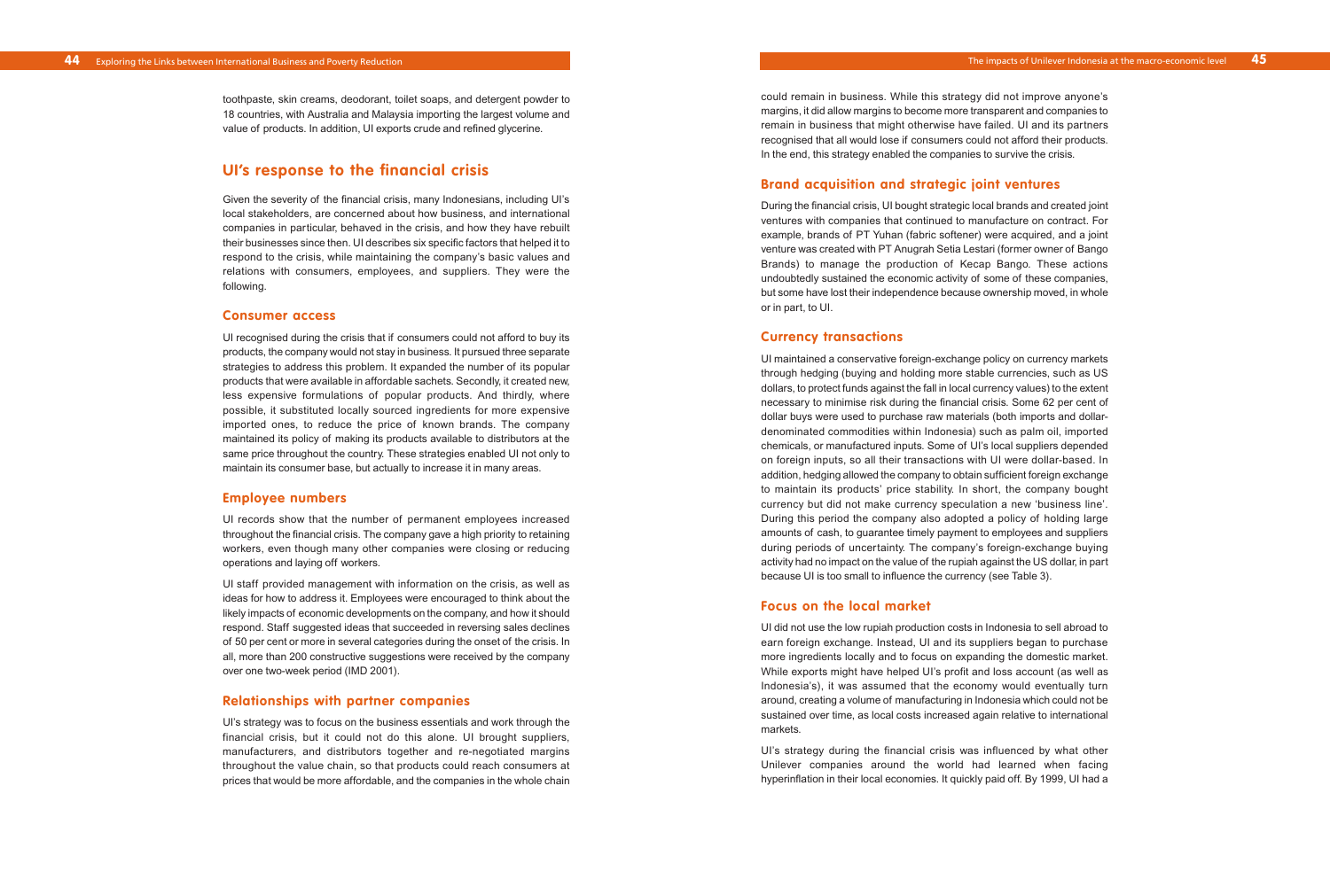toothpaste, skin creams, deodorant, toilet soaps, and detergent powder to 18 countries, with Australia and Malaysia importing the largest volume and value of products. In addition, UI exports crude and refined glycerine.

## UI's response to the financial crisis

Given the severity of the financial crisis, many Indonesians, including UI's local stakeholders, are concerned about how business, and international companies in particular, behaved in the crisis, and how they have rebuilt their businesses since then. UI describes six specific factors that helped it to respond to the crisis, while maintaining the company's basic values and relations with consumers, employees, and suppliers. They were the following.

### Consumer access

UI recognised during the crisis that if consumers could not afford to buy its products, the company would not stay in business. It pursued three separate strategies to address this problem. It expanded the number of its popular products that were available in affordable sachets. Secondly, it created new, less expensive formulations of popular products. And thirdly, where possible, it substituted locally sourced ingredients for more expensive imported ones, to reduce the price of known brands. The company maintained its policy of making its products available to distributors at the same price throughout the country. These strategies enabled UI not only to maintain its consumer base, but actually to increase it in many areas.

### Employee numbers

UI records show that the number of permanent employees increased throughout the financial crisis. The company gave a high priority to retaining workers, even though many other companies were closing or reducing operations and laying off workers.

UI staff provided management with information on the crisis, as well as ideas for how to address it. Employees were encouraged to think about the likely impacts of economic developments on the company, and how it should respond. Staff suggested ideas that succeeded in reversing sales declines of 50 per cent or more in several categories during the onset of the crisis. In all, more than 200 constructive suggestions were received by the company over one two-week period (IMD 2001).

### Relationships with partner companies

UI's strategy was to focus on the business essentials and work through the financial crisis, but it could not do this alone. UI brought suppliers, manufacturers, and distributors together and re-negotiated margins throughout the value chain, so that products could reach consumers at prices that would be more affordable, and the companies in the whole chain could remain in business. While this strategy did not improve anyone's margins, it did allow margins to become more transparent and companies to remain in business that might otherwise have failed. UI and its partners recognised that all would lose if consumers could not afford their products. In the end, this strategy enabled the companies to survive the crisis.

### Brand acquisition and strategic joint ventures

During the financial crisis, UI bought strategic local brands and created joint ventures with companies that continued to manufacture on contract. For example, brands of PT Yuhan (fabric softener) were acquired, and a joint venture was created with PT Anugrah Setia Lestari (former owner of Bango Brands) to manage the production of Kecap Bango. These actions undoubtedly sustained the economic activity of some of these companies, but some have lost their independence because ownership moved, in whole or in part, to UI.

### Currency transactions

UI maintained a conservative foreign-exchange policy on currency markets through hedging (buying and holding more stable currencies, such as US dollars, to protect funds against the fall in local currency values) to the extent necessary to minimise risk during the financial crisis. Some 62 per cent of dollar buys were used to purchase raw materials (both imports and dollar-denominated commodities within Indonesia) such as palm oil, imported chemicals, or manufactured inputs. Some of UI's local suppliers depended on foreign inputs, so all their transactions with UI were dollar-based. In addition, hedging allowed the company to obtain sufficient foreign exchange to maintain its products' price stability. In short, the company bought currency but did not make currency speculation a new 'business line'. During this period the company also adopted a policy of holding large amounts of cash, to guarantee timely payment to employees and suppliers during periods of uncertainty. The company's foreign-exchange buying activity had no impact on the value of the rupiah against the US dollar, in part because UI is too small to influence the currency (see Table 3).

### Focus on the local market

UI did not use the low rupiah production costs in Indonesia to sell abroad to earn foreign exchange. Instead, UI and its suppliers began to purchase more ingredients locally and to focus on expanding the domestic market. While exports might have helped UI's profit and loss account (as well as Indonesia's), it was assumed that the economy would eventually turn around, creating a volume of manufacturing in Indonesia which could not be sustained over time, as local costs increased again relative to international markets.

UI's strategy during the financial crisis was influenced by what other Unilever companies around the world had learned when facing hyperinflation in their local economies. It quickly paid off. By 1999, UI had a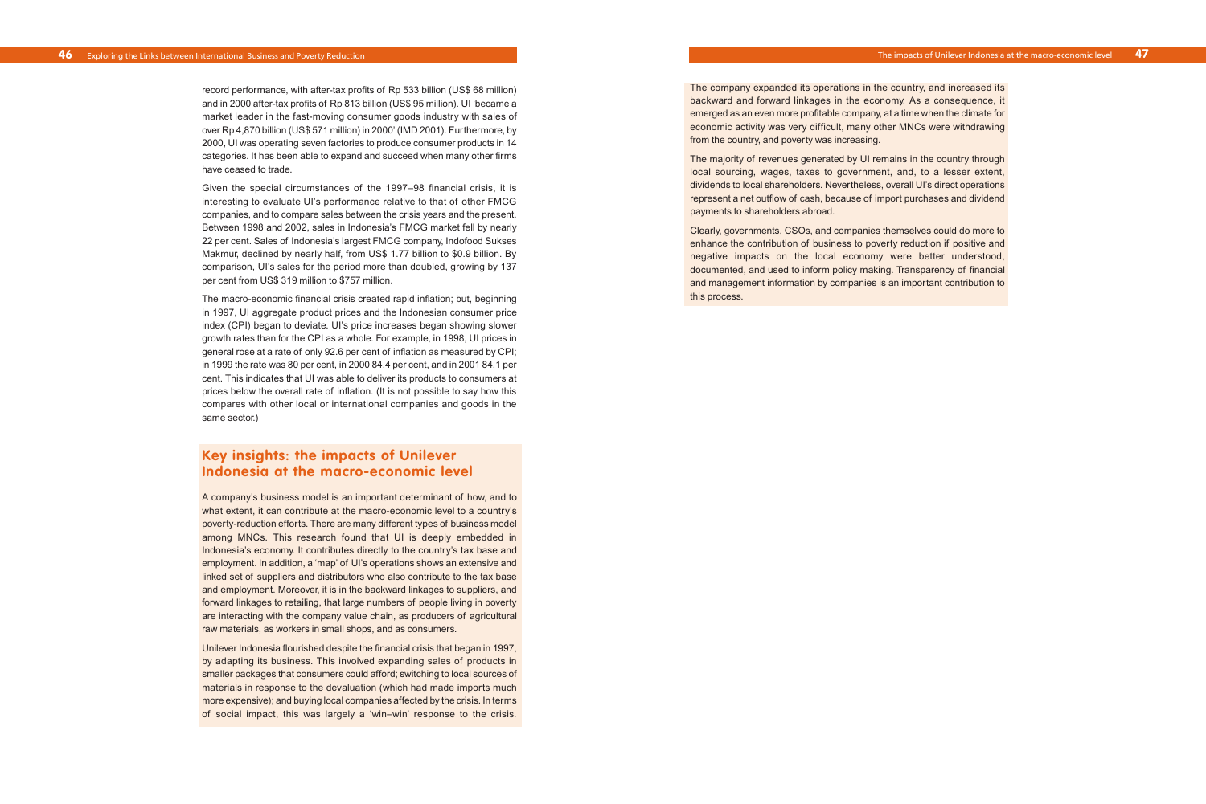record performance, with after-tax profits of Rp 533 billion (US$ 68 million) and in 2000 after-tax profits of Rp 813 billion (US$ 95 million). UI 'became a market leader in the fast-moving consumer goods industry with sales of over Rp 4,870 billion (US$ 571 million) in 2000' (IMD 2001). Furthermore, by 2000, UI was operating seven factories to produce consumer products in 14 categories. It has been able to expand and succeed when many other firms have ceased to trade.

Given the special circumstances of the 1997–98 financial crisis, it is interesting to evaluate UI's performance relative to that of other FMCG companies, and to compare sales between the crisis years and the present. Between 1998 and 2002, sales in Indonesia's FMCG market fell by nearly 22 per cent. Sales of Indonesia's largest FMCG company, Indofood Sukses Makmur, declined by nearly half, from US$ 1.77 billion to $0.9 billion. By comparison, UI's sales for the period more than doubled, growing by 137 per cent from US$ 319 million to $757 million.

The macro-economic financial crisis created rapid inflation; but, beginning in 1997, UI aggregate product prices and the Indonesian consumer price index (CPI) began to deviate. UI's price increases began showing slower growth rates than for the CPI as a whole. For example, in 1998, UI prices in general rose at a rate of only 92.6 per cent of inflation as measured by CPI; in 1999 the rate was 80 per cent, in 2000 84.4 per cent, and in 2001 84.1 per cent. This indicates that UI was able to deliver its products to consumers at prices below the overall rate of inflation. (It is not possible to say how this compares with other local or international companies and goods in the same sector.)

## Key insights: the impacts of Unilever Indonesia at the macro-economic level

A company's business model is an important determinant of how, and to what extent, it can contribute at the macro-economic level to a country's poverty-reduction efforts. There are many different types of business model among MNCs. This research found that UI is deeply embedded in Indonesia's economy. It contributes directly to the country's tax base and employment. In addition, a 'map' of UI's operations shows an extensive and linked set of suppliers and distributors who also contribute to the tax base and employment. Moreover, it is in the backward linkages to suppliers, and forward linkages to retailing, that large numbers of people living in poverty are interacting with the company value chain, as producers of agricultural raw materials, as workers in small shops, and as consumers.

Unilever Indonesia flourished despite the financial crisis that began in 1997, by adapting its business. This involved expanding sales of products in smaller packages that consumers could afford; switching to local sources of materials in response to the devaluation (which had made imports much more expensive); and buying local companies affected by the crisis. In terms of social impact, this was largely a 'win–win' response to the crisis. The company expanded its operations in the country, and increased its backward and forward linkages in the economy. As a consequence, it emerged as an even more profitable company, at a time when the climate for economic activity was very difficult, many other MNCs were withdrawing from the country, and poverty was increasing.

The majority of revenues generated by UI remains in the country through local sourcing, wages, taxes to government, and, to a lesser extent, dividends to local shareholders. Nevertheless, overall UI's direct operations represent a net outflow of cash, because of import purchases and dividend payments to shareholders abroad.

Clearly, governments, CSOs, and companies themselves could do more to enhance the contribution of business to poverty reduction if positive and negative impacts on the local economy were better understood, documented, and used to inform policy making. Transparency of financial and management information by companies is an important contribution to this process.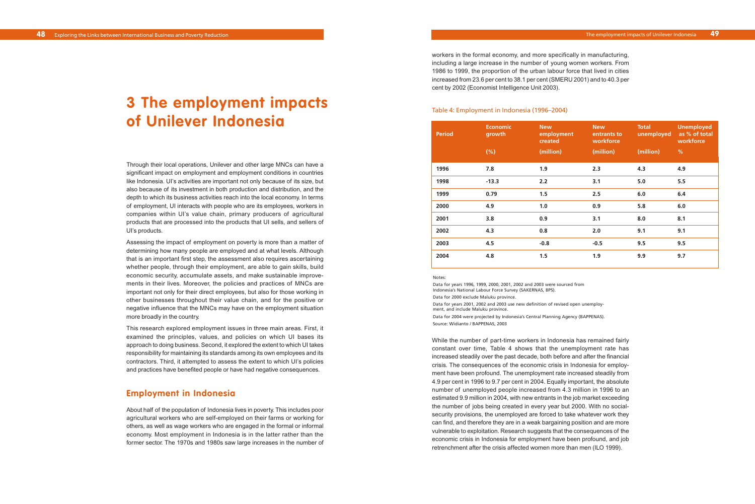# 3 The employment impacts of Unilever Indonesia

Through their local operations, Unilever and other large MNCs can have a significant impact on employment and employment conditions in countries like Indonesia. UI's activities are important not only because of its size, but also because of its investment in both production and distribution, and the depth to which its business activities reach into the local economy. In terms of employment, UI interacts with people who are its employees, workers in companies within UI's value chain, primary producers of agricultural products that are processed into the products that UI sells, and sellers of UI's products.

Assessing the impact of employment on poverty is more than a matter of determining how many people are employed and at what levels. Although that is an important first step, the assessment also requires ascertaining whether people, through their employment, are able to gain skills, build economic security, accumulate assets, and make sustainable improvements in their lives. Moreover, the policies and practices of MNCs are important not only for their direct employees, but also for those working in other businesses throughout their value chain, and for the positive or negative influence that the MNCs may have on the employment situation more broadly in the country.

This research explored employment issues in three main areas. First, it examined the principles, values, and policies on which UI bases its approach to doing business. Second, it explored the extent to which UI takes responsibility for maintaining its standards among its own employees and its contractors. Third, it attempted to assess the extent to which UI's policies and practices have benefited people or have had negative consequences.

## Employment in Indonesia

About half of the population of Indonesia lives in poverty. This includes poor agricultural workers who are self-employed on their farms or working for others, as well as wage workers who are engaged in the formal or informal economy. Most employment in Indonesia is in the latter rather than the former sector. The 1970s and 1980s saw large increases in the number of workers in the formal economy, and more specifically in manufacturing, including a large increase in the number of young women workers. From 1986 to 1999, the proportion of the urban labour force that lived in cities increased from 23.6 per cent to 38.1 per cent (SMERU 2001) and to 40.3 per cent by 2002 (Economist Intelligence Unit 2003).

Table 4: Employment in Indonesia (1996–2004)

| Period | Economic growth (%) | New employment created (million) | New entrants to workforce (million) | Total unemployed (million) | Unemployed as % of total workforce % |
|---|---|---|---|---|---|
| 1996 | 7.8 | 1.9 | 2.3 | 4.3 | 4.9 |
| 1998 | -13.3 | 2.2 | 3.1 | 5.0 | 5.5 |
| 1999 | 0.79 | 1.5 | 2.5 | 6.0 | 6.4 |
| 2000 | 4.9 | 1.0 | 0.9 | 5.8 | 6.0 |
| 2001 | 3.8 | 0.9 | 3.1 | 8.0 | 8.1 |
| 2002 | 4.3 | 0.8 | 2.0 | 9.1 | 9.1 |
| 2003 | 4.5 | -0.8 | -0.5 | 9.5 | 9.5 |
| 2004 | 4.8 | 1.5 | 1.9 | 9.9 | 9.7 |

Notes:

Data for years 1996, 1999, 2000, 2001, 2002 and 2003 were sourced from Indonesia's National Labour Force Survey (SAKERNAS, BPS).

Data for 2000 exclude Maluku province.

Data for years 2001, 2002 and 2003 use new definition of revised open unemployment, and include Maluku province.

Data for 2004 were projected by Indonesia's Central Planning Agency (BAPPENAS).

Source: Widianto / BAPPENAS, 2003

While the number of part-time workers in Indonesia has remained fairly constant over time, Table 4 shows that the unemployment rate has increased steadily over the past decade, both before and after the financial crisis. The consequences of the economic crisis in Indonesia for employment have been profound. The unemployment rate increased steadily from 4.9 per cent in 1996 to 9.7 per cent in 2004. Equally important, the absolute number of unemployed people increased from 4.3 million in 1996 to an estimated 9.9 million in 2004, with new entrants in the job market exceeding the number of jobs being created in every year but 2000. With no social-security provisions, the unemployed are forced to take whatever work they can find, and therefore they are in a weak bargaining position and are more vulnerable to exploitation. Research suggests that the consequences of the economic crisis in Indonesia for employment have been profound, and job retrenchment after the crisis affected women more than men (ILO 1999).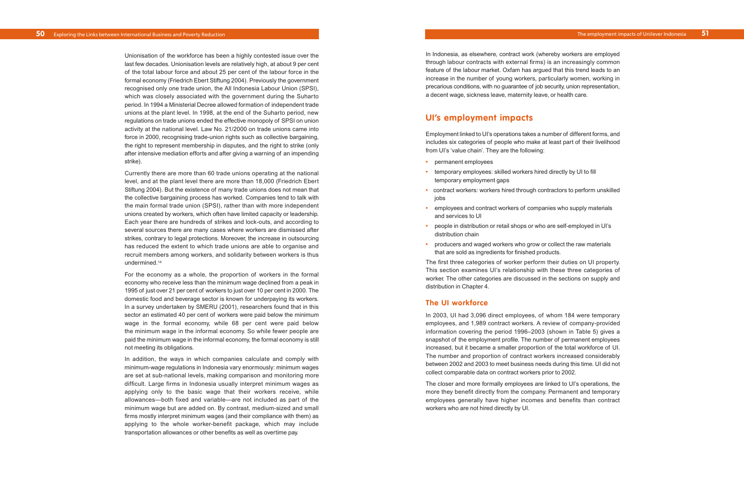Unionisation of the workforce has been a highly contested issue over the last few decades. Unionisation levels are relatively high, at about 9 per cent of the total labour force and about 25 per cent of the labour force in the formal economy (Friedrich Ebert Stiftung 2004). Previously the government recognised only one trade union, the All Indonesia Labour Union (SPSI), which was closely associated with the government during the Suharto period. In 1994 a Ministerial Decree allowed formation of independent trade unions at the plant level. In 1998, at the end of the Suharto period, new regulations on trade unions ended the effective monopoly of SPSI on union activity at the national level. Law No. 21/2000 on trade unions came into force in 2000, recognising trade-union rights such as collective bargaining, the right to represent membership in disputes, and the right to strike (only after intensive mediation efforts and after giving a warning of an impending strike).

Currently there are more than 60 trade unions operating at the national level, and at the plant level there are more than 18,000 (Friedrich Ebert Stiftung 2004). But the existence of many trade unions does not mean that the collective bargaining process has worked. Companies tend to talk with the main formal trade union (SPSI), rather than with more independent unions created by workers, which often have limited capacity or leadership. Each year there are hundreds of strikes and lock-outs, and according to several sources there are many cases where workers are dismissed after strikes, contrary to legal protections. Moreover, the increase in outsourcing has reduced the extent to which trade unions are able to organise and recruit members among workers, and solidarity between workers is thus undermined.[14]

For the economy as a whole, the proportion of workers in the formal economy who receive less than the minimum wage declined from a peak in 1995 of just over 21 per cent of workers to just over 10 per cent in 2000. The domestic food and beverage sector is known for underpaying its workers. In a survey undertaken by SMERU (2001), researchers found that in this sector an estimated 40 per cent of workers were paid below the minimum wage in the formal economy, while 68 per cent were paid below the minimum wage in the informal economy. So while fewer people are paid the minimum wage in the informal economy, the formal economy is still not meeting its obligations.

In addition, the ways in which companies calculate and comply with minimum-wage regulations in Indonesia vary enormously: minimum wages are set at sub-national levels, making comparison and monitoring more difficult. Large firms in Indonesia usually interpret minimum wages as applying only to the basic wage that their workers receive, while allowances—both fixed and variable—are not included as part of the minimum wage but are added on. By contrast, medium-sized and small firms mostly interpret minimum wages (and their compliance with them) as applying to the whole worker-benefit package, which may include transportation allowances or other benefits as well as overtime pay.

In Indonesia, as elsewhere, contract work (whereby workers are employed through labour contracts with external firms) is an increasingly common feature of the labour market. Oxfam has argued that this trend leads to an increase in the number of young workers, particularly women, working in precarious conditions, with no guarantee of job security, union representation, a decent wage, sickness leave, maternity leave, or health care.

## UI's employment impacts

Employment linked to UI's operations takes a number of different forms, and includes six categories of people who make at least part of their livelihood from UI's 'value chain'. They are the following:

- permanent employees
- temporary employees: skilled workers hired directly by UI to fill temporary employment gaps
- contract workers: workers hired through contractors to perform unskilled jobs
- employees and contract workers of companies who supply materials and services to UI
- people in distribution or retail shops or who are self-employed in UI's distribution chain
- producers and waged workers who grow or collect the raw materials that are sold as ingredients for finished products.

The first three categories of worker perform their duties on UI property. This section examines UI's relationship with these three categories of worker. The other categories are discussed in the sections on supply and distribution in Chapter 4.

### The UI workforce

In 2003, UI had 3,096 direct employees, of whom 184 were temporary employees, and 1,989 contract workers. A review of company-provided information covering the period 1996–2003 (shown in Table 5) gives a snapshot of the employment profile. The number of permanent employees increased, but it became a smaller proportion of the total workforce of UI. The number and proportion of contract workers increased considerably between 2002 and 2003 to meet business needs during this time. UI did not collect comparable data on contract workers prior to 2002.

The closer and more formally employees are linked to UI's operations, the more they benefit directly from the company. Permanent and temporary employees generally have higher incomes and benefits than contract workers who are not hired directly by UI.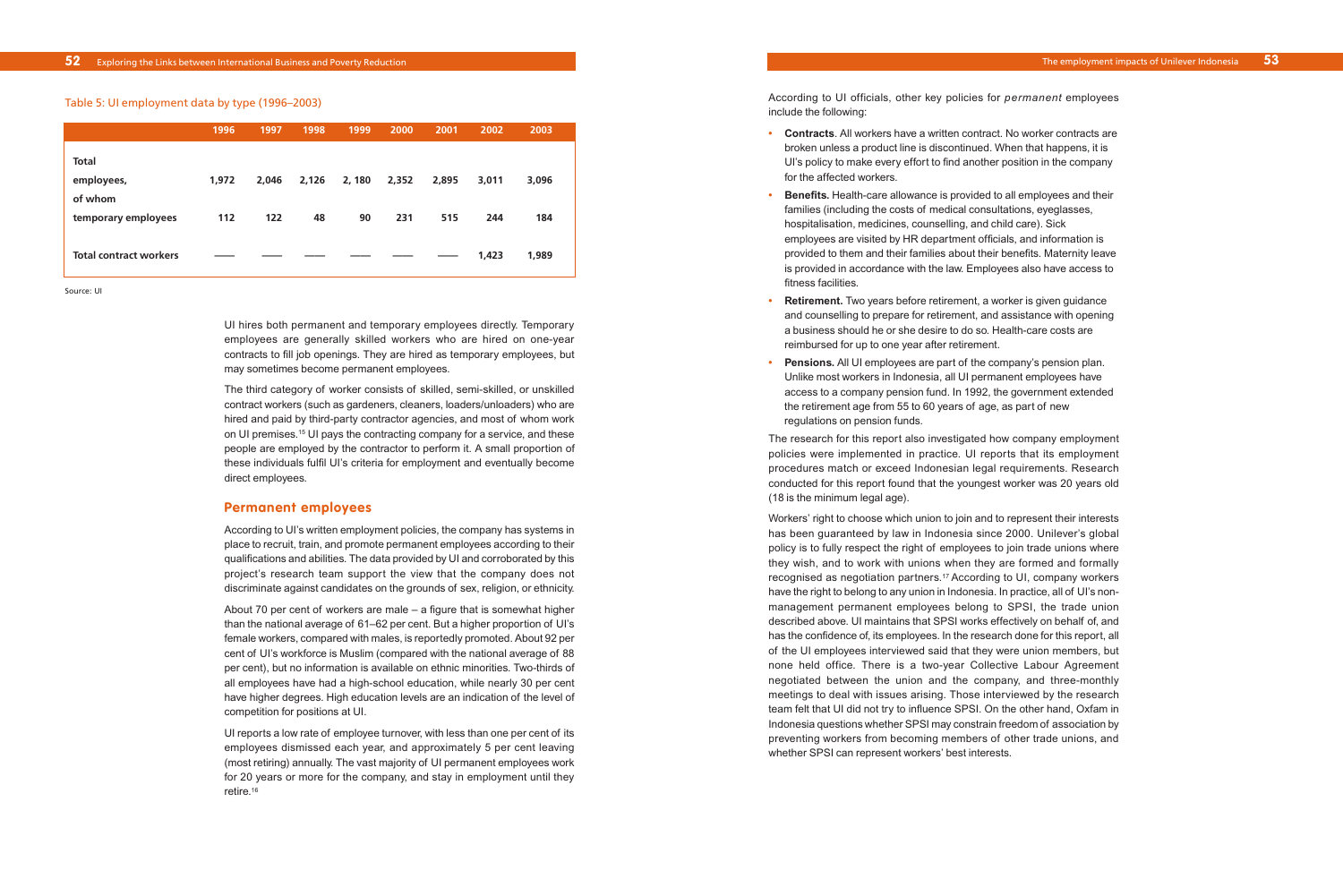Table 5: UI employment data by type (1996–2003)

| | 1996 | 1997 | 1998 | 1999 | 2000 | 2001 | 2002 | 2003 |
|---|---|---|---|---|---|---|---|---|
| Total employees, of whom | 1,972 | 2,046 | 2,126 | 2, 180 | 2,352 | 2,895 | 3,011 | 3,096 |
| temporary employees | 112 | 122 | 48 | 90 | 231 | 515 | 244 | 184 |
| Total contract workers | —— | —— | —— | —— | —— | —— | 1,423 | 1,989 |

Source: UI

UI hires both permanent and temporary employees directly. Temporary employees are generally skilled workers who are hired on one-year contracts to fill job openings. They are hired as temporary employees, but may sometimes become permanent employees.

The third category of worker consists of skilled, semi-skilled, or unskilled contract workers (such as gardeners, cleaners, loaders/unloaders) who are hired and paid by third-party contractor agencies, and most of whom work on UI premises.[15] UI pays the contracting company for a service, and these people are employed by the contractor to perform it. A small proportion of these individuals fulfil UI's criteria for employment and eventually become direct employees.

## Permanent employees

According to UI's written employment policies, the company has systems in place to recruit, train, and promote permanent employees according to their qualifications and abilities. The data provided by UI and corroborated by this project's research team support the view that the company does not discriminate against candidates on the grounds of sex, religion, or ethnicity.

About 70 per cent of workers are male – a figure that is somewhat higher than the national average of 61–62 per cent. But a higher proportion of UI's female workers, compared with males, is reportedly promoted. About 92 per cent of UI's workforce is Muslim (compared with the national average of 88 per cent), but no information is available on ethnic minorities. Two-thirds of all employees have had a high-school education, while nearly 30 per cent have higher degrees. High education levels are an indication of the level of competition for positions at UI.

UI reports a low rate of employee turnover, with less than one per cent of its employees dismissed each year, and approximately 5 per cent leaving (most retiring) annually. The vast majority of UI permanent employees work for 20 years or more for the company, and stay in employment until they retire.[16]

According to UI officials, other key policies for *permanent* employees include the following:

- **Contracts**. All workers have a written contract. No worker contracts are broken unless a product line is discontinued. When that happens, it is UI's policy to make every effort to find another position in the company for the affected workers.
- **Benefits.** Health-care allowance is provided to all employees and their families (including the costs of medical consultations, eyeglasses, hospitalisation, medicines, counselling, and child care). Sick employees are visited by HR department officials, and information is provided to them and their families about their benefits. Maternity leave is provided in accordance with the law. Employees also have access to fitness facilities.
- **Retirement.** Two years before retirement, a worker is given guidance and counselling to prepare for retirement, and assistance with opening a business should he or she desire to do so. Health-care costs are reimbursed for up to one year after retirement.
- **Pensions.** All UI employees are part of the company's pension plan. Unlike most workers in Indonesia, all UI permanent employees have access to a company pension fund. In 1992, the government extended the retirement age from 55 to 60 years of age, as part of new regulations on pension funds.

The research for this report also investigated how company employment policies were implemented in practice. UI reports that its employment procedures match or exceed Indonesian legal requirements. Research conducted for this report found that the youngest worker was 20 years old (18 is the minimum legal age).

Workers' right to choose which union to join and to represent their interests has been guaranteed by law in Indonesia since 2000. Unilever's global policy is to fully respect the right of employees to join trade unions where they wish, and to work with unions when they are formed and formally recognised as negotiation partners.[17] According to UI, company workers have the right to belong to any union in Indonesia. In practice, all of UI's non-management permanent employees belong to SPSI, the trade union described above. UI maintains that SPSI works effectively on behalf of, and has the confidence of, its employees. In the research done for this report, all of the UI employees interviewed said that they were union members, but none held office. There is a two-year Collective Labour Agreement negotiated between the union and the company, and three-monthly meetings to deal with issues arising. Those interviewed by the research team felt that UI did not try to influence SPSI. On the other hand, Oxfam in Indonesia questions whether SPSI may constrain freedom of association by preventing workers from becoming members of other trade unions, and whether SPSI can represent workers' best interests.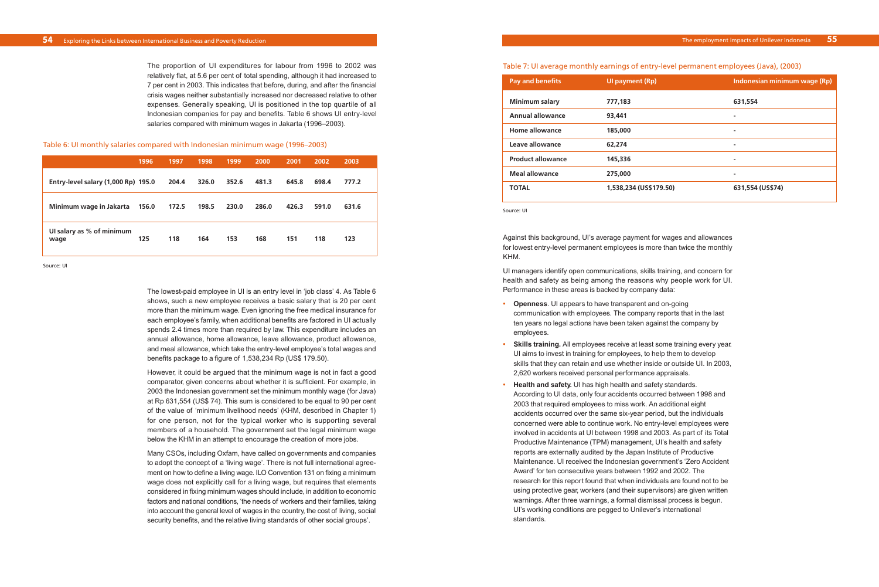The proportion of UI expenditures for labour from 1996 to 2002 was relatively flat, at 5.6 per cent of total spending, although it had increased to 7 per cent in 2003. This indicates that before, during, and after the financial crisis wages neither substantially increased nor decreased relative to other expenses. Generally speaking, UI is positioned in the top quartile of all Indonesian companies for pay and benefits. Table 6 shows UI entry-level salaries compared with minimum wages in Jakarta (1996–2003).

Table 6: UI monthly salaries compared with Indonesian minimum wage (1996–2003)

| | 1996 | 1997 | 1998 | 1999 | 2000 | 2001 | 2002 | 2003 |
|---|---|---|---|---|---|---|---|---|
| **Entry-level salary (1,000 Rp)** | 195.0 | 204.4 | 326.0 | 352.6 | 481.3 | 645.8 | 698.4 | 777.2 |
| **Minimum wage in Jakarta** | 156.0 | 172.5 | 198.5 | 230.0 | 286.0 | 426.3 | 591.0 | 631.6 |
| **UI salary as % of minimum wage** | 125 | 118 | 164 | 153 | 168 | 151 | 118 | 123 |

Source: UI

The lowest-paid employee in UI is an entry level in 'job class' 4. As Table 6 shows, such a new employee receives a basic salary that is 20 per cent more than the minimum wage. Even ignoring the free medical insurance for each employee's family, when additional benefits are factored in UI actually spends 2.4 times more than required by law. This expenditure includes an annual allowance, home allowance, leave allowance, product allowance, and meal allowance, which take the entry-level employee's total wages and benefits package to a figure of 1,538,234 Rp (US$ 179.50).

However, it could be argued that the minimum wage is not in fact a good comparator, given concerns about whether it is sufficient. For example, in 2003 the Indonesian government set the minimum monthly wage (for Java) at Rp 631,554 (US$ 74). This sum is considered to be equal to 90 per cent of the value of 'minimum livelihood needs' (KHM, described in Chapter 1) for one person, not for the typical worker who is supporting several members of a household. The government set the legal minimum wage below the KHM in an attempt to encourage the creation of more jobs.

Many CSOs, including Oxfam, have called on governments and companies to adopt the concept of a 'living wage'. There is not full international agreement on how to define a living wage. ILO Convention 131 on fixing a minimum wage does not explicitly call for a living wage, but requires that elements considered in fixing minimum wages should include, in addition to economic factors and national conditions, 'the needs of workers and their families, taking into account the general level of wages in the country, the cost of living, social security benefits, and the relative living standards of other social groups'.

Table 7: UI average monthly earnings of entry-level permanent employees (Java), (2003)

| Pay and benefits | UI payment (Rp) | Indonesian minimum wage (Rp) |
|---|---|---|
| **Minimum salary** | **777,183** | **631,554** |
| **Annual allowance** | **93,441** | - |
| **Home allowance** | **185,000** | - |
| **Leave allowance** | **62,274** | - |
| **Product allowance** | **145,336** | - |
| **Meal allowance** | **275,000** | - |
| **TOTAL** | **1,538,234 (US$179.50)** | **631,554 (US$74)** |

Source: UI

Against this background, UI's average payment for wages and allowances for lowest entry-level permanent employees is more than twice the monthly KHM.

UI managers identify open communications, skills training, and concern for health and safety as being among the reasons why people work for UI. Performance in these areas is backed by company data:

- **Openness**. UI appears to have transparent and on-going communication with employees. The company reports that in the last ten years no legal actions have been taken against the company by employees.
- **Skills training.** All employees receive at least some training every year. UI aims to invest in training for employees, to help them to develop skills that they can retain and use whether inside or outside UI. In 2003, 2,620 workers received personal performance appraisals.
- **Health and safety.** UI has high health and safety standards. According to UI data, only four accidents occurred between 1998 and 2003 that required employees to miss work. An additional eight accidents occurred over the same six-year period, but the individuals concerned were able to continue work. No entry-level employees were involved in accidents at UI between 1998 and 2003. As part of its Total Productive Maintenance (TPM) management, UI's health and safety reports are externally audited by the Japan Institute of Productive Maintenance. UI received the Indonesian government's 'Zero Accident Award' for ten consecutive years between 1992 and 2002. The research for this report found that when individuals are found not to be using protective gear, workers (and their supervisors) are given written warnings. After three warnings, a formal dismissal process is begun. UI's working conditions are pegged to Unilever's international standards.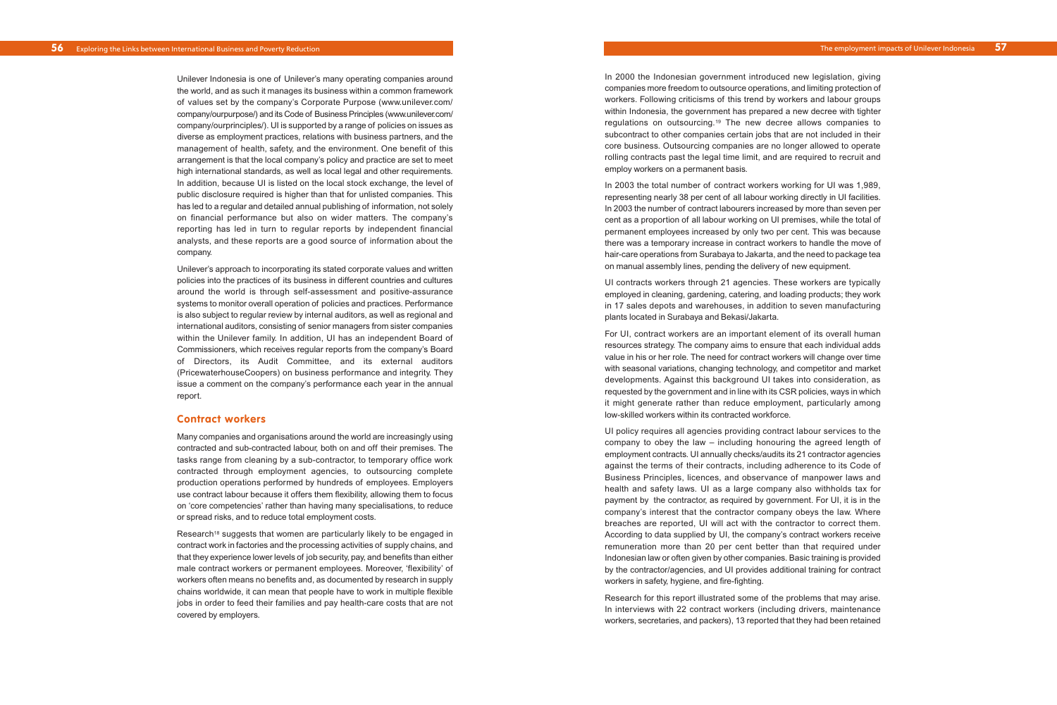Unilever Indonesia is one of Unilever's many operating companies around the world, and as such it manages its business within a common framework of values set by the company's Corporate Purpose (www.unilever.com/company/ourpurpose/) and its Code of Business Principles (www.unilever.com/company/ourprinciples/). UI is supported by a range of policies on issues as diverse as employment practices, relations with business partners, and the management of health, safety, and the environment. One benefit of this arrangement is that the local company's policy and practice are set to meet high international standards, as well as local legal and other requirements. In addition, because UI is listed on the local stock exchange, the level of public disclosure required is higher than that for unlisted companies. This has led to a regular and detailed annual publishing of information, not solely on financial performance but also on wider matters. The company's reporting has led in turn to regular reports by independent financial analysts, and these reports are a good source of information about the company.

Unilever's approach to incorporating its stated corporate values and written policies into the practices of its business in different countries and cultures around the world is through self-assessment and positive-assurance systems to monitor overall operation of policies and practices. Performance is also subject to regular review by internal auditors, as well as regional and international auditors, consisting of senior managers from sister companies within the Unilever family. In addition, UI has an independent Board of Commissioners, which receives regular reports from the company's Board of Directors, its Audit Committee, and its external auditors (PricewaterhouseCoopers) on business performance and integrity. They issue a comment on the company's performance each year in the annual report.

## Contract workers

Many companies and organisations around the world are increasingly using contracted and sub-contracted labour, both on and off their premises. The tasks range from cleaning by a sub-contractor, to temporary office work contracted through employment agencies, to outsourcing complete production operations performed by hundreds of employees. Employers use contract labour because it offers them flexibility, allowing them to focus on 'core competencies' rather than having many specialisations, to reduce or spread risks, and to reduce total employment costs.

Research[18] suggests that women are particularly likely to be engaged in contract work in factories and the processing activities of supply chains, and that they experience lower levels of job security, pay, and benefits than either male contract workers or permanent employees. Moreover, 'flexibility' of workers often means no benefits and, as documented by research in supply chains worldwide, it can mean that people have to work in multiple flexible jobs in order to feed their families and pay health-care costs that are not covered by employers.

In 2000 the Indonesian government introduced new legislation, giving companies more freedom to outsource operations, and limiting protection of workers. Following criticisms of this trend by workers and labour groups within Indonesia, the government has prepared a new decree with tighter regulations on outsourcing.[19] The new decree allows companies to subcontract to other companies certain jobs that are not included in their core business. Outsourcing companies are no longer allowed to operate rolling contracts past the legal time limit, and are required to recruit and employ workers on a permanent basis.

In 2003 the total number of contract workers working for UI was 1,989, representing nearly 38 per cent of all labour working directly in UI facilities. In 2003 the number of contract labourers increased by more than seven per cent as a proportion of all labour working on UI premises, while the total of permanent employees increased by only two per cent. This was because there was a temporary increase in contract workers to handle the move of hair-care operations from Surabaya to Jakarta, and the need to package tea on manual assembly lines, pending the delivery of new equipment.

UI contracts workers through 21 agencies. These workers are typically employed in cleaning, gardening, catering, and loading products; they work in 17 sales depots and warehouses, in addition to seven manufacturing plants located in Surabaya and Bekasi/Jakarta.

For UI, contract workers are an important element of its overall human resources strategy. The company aims to ensure that each individual adds value in his or her role. The need for contract workers will change over time with seasonal variations, changing technology, and competitor and market developments. Against this background UI takes into consideration, as requested by the government and in line with its CSR policies, ways in which it might generate rather than reduce employment, particularly among low-skilled workers within its contracted workforce.

UI policy requires all agencies providing contract labour services to the company to obey the law – including honouring the agreed length of employment contracts. UI annually checks/audits its 21 contractor agencies against the terms of their contracts, including adherence to its Code of Business Principles, licences, and observance of manpower laws and health and safety laws. UI as a large company also withholds tax for payment by the contractor, as required by government. For UI, it is in the company's interest that the contractor company obeys the law. Where breaches are reported, UI will act with the contractor to correct them. According to data supplied by UI, the company's contract workers receive remuneration more than 20 per cent better than that required under Indonesian law or often given by other companies. Basic training is provided by the contractor/agencies, and UI provides additional training for contract workers in safety, hygiene, and fire-fighting.

Research for this report illustrated some of the problems that may arise. In interviews with 22 contract workers (including drivers, maintenance workers, secretaries, and packers), 13 reported that they had been retained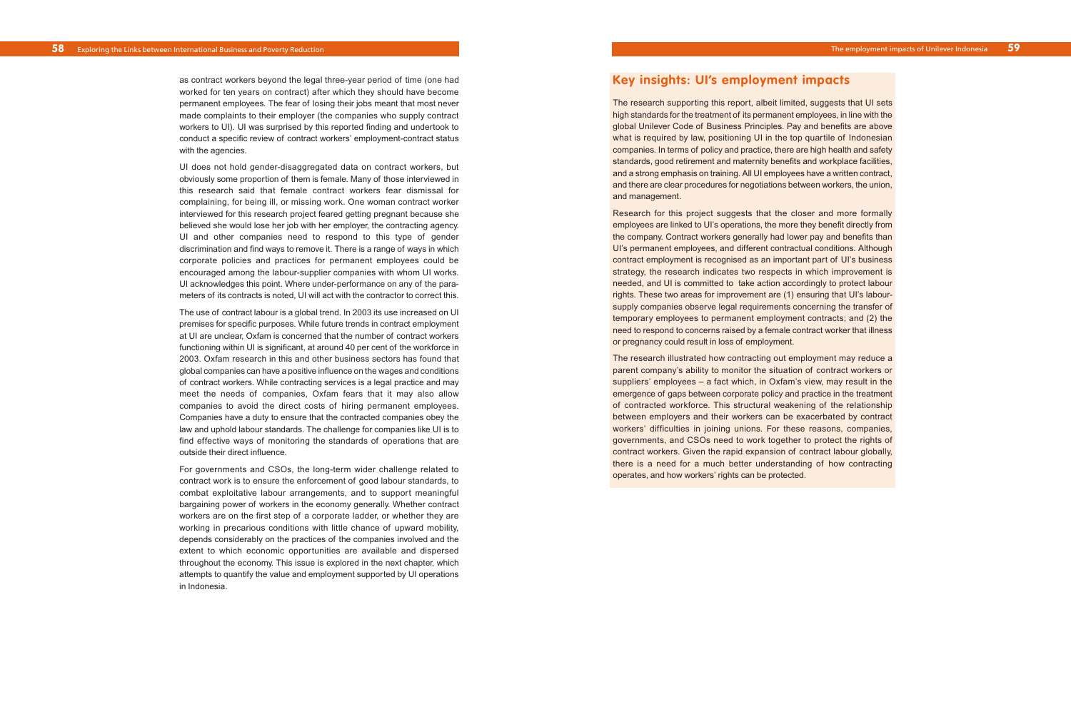as contract workers beyond the legal three-year period of time (one had worked for ten years on contract) after which they should have become permanent employees. The fear of losing their jobs meant that most never made complaints to their employer (the companies who supply contract workers to UI). UI was surprised by this reported finding and undertook to conduct a specific review of contract workers' employment-contract status with the agencies.

UI does not hold gender-disaggregated data on contract workers, but obviously some proportion of them is female. Many of those interviewed in this research said that female contract workers fear dismissal for complaining, for being ill, or missing work. One woman contract worker interviewed for this research project feared getting pregnant because she believed she would lose her job with her employer, the contracting agency. UI and other companies need to respond to this type of gender discrimination and find ways to remove it. There is a range of ways in which corporate policies and practices for permanent employees could be encouraged among the labour-supplier companies with whom UI works. UI acknowledges this point. Where under-performance on any of the parameters of its contracts is noted, UI will act with the contractor to correct this.

The use of contract labour is a global trend. In 2003 its use increased on UI premises for specific purposes. While future trends in contract employment at UI are unclear, Oxfam is concerned that the number of contract workers functioning within UI is significant, at around 40 per cent of the workforce in 2003. Oxfam research in this and other business sectors has found that global companies can have a positive influence on the wages and conditions of contract workers. While contracting services is a legal practice and may meet the needs of companies, Oxfam fears that it may also allow companies to avoid the direct costs of hiring permanent employees. Companies have a duty to ensure that the contracted companies obey the law and uphold labour standards. The challenge for companies like UI is to find effective ways of monitoring the standards of operations that are outside their direct influence.

For governments and CSOs, the long-term wider challenge related to contract work is to ensure the enforcement of good labour standards, to combat exploitative labour arrangements, and to support meaningful bargaining power of workers in the economy generally. Whether contract workers are on the first step of a corporate ladder, or whether they are working in precarious conditions with little chance of upward mobility, depends considerably on the practices of the companies involved and the extent to which economic opportunities are available and dispersed throughout the economy. This issue is explored in the next chapter, which attempts to quantify the value and employment supported by UI operations in Indonesia.

## Key insights: UI's employment impacts

The research supporting this report, albeit limited, suggests that UI sets high standards for the treatment of its permanent employees, in line with the global Unilever Code of Business Principles. Pay and benefits are above what is required by law, positioning UI in the top quartile of Indonesian companies. In terms of policy and practice, there are high health and safety standards, good retirement and maternity benefits and workplace facilities, and a strong emphasis on training. All UI employees have a written contract, and there are clear procedures for negotiations between workers, the union, and management.

Research for this project suggests that the closer and more formally employees are linked to UI's operations, the more they benefit directly from the company. Contract workers generally had lower pay and benefits than UI's permanent employees, and different contractual conditions. Although contract employment is recognised as an important part of UI's business strategy, the research indicates two respects in which improvement is needed, and UI is committed to take action accordingly to protect labour rights. These two areas for improvement are (1) ensuring that UI's labour-supply companies observe legal requirements concerning the transfer of temporary employees to permanent employment contracts; and (2) the need to respond to concerns raised by a female contract worker that illness or pregnancy could result in loss of employment.

The research illustrated how contracting out employment may reduce a parent company's ability to monitor the situation of contract workers or suppliers' employees – a fact which, in Oxfam's view, may result in the emergence of gaps between corporate policy and practice in the treatment of contracted workforce. This structural weakening of the relationship between employers and their workers can be exacerbated by contract workers' difficulties in joining unions. For these reasons, companies, governments, and CSOs need to work together to protect the rights of contract workers. Given the rapid expansion of contract labour globally, there is a need for a much better understanding of how contracting operates, and how workers' rights can be protected.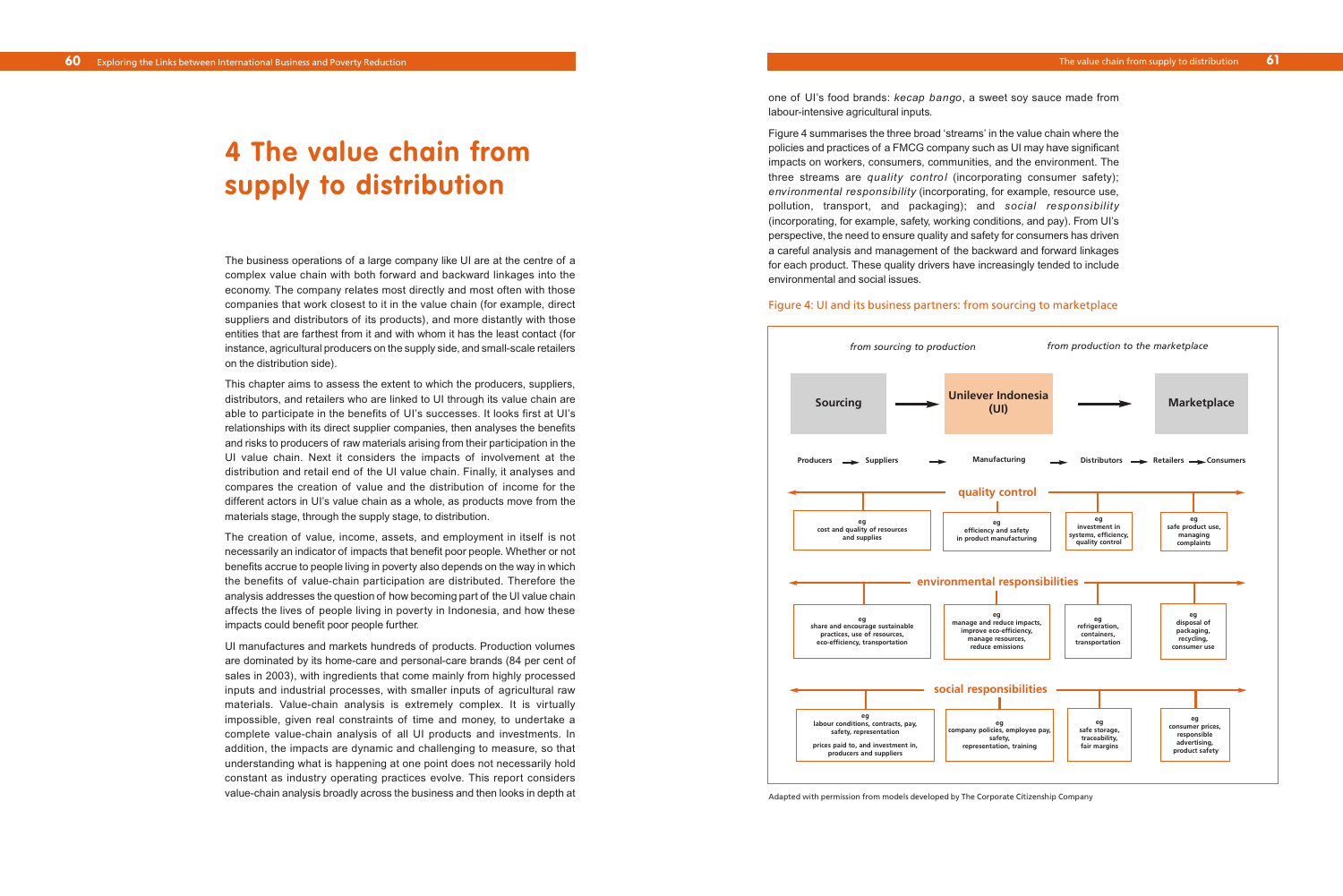# 4 The value chain from supply to distribution

The business operations of a large company like UI are at the centre of a complex value chain with both forward and backward linkages into the economy. The company relates most directly and most often with those companies that work closest to it in the value chain (for example, direct suppliers and distributors of its products), and more distantly with those entities that are farthest from it and with whom it has the least contact (for instance, agricultural producers on the supply side, and small-scale retailers on the distribution side).

This chapter aims to assess the extent to which the producers, suppliers, distributors, and retailers who are linked to UI through its value chain are able to participate in the benefits of UI's successes. It looks first at UI's relationships with its direct supplier companies, then analyses the benefits and risks to producers of raw materials arising from their participation in the UI value chain. Next it considers the impacts of involvement at the distribution and retail end of the UI value chain. Finally, it analyses and compares the creation of value and the distribution of income for the different actors in UI's value chain as a whole, as products move from the materials stage, through the supply stage, to distribution.

The creation of value, income, assets, and employment in itself is not necessarily an indicator of impacts that benefit poor people. Whether or not benefits accrue to people living in poverty also depends on the way in which the benefits of value-chain participation are distributed. Therefore the analysis addresses the question of how becoming part of the UI value chain affects the lives of people living in poverty in Indonesia, and how these impacts could benefit poor people further.

UI manufactures and markets hundreds of products. Production volumes are dominated by its home-care and personal-care brands (84 per cent of sales in 2003), with ingredients that come mainly from highly processed inputs and industrial processes, with smaller inputs of agricultural raw materials. Value-chain analysis is extremely complex. It is virtually impossible, given real constraints of time and money, to undertake a complete value-chain analysis of all UI products and investments. In addition, the impacts are dynamic and challenging to measure, so that understanding what is happening at one point does not necessarily hold constant as industry operating practices evolve. This report considers value-chain analysis broadly across the business and then looks in depth at one of UI's food brands: *kecap bango*, a sweet soy sauce made from labour-intensive agricultural inputs.

Figure 4 summarises the three broad 'streams' in the value chain where the policies and practices of a FMCG company such as UI may have significant impacts on workers, consumers, communities, and the environment. The three streams are *quality control* (incorporating consumer safety); *environmental responsibility* (incorporating, for example, resource use, pollution, transport, and packaging); and *social responsibility* (incorporating, for example, safety, working conditions, and pay). From UI's perspective, the need to ensure quality and safety for consumers has driven a careful analysis and management of the backward and forward linkages for each product. These quality drivers have increasingly tended to include environmental and social issues.

Figure 4: UI and its business partners: from sourcing to marketplace

*from sourcing to production* — *from production to the marketplace*

**Sourcing** → **Unilever Indonesia (UI)** → **Marketplace**

Producers → Suppliers → Manufacturing → Distributors → Retailers → Consumers

| | Sourcing (Producers/Suppliers) | Manufacturing | Distributors | Retailers/Consumers |
|---|---|---|---|---|
| **quality control** | eg cost and quality of resources and supplies | eg efficiency and safety in product manufacturing | eg investment in systems, efficiency, quality control | eg safe product use, managing complaints |
| **environmental responsibilities** | eg share and encourage sustainable practices, use of resources, eco-efficiency, transportation | eg manage and reduce impacts, improve eco-efficiency, manage resources, reduce emissions | eg refrigeration, containers, transportation | eg disposal of packaging, recycling, consumer use |
| **social responsibilities** | eg labour conditions, contracts, pay, safety, representation; prices paid to, and investment in, producers and suppliers | eg company policies, employee pay, safety, representation, training | eg safe storage, traceability, fair margins | eg consumer prices, responsible advertising, product safety |

Adapted with permission from models developed by The Corporate Citizenship Company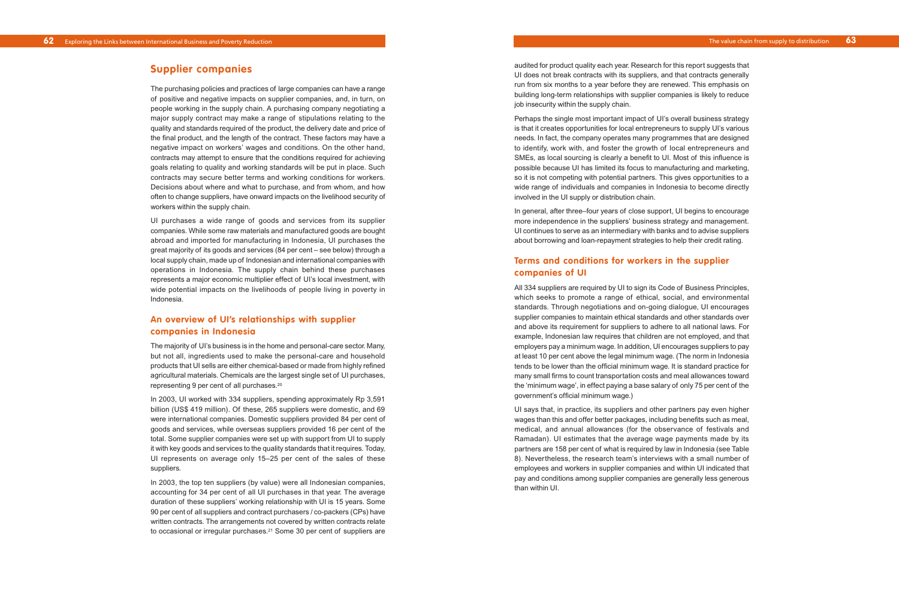## Supplier companies

The purchasing policies and practices of large companies can have a range of positive and negative impacts on supplier companies, and, in turn, on people working in the supply chain. A purchasing company negotiating a major supply contract may make a range of stipulations relating to the quality and standards required of the product, the delivery date and price of the final product, and the length of the contract. These factors may have a negative impact on workers' wages and conditions. On the other hand, contracts may attempt to ensure that the conditions required for achieving goals relating to quality and working standards will be put in place. Such contracts may secure better terms and working conditions for workers. Decisions about where and what to purchase, and from whom, and how often to change suppliers, have onward impacts on the livelihood security of workers within the supply chain.

UI purchases a wide range of goods and services from its supplier companies. While some raw materials and manufactured goods are bought abroad and imported for manufacturing in Indonesia, UI purchases the great majority of its goods and services (84 per cent – see below) through a local supply chain, made up of Indonesian and international companies with operations in Indonesia. The supply chain behind these purchases represents a major economic multiplier effect of UI's local investment, with wide potential impacts on the livelihoods of people living in poverty in Indonesia.

### An overview of UI's relationships with supplier companies in Indonesia

The majority of UI's business is in the home and personal-care sector. Many, but not all, ingredients used to make the personal-care and household products that UI sells are either chemical-based or made from highly refined agricultural materials. Chemicals are the largest single set of UI purchases, representing 9 per cent of all purchases.[20]

In 2003, UI worked with 334 suppliers, spending approximately Rp 3,591 billion (US$ 419 million). Of these, 265 suppliers were domestic, and 69 were international companies. Domestic suppliers provided 84 per cent of goods and services, while overseas suppliers provided 16 per cent of the total. Some supplier companies were set up with support from UI to supply it with key goods and services to the quality standards that it requires. Today, UI represents on average only 15–25 per cent of the sales of these suppliers.

In 2003, the top ten suppliers (by value) were all Indonesian companies, accounting for 34 per cent of all UI purchases in that year. The average duration of these suppliers' working relationship with UI is 15 years. Some 90 per cent of all suppliers and contract purchasers / co-packers (CPs) have written contracts. The arrangements not covered by written contracts relate to occasional or irregular purchases.[21] Some 30 per cent of suppliers are audited for product quality each year. Research for this report suggests that UI does not break contracts with its suppliers, and that contracts generally run from six months to a year before they are renewed. This emphasis on building long-term relationships with supplier companies is likely to reduce job insecurity within the supply chain.

Perhaps the single most important impact of UI's overall business strategy is that it creates opportunities for local entrepreneurs to supply UI's various needs. In fact, the company operates many programmes that are designed to identify, work with, and foster the growth of local entrepreneurs and SMEs, as local sourcing is clearly a benefit to UI. Most of this influence is possible because UI has limited its focus to manufacturing and marketing, so it is not competing with potential partners. This gives opportunities to a wide range of individuals and companies in Indonesia to become directly involved in the UI supply or distribution chain.

In general, after three–four years of close support, UI begins to encourage more independence in the suppliers' business strategy and management. UI continues to serve as an intermediary with banks and to advise suppliers about borrowing and loan-repayment strategies to help their credit rating.

### Terms and conditions for workers in the supplier companies of UI

All 334 suppliers are required by UI to sign its Code of Business Principles, which seeks to promote a range of ethical, social, and environmental standards. Through negotiations and on-going dialogue, UI encourages supplier companies to maintain ethical standards and other standards over and above its requirement for suppliers to adhere to all national laws. For example, Indonesian law requires that children are not employed, and that employers pay a minimum wage. In addition, UI encourages suppliers to pay at least 10 per cent above the legal minimum wage. (The norm in Indonesia tends to be lower than the official minimum wage. It is standard practice for many small firms to count transportation costs and meal allowances toward the 'minimum wage', in effect paying a base salary of only 75 per cent of the government's official minimum wage.)

UI says that, in practice, its suppliers and other partners pay even higher wages than this and offer better packages, including benefits such as meal, medical, and annual allowances (for the observance of festivals and Ramadan). UI estimates that the average wage payments made by its partners are 158 per cent of what is required by law in Indonesia (see Table 8). Nevertheless, the research team's interviews with a small number of employees and workers in supplier companies and within UI indicated that pay and conditions among supplier companies are generally less generous than within UI.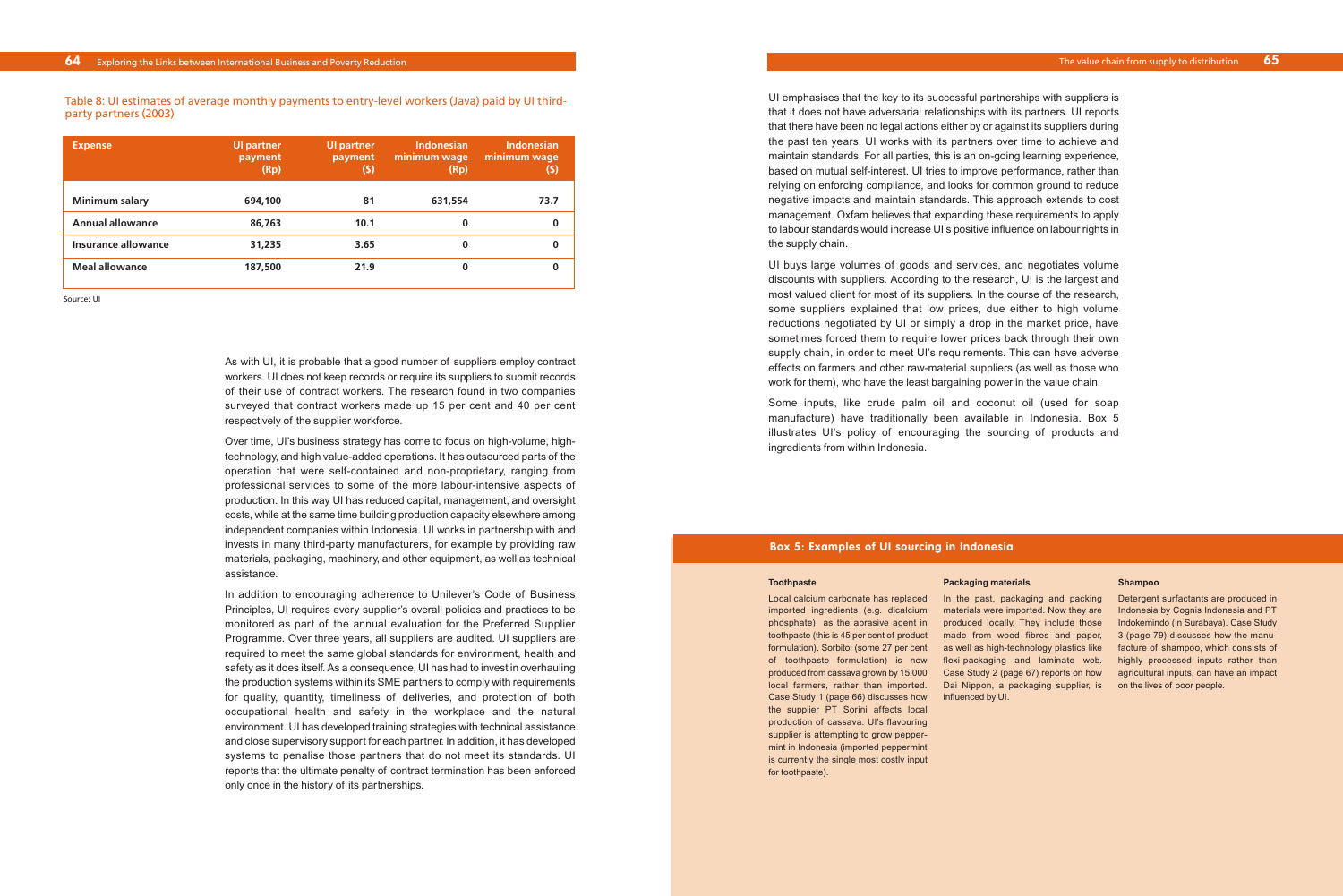Table 8: UI estimates of average monthly payments to entry-level workers (Java) paid by UI third-party partners (2003)

| Expense | UI partner payment (Rp) | UI partner payment ($) | Indonesian minimum wage (Rp) | Indonesian minimum wage ($) |
|---|---|---|---|---|
| Minimum salary | 694,100 | 81 | 631,554 | 73.7 |
| Annual allowance | 86,763 | 10.1 | 0 | 0 |
| Insurance allowance | 31,235 | 3.65 | 0 | 0 |
| Meal allowance | 187,500 | 21.9 | 0 | 0 |

Source: UI

As with UI, it is probable that a good number of suppliers employ contract workers. UI does not keep records or require its suppliers to submit records of their use of contract workers. The research found in two companies surveyed that contract workers made up 15 per cent and 40 per cent respectively of the supplier workforce.

Over time, UI's business strategy has come to focus on high-volume, high-technology, and high value-added operations. It has outsourced parts of the operation that were self-contained and non-proprietary, ranging from professional services to some of the more labour-intensive aspects of production. In this way UI has reduced capital, management, and oversight costs, while at the same time building production capacity elsewhere among independent companies within Indonesia. UI works in partnership with and invests in many third-party manufacturers, for example by providing raw materials, packaging, machinery, and other equipment, as well as technical assistance.

In addition to encouraging adherence to Unilever's Code of Business Principles, UI requires every supplier's overall policies and practices to be monitored as part of the annual evaluation for the Preferred Supplier Programme. Over three years, all suppliers are audited. UI suppliers are required to meet the same global standards for environment, health and safety as it does itself. As a consequence, UI has had to invest in overhauling the production systems within its SME partners to comply with requirements for quality, quantity, timeliness of deliveries, and protection of both occupational health and safety in the workplace and the natural environment. UI has developed training strategies with technical assistance and close supervisory support for each partner. In addition, it has developed systems to penalise those partners that do not meet its standards. UI reports that the ultimate penalty of contract termination has been enforced only once in the history of its partnerships.

UI emphasises that the key to its successful partnerships with suppliers is that it does not have adversarial relationships with its partners. UI reports that there have been no legal actions either by or against its suppliers during the past ten years. UI works with its partners over time to achieve and maintain standards. For all parties, this is an on-going learning experience, based on mutual self-interest. UI tries to improve performance, rather than relying on enforcing compliance, and looks for common ground to reduce negative impacts and maintain standards. This approach extends to cost management. Oxfam believes that expanding these requirements to apply to labour standards would increase UI's positive influence on labour rights in the supply chain.

UI buys large volumes of goods and services, and negotiates volume discounts with suppliers. According to the research, UI is the largest and most valued client for most of its suppliers. In the course of the research, some suppliers explained that low prices, due either to high volume reductions negotiated by UI or simply a drop in the market price, have sometimes forced them to require lower prices back through their own supply chain, in order to meet UI's requirements. This can have adverse effects on farmers and other raw-material suppliers (as well as those who work for them), who have the least bargaining power in the value chain.

Some inputs, like crude palm oil and coconut oil (used for soap manufacture) have traditionally been available in Indonesia. Box 5 illustrates UI's policy of encouraging the sourcing of products and ingredients from within Indonesia.

## Box 5: Examples of UI sourcing in Indonesia

**Toothpaste**

Local calcium carbonate has replaced imported ingredients (e.g. dicalcium phosphate) as the abrasive agent in toothpaste (this is 45 per cent of product formulation). Sorbitol (some 27 per cent of toothpaste formulation) is now produced from cassava grown by 15,000 local farmers, rather than imported. Case Study 1 (page 66) discusses how the supplier PT Sorini affects local production of cassava. UI's flavouring supplier is attempting to grow peppermint in Indonesia (imported peppermint is currently the single most costly input for toothpaste).

**Packaging materials**

In the past, packaging and packing materials were imported. Now they are produced locally. They include those made from wood fibres and paper, as well as high-technology plastics like flexi-packaging and laminate web. Case Study 2 (page 67) reports on how Dai Nippon, a packaging supplier, is influenced by UI.

**Shampoo**

Detergent surfactants are produced in Indonesia by Cognis Indonesia and PT Indokemindo (in Surabaya). Case Study 3 (page 79) discusses how the manufacture of shampoo, which consists of highly processed inputs rather than agricultural inputs, can have an impact on the lives of poor people.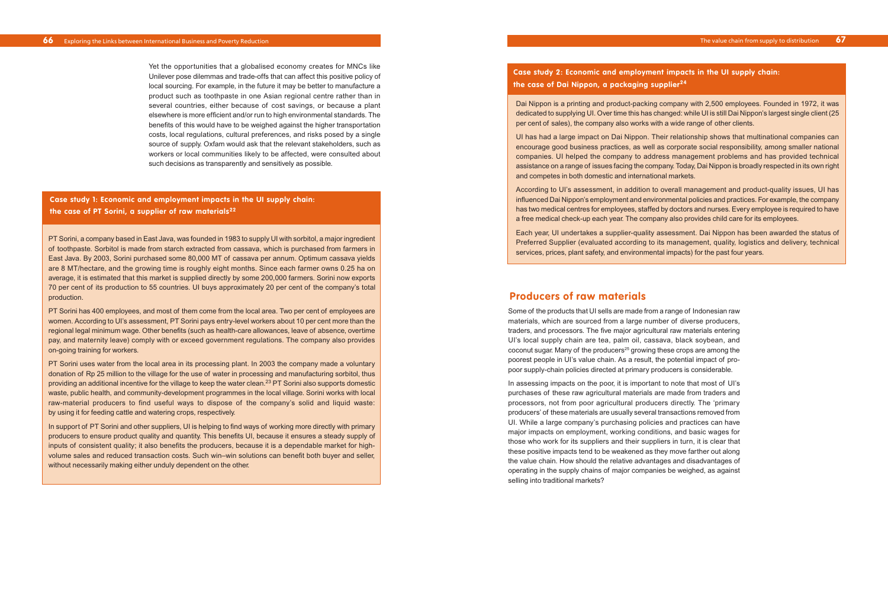Yet the opportunities that a globalised economy creates for MNCs like Unilever pose dilemmas and trade-offs that can affect this positive policy of local sourcing. For example, in the future it may be better to manufacture a product such as toothpaste in one Asian regional centre rather than in several countries, either because of cost savings, or because a plant elsewhere is more efficient and/or run to high environmental standards. The benefits of this would have to be weighed against the higher transportation costs, local regulations, cultural preferences, and risks posed by a single source of supply. Oxfam would ask that the relevant stakeholders, such as workers or local communities likely to be affected, were consulted about such decisions as transparently and sensitively as possible.

### Case study 1: Economic and employment impacts in the UI supply chain: the case of PT Sorini, a supplier of raw materials[22]

PT Sorini, a company based in East Java, was founded in 1983 to supply UI with sorbitol, a major ingredient of toothpaste. Sorbitol is made from starch extracted from cassava, which is purchased from farmers in East Java. By 2003, Sorini purchased some 80,000 MT of cassava per annum. Optimum cassava yields are 8 MT/hectare, and the growing time is roughly eight months. Since each farmer owns 0.25 ha on average, it is estimated that this market is supplied directly by some 200,000 farmers. Sorini now exports 70 per cent of its production to 55 countries. UI buys approximately 20 per cent of the company's total production.

PT Sorini has 400 employees, and most of them come from the local area. Two per cent of employees are women. According to UI's assessment, PT Sorini pays entry-level workers about 10 per cent more than the regional legal minimum wage. Other benefits (such as health-care allowances, leave of absence, overtime pay, and maternity leave) comply with or exceed government regulations. The company also provides on-going training for workers.

PT Sorini uses water from the local area in its processing plant. In 2003 the company made a voluntary donation of Rp 25 million to the village for the use of water in processing and manufacturing sorbitol, thus providing an additional incentive for the village to keep the water clean.[23] PT Sorini also supports domestic waste, public health, and community-development programmes in the local village. Sorini works with local raw-material producers to find useful ways to dispose of the company's solid and liquid waste: by using it for feeding cattle and watering crops, respectively.

In support of PT Sorini and other suppliers, UI is helping to find ways of working more directly with primary producers to ensure product quality and quantity. This benefits UI, because it ensures a steady supply of inputs of consistent quality; it also benefits the producers, because it is a dependable market for high-volume sales and reduced transaction costs. Such win–win solutions can benefit both buyer and seller, without necessarily making either unduly dependent on the other.

### Case study 2: Economic and employment impacts in the UI supply chain: the case of Dai Nippon, a packaging supplier[24]

Dai Nippon is a printing and product-packing company with 2,500 employees. Founded in 1972, it was dedicated to supplying UI. Over time this has changed: while UI is still Dai Nippon's largest single client (25 per cent of sales), the company also works with a wide range of other clients.

UI has had a large impact on Dai Nippon. Their relationship shows that multinational companies can encourage good business practices, as well as corporate social responsibility, among smaller national companies. UI helped the company to address management problems and has provided technical assistance on a range of issues facing the company. Today, Dai Nippon is broadly respected in its own right and competes in both domestic and international markets.

According to UI's assessment, in addition to overall management and product-quality issues, UI has influenced Dai Nippon's employment and environmental policies and practices. For example, the company has two medical centres for employees, staffed by doctors and nurses. Every employee is required to have a free medical check-up each year. The company also provides child care for its employees.

Each year, UI undertakes a supplier-quality assessment. Dai Nippon has been awarded the status of Preferred Supplier (evaluated according to its management, quality, logistics and delivery, technical services, prices, plant safety, and environmental impacts) for the past four years.

## Producers of raw materials

Some of the products that UI sells are made from a range of Indonesian raw materials, which are sourced from a large number of diverse producers, traders, and processors. The five major agricultural raw materials entering UI's local supply chain are tea, palm oil, cassava, black soybean, and coconut sugar. Many of the producers[25] growing these crops are among the poorest people in UI's value chain. As a result, the potential impact of pro-poor supply-chain policies directed at primary producers is considerable.

In assessing impacts on the poor, it is important to note that most of UI's purchases of these raw agricultural materials are made from traders and processors, not from poor agricultural producers directly. The 'primary producers' of these materials are usually several transactions removed from UI. While a large company's purchasing policies and practices can have major impacts on employment, working conditions, and basic wages for those who work for its suppliers and their suppliers in turn, it is clear that these positive impacts tend to be weakened as they move farther out along the value chain. How should the relative advantages and disadvantages of operating in the supply chains of major companies be weighed, as against selling into traditional markets?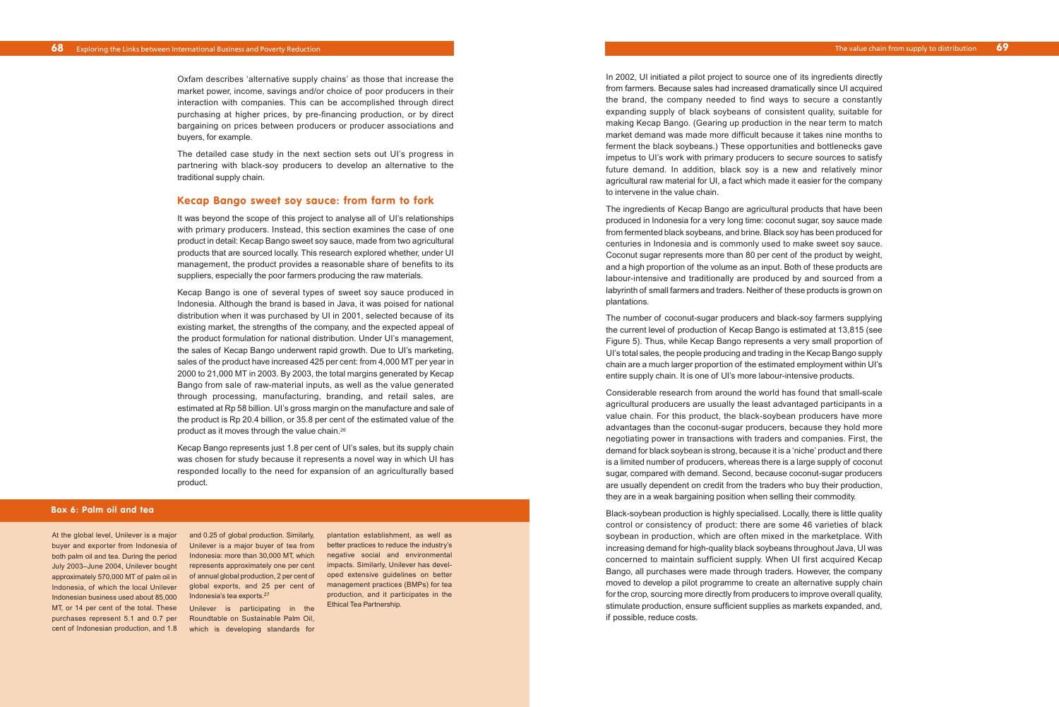Oxfam describes 'alternative supply chains' as those that increase the market power, income, savings and/or choice of poor producers in their interaction with companies. This can be accomplished through direct purchasing at higher prices, by pre-financing production, or by direct bargaining on prices between producers or producer associations and buyers, for example.

The detailed case study in the next section sets out UI's progress in partnering with black-soy producers to develop an alternative to the traditional supply chain.

## Kecap Bango sweet soy sauce: from farm to fork

It was beyond the scope of this project to analyse all of UI's relationships with primary producers. Instead, this section examines the case of one product in detail: Kecap Bango sweet soy sauce, made from two agricultural products that are sourced locally. This research explored whether, under UI management, the product provides a reasonable share of benefits to its suppliers, especially the poor farmers producing the raw materials.

Kecap Bango is one of several types of sweet soy sauce produced in Indonesia. Although the brand is based in Java, it was poised for national distribution when it was purchased by UI in 2001, selected because of its existing market, the strengths of the company, and the expected appeal of the product formulation for national distribution. Under UI's management, the sales of Kecap Bango underwent rapid growth. Due to UI's marketing, sales of the product have increased 425 per cent: from 4,000 MT per year in 2000 to 21,000 MT in 2003. By 2003, the total margins generated by Kecap Bango from sale of raw-material inputs, as well as the value generated through processing, manufacturing, branding, and retail sales, are estimated at Rp 58 billion. UI's gross margin on the manufacture and sale of the product is Rp 20.4 billion, or 35.8 per cent of the estimated value of the product as it moves through the value chain.[26]

Kecap Bango represents just 1.8 per cent of UI's sales, but its supply chain was chosen for study because it represents a novel way in which UI has responded locally to the need for expansion of an agriculturally based product.

### Box 6: Palm oil and tea

At the global level, Unilever is a major buyer and exporter from Indonesia of both palm oil and tea. During the period July 2003–June 2004, Unilever bought approximately 570,000 MT of palm oil in Indonesia, of which the local Unilever Indonesian business used about 85,000 MT, or 14 per cent of the total. These purchases represent 5.1 and 0.7 per cent of Indonesian production, and 1.8 and 0.25 of global production. Similarly, Unilever is a major buyer of tea from Indonesia: more than 30,000 MT, which represents approximately one per cent of annual global production, 2 per cent of global exports, and 25 per cent of Indonesia's tea exports.[27]

Unilever is participating in the Roundtable on Sustainable Palm Oil, which is developing standards for plantation establishment, as well as better practices to reduce the industry's negative social and environmental impacts. Similarly, Unilever has developed extensive guidelines on better management practices (BMPs) for tea production, and it participates in the Ethical Tea Partnership.

In 2002, UI initiated a pilot project to source one of its ingredients directly from farmers. Because sales had increased dramatically since UI acquired the brand, the company needed to find ways to secure a constantly expanding supply of black soybeans of consistent quality, suitable for making Kecap Bango. (Gearing up production in the near term to match market demand was made more difficult because it takes nine months to ferment the black soybeans.) These opportunities and bottlenecks gave impetus to UI's work with primary producers to secure sources to satisfy future demand. In addition, black soy is a new and relatively minor agricultural raw material for UI, a fact which made it easier for the company to intervene in the value chain.

The ingredients of Kecap Bango are agricultural products that have been produced in Indonesia for a very long time: coconut sugar, soy sauce made from fermented black soybeans, and brine. Black soy has been produced for centuries in Indonesia and is commonly used to make sweet soy sauce. Coconut sugar represents more than 80 per cent of the product by weight, and a high proportion of the volume as an input. Both of these products are labour-intensive and traditionally are produced by and sourced from a labyrinth of small farmers and traders. Neither of these products is grown on plantations.

The number of coconut-sugar producers and black-soy farmers supplying the current level of production of Kecap Bango is estimated at 13,815 (see Figure 5). Thus, while Kecap Bango represents a very small proportion of UI's total sales, the people producing and trading in the Kecap Bango supply chain are a much larger proportion of the estimated employment within UI's entire supply chain. It is one of UI's more labour-intensive products.

Considerable research from around the world has found that small-scale agricultural producers are usually the least advantaged participants in a value chain. For this product, the black-soybean producers have more advantages than the coconut-sugar producers, because they hold more negotiating power in transactions with traders and companies. First, the demand for black soybean is strong, because it is a 'niche' product and there is a limited number of producers, whereas there is a large supply of coconut sugar, compared with demand. Second, because coconut-sugar producers are usually dependent on credit from the traders who buy their production, they are in a weak bargaining position when selling their commodity.

Black-soybean production is highly specialised. Locally, there is little quality control or consistency of product: there are some 46 varieties of black soybean in production, which are often mixed in the marketplace. With increasing demand for high-quality black soybeans throughout Java, UI was concerned to maintain sufficient supply. When UI first acquired Kecap Bango, all purchases were made through traders. However, the company moved to develop a pilot programme to create an alternative supply chain for the crop, sourcing more directly from producers to improve overall quality, stimulate production, ensure sufficient supplies as markets expanded, and, if possible, reduce costs.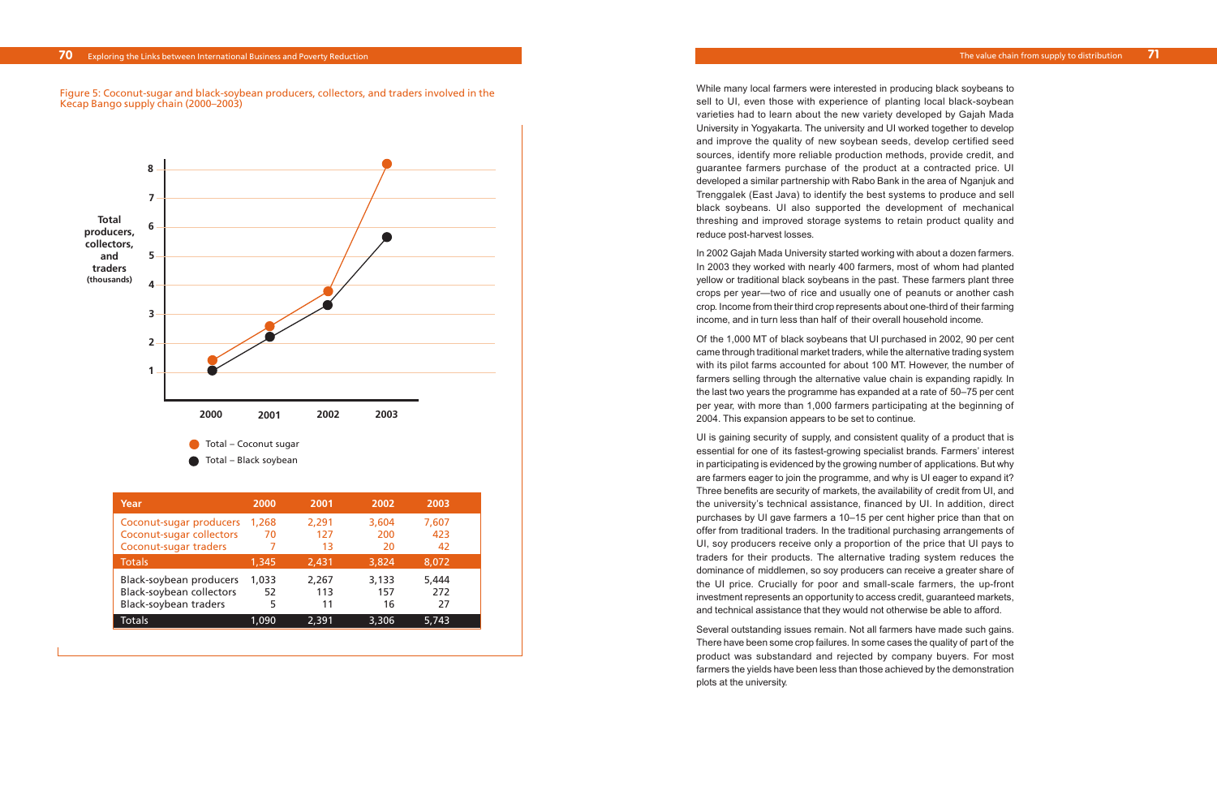Figure 5: Coconut-sugar and black-soybean producers, collectors, and traders involved in the Kecap Bango supply chain (2000–2003)

| Year | 2000 | 2001 | 2002 | 2003 |
|---|---|---|---|---|
| Coconut-sugar producers | 1,268 | 2,291 | 3,604 | 7,607 |
| Coconut-sugar collectors | 70 | 127 | 200 | 423 |
| Coconut-sugar traders | 7 | 13 | 20 | 42 |
| Totals | 1,345 | 2,431 | 3,824 | 8,072 |
| Black-soybean producers | 1,033 | 2,267 | 3,133 | 5,444 |
| Black-soybean collectors | 52 | 113 | 157 | 272 |
| Black-soybean traders | 5 | 11 | 16 | 27 |
| Totals | 1,090 | 2,391 | 3,306 | 5,743 |

While many local farmers were interested in producing black soybeans to sell to UI, even those with experience of planting local black-soybean varieties had to learn about the new variety developed by Gajah Mada University in Yogyakarta. The university and UI worked together to develop and improve the quality of new soybean seeds, develop certified seed sources, identify more reliable production methods, provide credit, and guarantee farmers purchase of the product at a contracted price. UI developed a similar partnership with Rabo Bank in the area of Nganjuk and Trenggalek (East Java) to identify the best systems to produce and sell black soybeans. UI also supported the development of mechanical threshing and improved storage systems to retain product quality and reduce post-harvest losses.

In 2002 Gajah Mada University started working with about a dozen farmers. In 2003 they worked with nearly 400 farmers, most of whom had planted yellow or traditional black soybeans in the past. These farmers plant three crops per year—two of rice and usually one of peanuts or another cash crop. Income from their third crop represents about one-third of their farming income, and in turn less than half of their overall household income.

Of the 1,000 MT of black soybeans that UI purchased in 2002, 90 per cent came through traditional market traders, while the alternative trading system with its pilot farms accounted for about 100 MT. However, the number of farmers selling through the alternative value chain is expanding rapidly. In the last two years the programme has expanded at a rate of 50–75 per cent per year, with more than 1,000 farmers participating at the beginning of 2004. This expansion appears to be set to continue.

UI is gaining security of supply, and consistent quality of a product that is essential for one of its fastest-growing specialist brands. Farmers' interest in participating is evidenced by the growing number of applications. But why are farmers eager to join the programme, and why is UI eager to expand it? Three benefits are security of markets, the availability of credit from UI, and the university's technical assistance, financed by UI. In addition, direct purchases by UI gave farmers a 10–15 per cent higher price than that on offer from traditional traders. In the traditional purchasing arrangements of UI, soy producers receive only a proportion of the price that UI pays to traders for their products. The alternative trading system reduces the dominance of middlemen, so soy producers can receive a greater share of the UI price. Crucially for poor and small-scale farmers, the up-front investment represents an opportunity to access credit, guaranteed markets, and technical assistance that they would not otherwise be able to afford.

Several outstanding issues remain. Not all farmers have made such gains. There have been some crop failures. In some cases the quality of part of the product was substandard and rejected by company buyers. For most farmers the yields have been less than those achieved by the demonstration plots at the university.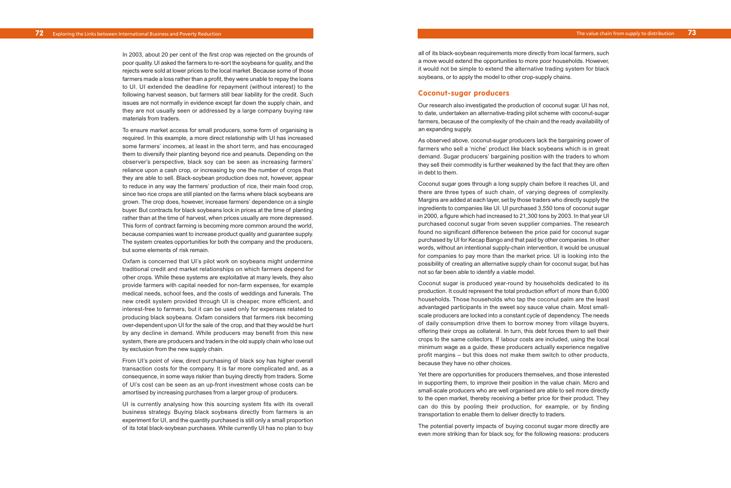In 2003, about 20 per cent of the first crop was rejected on the grounds of poor quality. UI asked the farmers to re-sort the soybeans for quality, and the rejects were sold at lower prices to the local market. Because some of those farmers made a loss rather than a profit, they were unable to repay the loans to UI. UI extended the deadline for repayment (without interest) to the following harvest season, but farmers still bear liability for the credit. Such issues are not normally in evidence except far down the supply chain, and they are not usually seen or addressed by a large company buying raw materials from traders.

To ensure market access for small producers, some form of organising is required. In this example, a more direct relationship with UI has increased some farmers' incomes, at least in the short term, and has encouraged them to diversify their planting beyond rice and peanuts. Depending on the observer's perspective, black soy can be seen as increasing farmers' reliance upon a cash crop, or increasing by one the number of crops that they are able to sell. Black-soybean production does not, however, appear to reduce in any way the farmers' production of rice, their main food crop, since two rice crops are still planted on the farms where black soybeans are grown. The crop does, however, increase farmers' dependence on a single buyer. But contracts for black soybeans lock in prices at the time of planting rather than at the time of harvest, when prices usually are more depressed. This form of contract farming is becoming more common around the world, because companies want to increase product quality and guarantee supply. The system creates opportunities for both the company and the producers, but some elements of risk remain.

Oxfam is concerned that UI's pilot work on soybeans might undermine traditional credit and market relationships on which farmers depend for other crops. While these systems are exploitative at many levels, they also provide farmers with capital needed for non-farm expenses, for example medical needs, school fees, and the costs of weddings and funerals. The new credit system provided through UI is cheaper, more efficient, and interest-free to farmers, but it can be used only for expenses related to producing black soybeans. Oxfam considers that farmers risk becoming over-dependent upon UI for the sale of the crop, and that they would be hurt by any decline in demand. While producers may benefit from this new system, there are producers and traders in the old supply chain who lose out by exclusion from the new supply chain.

From UI's point of view, direct purchasing of black soy has higher overall transaction costs for the company. It is far more complicated and, as a consequence, in some ways riskier than buying directly from traders. Some of UI's cost can be seen as an up-front investment whose costs can be amortised by increasing purchases from a larger group of producers.

UI is currently analysing how this sourcing system fits with its overall business strategy. Buying black soybeans directly from farmers is an experiment for UI, and the quantity purchased is still only a small proportion of its total black-soybean purchases. While currently UI has no plan to buy all of its black-soybean requirements more directly from local farmers, such a move would extend the opportunities to more poor households. However, it would not be simple to extend the alternative trading system for black soybeans, or to apply the model to other crop-supply chains.

## Coconut-sugar producers

Our research also investigated the production of coconut sugar. UI has not, to date, undertaken an alternative-trading pilot scheme with coconut-sugar farmers, because of the complexity of the chain and the ready availability of an expanding supply.

As observed above, coconut-sugar producers lack the bargaining power of farmers who sell a 'niche' product like black soybeans which is in great demand. Sugar producers' bargaining position with the traders to whom they sell their commodity is further weakened by the fact that they are often in debt to them.

Coconut sugar goes through a long supply chain before it reaches UI, and there are three types of such chain, of varying degrees of complexity. Margins are added at each layer, set by those traders who directly supply the ingredients to companies like UI. UI purchased 3,550 tons of coconut sugar in 2000, a figure which had increased to 21,300 tons by 2003. In that year UI purchased coconut sugar from seven supplier companies. The research found no significant difference between the price paid for coconut sugar purchased by UI for Kecap Bango and that paid by other companies. In other words, without an intentional supply-chain intervention, it would be unusual for companies to pay more than the market price. UI is looking into the possibility of creating an alternative supply chain for coconut sugar, but has not so far been able to identify a viable model.

Coconut sugar is produced year-round by households dedicated to its production. It could represent the total production effort of more than 6,000 households. Those households who tap the coconut palm are the least advantaged participants in the sweet soy sauce value chain. Most small-scale producers are locked into a constant cycle of dependency. The needs of daily consumption drive them to borrow money from village buyers, offering their crops as collateral. In turn, this debt forces them to sell their crops to the same collectors. If labour costs are included, using the local minimum wage as a guide, these producers actually experience negative profit margins – but this does not make them switch to other products, because they have no other choices.

Yet there are opportunities for producers themselves, and those interested in supporting them, to improve their position in the value chain. Micro and small-scale producers who are well organised are able to sell more directly to the open market, thereby receiving a better price for their product. They can do this by pooling their production, for example, or by finding transportation to enable them to deliver directly to traders.

The potential poverty impacts of buying coconut sugar more directly are even more striking than for black soy, for the following reasons: producers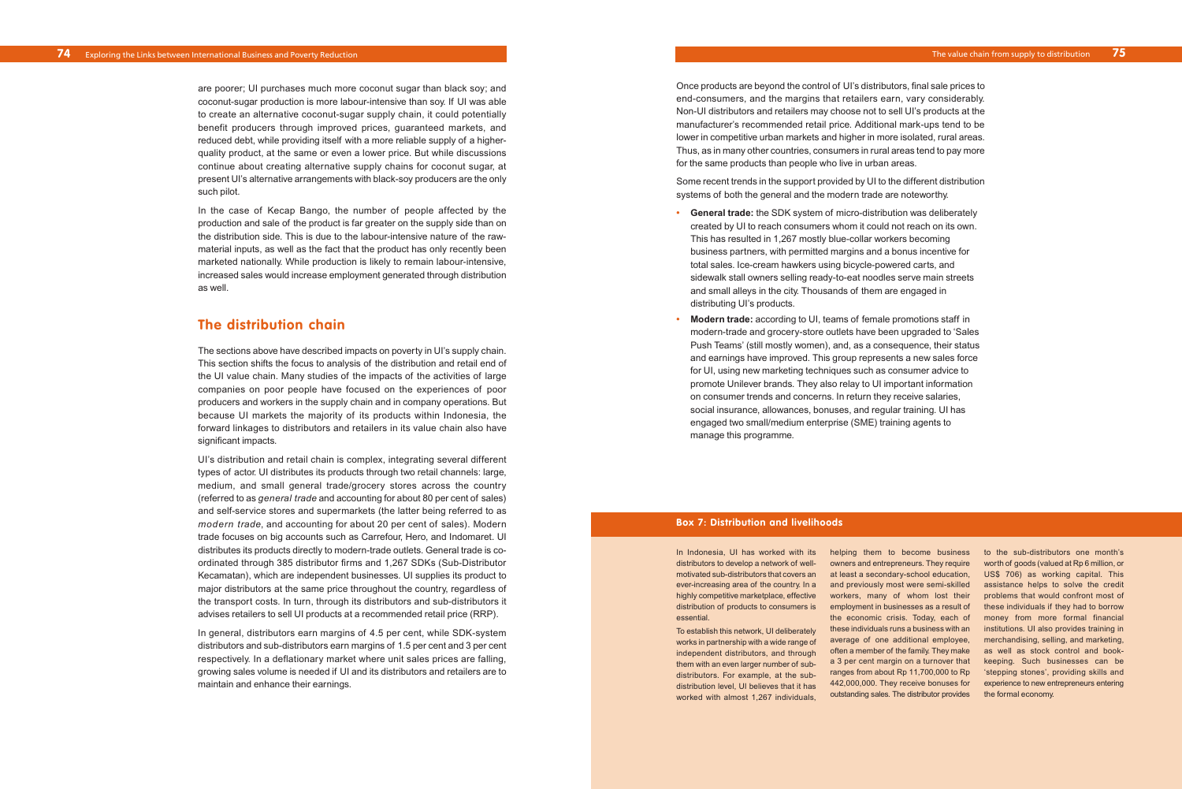are poorer; UI purchases much more coconut sugar than black soy; and coconut-sugar production is more labour-intensive than soy. If UI was able to create an alternative coconut-sugar supply chain, it could potentially benefit producers through improved prices, guaranteed markets, and reduced debt, while providing itself with a more reliable supply of a higher-quality product, at the same or even a lower price. But while discussions continue about creating alternative supply chains for coconut sugar, at present UI's alternative arrangements with black-soy producers are the only such pilot.

In the case of Kecap Bango, the number of people affected by the production and sale of the product is far greater on the supply side than on the distribution side. This is due to the labour-intensive nature of the raw-material inputs, as well as the fact that the product has only recently been marketed nationally. While production is likely to remain labour-intensive, increased sales would increase employment generated through distribution as well.

## The distribution chain

The sections above have described impacts on poverty in UI's supply chain. This section shifts the focus to analysis of the distribution and retail end of the UI value chain. Many studies of the impacts of the activities of large companies on poor people have focused on the experiences of poor producers and workers in the supply chain and in company operations. But because UI markets the majority of its products within Indonesia, the forward linkages to distributors and retailers in its value chain also have significant impacts.

UI's distribution and retail chain is complex, integrating several different types of actor. UI distributes its products through two retail channels: large, medium, and small general trade/grocery stores across the country (referred to as *general trade* and accounting for about 80 per cent of sales) and self-service stores and supermarkets (the latter being referred to as *modern trade*, and accounting for about 20 per cent of sales). Modern trade focuses on big accounts such as Carrefour, Hero, and Indomaret. UI distributes its products directly to modern-trade outlets. General trade is co-ordinated through 385 distributor firms and 1,267 SDKs (Sub-Distributor Kecamatan), which are independent businesses. UI supplies its product to major distributors at the same price throughout the country, regardless of the transport costs. In turn, through its distributors and sub-distributors it advises retailers to sell UI products at a recommended retail price (RRP).

In general, distributors earn margins of 4.5 per cent, while SDK-system distributors and sub-distributors earn margins of 1.5 per cent and 3 per cent respectively. In a deflationary market where unit sales prices are falling, growing sales volume is needed if UI and its distributors and retailers are to maintain and enhance their earnings.

Once products are beyond the control of UI's distributors, final sale prices to end-consumers, and the margins that retailers earn, vary considerably. Non-UI distributors and retailers may choose not to sell UI's products at the manufacturer's recommended retail price. Additional mark-ups tend to be lower in competitive urban markets and higher in more isolated, rural areas. Thus, as in many other countries, consumers in rural areas tend to pay more for the same products than people who live in urban areas.

Some recent trends in the support provided by UI to the different distribution systems of both the general and the modern trade are noteworthy.

- **General trade:** the SDK system of micro-distribution was deliberately created by UI to reach consumers whom it could not reach on its own. This has resulted in 1,267 mostly blue-collar workers becoming business partners, with permitted margins and a bonus incentive for total sales. Ice-cream hawkers using bicycle-powered carts, and sidewalk stall owners selling ready-to-eat noodles serve main streets and small alleys in the city. Thousands of them are engaged in distributing UI's products.
- **Modern trade:** according to UI, teams of female promotions staff in modern-trade and grocery-store outlets have been upgraded to 'Sales Push Teams' (still mostly women), and, as a consequence, their status and earnings have improved. This group represents a new sales force for UI, using new marketing techniques such as consumer advice to promote Unilever brands. They also relay to UI important information on consumer trends and concerns. In return they receive salaries, social insurance, allowances, bonuses, and regular training. UI has engaged two small/medium enterprise (SME) training agents to manage this programme.

### Box 7: Distribution and livelihoods

In Indonesia, UI has worked with its distributors to develop a network of well-motivated sub-distributors that covers an ever-increasing area of the country. In a highly competitive marketplace, effective distribution of products to consumers is essential.

To establish this network, UI deliberately works in partnership with a wide range of independent distributors, and through them with an even larger number of sub-distributors. For example, at the sub-distribution level, UI believes that it has worked with almost 1,267 individuals, helping them to become business owners and entrepreneurs. They require at least a secondary-school education, and previously most were semi-skilled workers, many of whom lost their employment in businesses as a result of the economic crisis. Today, each of these individuals runs a business with an average of one additional employee, often a member of the family. They make a 3 per cent margin on a turnover that ranges from about Rp 11,700,000 to Rp 442,000,000. They receive bonuses for outstanding sales. The distributor provides to the sub-distributors one month's worth of goods (valued at Rp 6 million, or US$ 706) as working capital. This assistance helps to solve the credit problems that would confront most of these individuals if they had to borrow money from more formal financial institutions. UI also provides training in merchandising, selling, and marketing, as well as stock control and book-keeping. Such businesses can be 'stepping stones', providing skills and experience to new entrepreneurs entering the formal economy.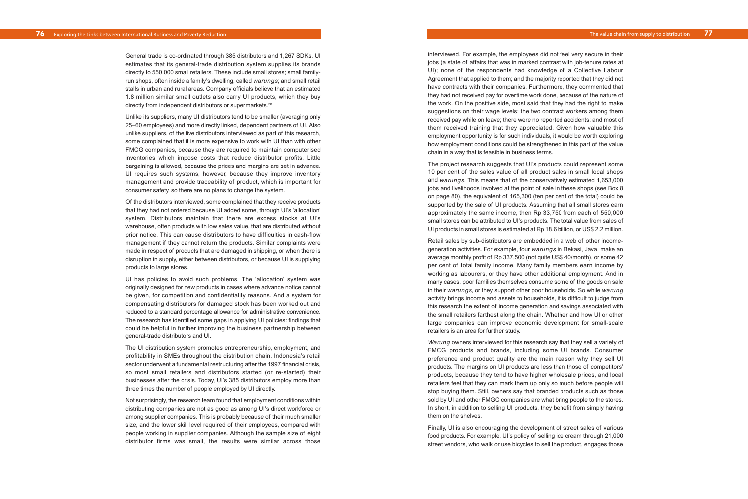General trade is co-ordinated through 385 distributors and 1,267 SDKs. UI estimates that its general-trade distribution system supplies its brands directly to 550,000 small retailers. These include small stores; small family-run shops, often inside a family's dwelling, called *warungs*; and small retail stalls in urban and rural areas. Company officials believe that an estimated 1.8 million similar small outlets also carry UI products, which they buy directly from independent distributors or supermarkets.[28]

Unlike its suppliers, many UI distributors tend to be smaller (averaging only 25–60 employees) and more directly linked, dependent partners of UI. Also unlike suppliers, of the five distributors interviewed as part of this research, some complained that it is more expensive to work with UI than with other FMCG companies, because they are required to maintain computerised inventories which impose costs that reduce distributor profits. Little bargaining is allowed, because the prices and margins are set in advance. UI requires such systems, however, because they improve inventory management and provide traceability of product, which is important for consumer safety, so there are no plans to change the system.

Of the distributors interviewed, some complained that they receive products that they had not ordered because UI added some, through UI's 'allocation' system. Distributors maintain that there are excess stocks at UI's warehouse, often products with low sales value, that are distributed without prior notice. This can cause distributors to have difficulties in cash-flow management if they cannot return the products. Similar complaints were made in respect of products that are damaged in shipping, or when there is disruption in supply, either between distributors, or because UI is supplying products to large stores.

UI has policies to avoid such problems. The 'allocation' system was originally designed for new products in cases where advance notice cannot be given, for competition and confidentiality reasons. And a system for compensating distributors for damaged stock has been worked out and reduced to a standard percentage allowance for administrative convenience. The research has identified some gaps in applying UI policies: findings that could be helpful in further improving the business partnership between general-trade distributors and UI.

The UI distribution system promotes entrepreneurship, employment, and profitability in SMEs throughout the distribution chain. Indonesia's retail sector underwent a fundamental restructuring after the 1997 financial crisis, so most small retailers and distributors started (or re-started) their businesses after the crisis. Today, UI's 385 distributors employ more than three times the number of people employed by UI directly.

Not surprisingly, the research team found that employment conditions within distributing companies are not as good as among UI's direct workforce or among supplier companies. This is probably because of their much smaller size, and the lower skill level required of their employees, compared with people working in supplier companies. Although the sample size of eight distributor firms was small, the results were similar across those interviewed. For example, the employees did not feel very secure in their jobs (a state of affairs that was in marked contrast with job-tenure rates at UI); none of the respondents had knowledge of a Collective Labour Agreement that applied to them; and the majority reported that they did not have contracts with their companies. Furthermore, they commented that they had not received pay for overtime work done, because of the nature of the work. On the positive side, most said that they had the right to make suggestions on their wage levels; the two contract workers among them received pay while on leave; there were no reported accidents; and most of them received training that they appreciated. Given how valuable this employment opportunity is for such individuals, it would be worth exploring how employment conditions could be strengthened in this part of the value chain in a way that is feasible in business terms.

The project research suggests that UI's products could represent some 10 per cent of the sales value of all product sales in small local shops and *warungs*. This means that of the conservatively estimated 1,653,000 jobs and livelihoods involved at the point of sale in these shops (see Box 8 on page 80), the equivalent of 165,300 (ten per cent of the total) could be supported by the sale of UI products. Assuming that all small stores earn approximately the same income, then Rp 33,750 from each of 550,000 small stores can be attributed to UI's products. The total value from sales of UI products in small stores is estimated at Rp 18.6 billion, or US$ 2.2 million.

Retail sales by sub-distributors are embedded in a web of other income-generation activities. For example, four *warungs* in Bekasi, Java, make an average monthly profit of Rp 337,500 (not quite US$ 40/month), or some 42 per cent of total family income. Many family members earn income by working as labourers, or they have other additional employment. And in many cases, poor families themselves consume some of the goods on sale in their *warungs*, or they support other poor households. So while *warung* activity brings income and assets to households, it is difficult to judge from this research the extent of income generation and savings associated with the small retailers farthest along the chain. Whether and how UI or other large companies can improve economic development for small-scale retailers is an area for further study.

*Warung* owners interviewed for this research say that they sell a variety of FMCG products and brands, including some UI brands. Consumer preference and product quality are the main reason why they sell UI products. The margins on UI products are less than those of competitors' products, because they tend to have higher wholesale prices, and local retailers feel that they can mark them up only so much before people will stop buying them. Still, owners say that branded products such as those sold by UI and other FMGC companies are what bring people to the stores. In short, in addition to selling UI products, they benefit from simply having them on the shelves.

Finally, UI is also encouraging the development of street sales of various food products. For example, UI's policy of selling ice cream through 21,000 street vendors, who walk or use bicycles to sell the product, engages those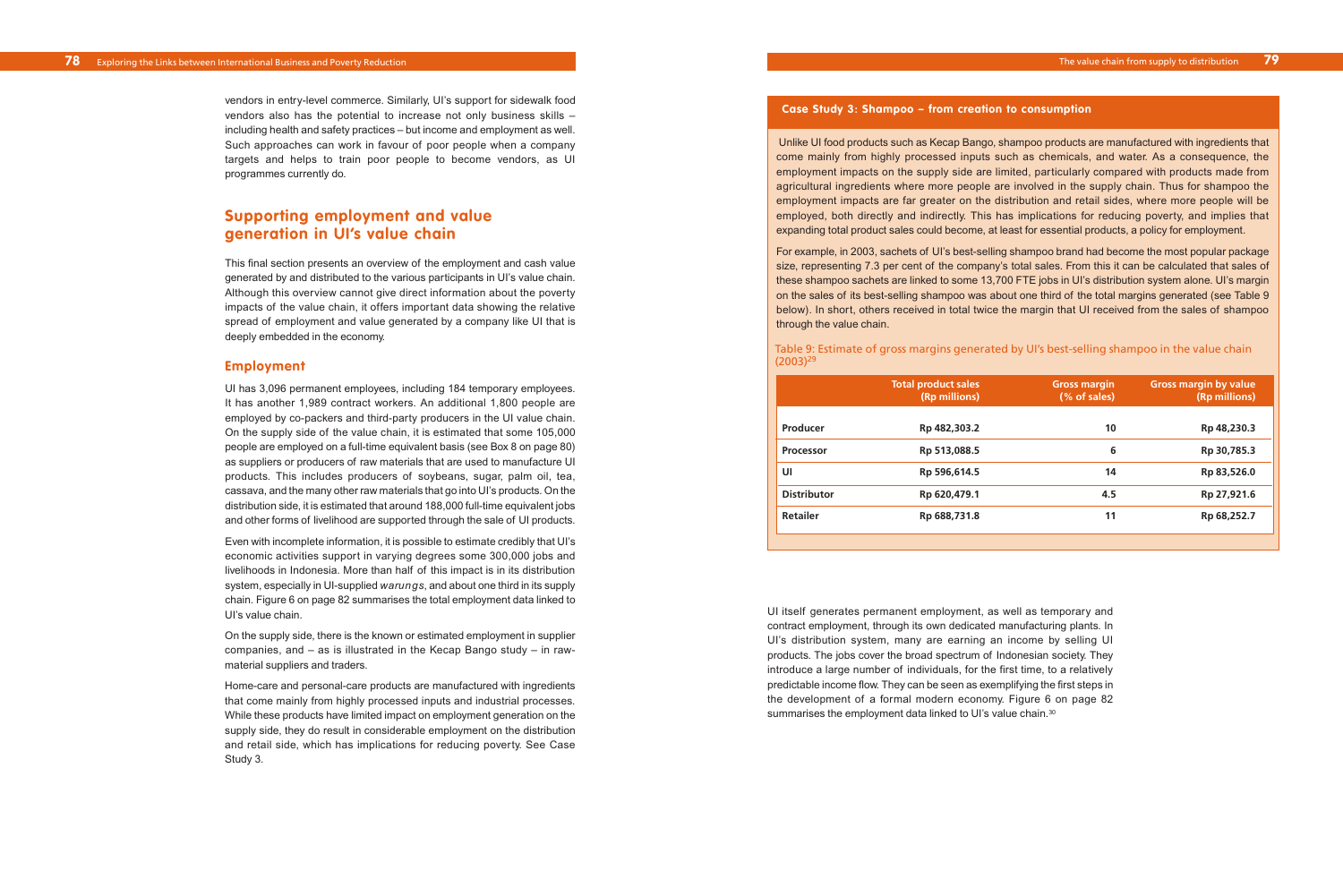vendors in entry-level commerce. Similarly, UI's support for sidewalk food vendors also has the potential to increase not only business skills – including health and safety practices – but income and employment as well. Such approaches can work in favour of poor people when a company targets and helps to train poor people to become vendors, as UI programmes currently do.

## Supporting employment and value generation in UI's value chain

This final section presents an overview of the employment and cash value generated by and distributed to the various participants in UI's value chain. Although this overview cannot give direct information about the poverty impacts of the value chain, it offers important data showing the relative spread of employment and value generated by a company like UI that is deeply embedded in the economy.

### Employment

UI has 3,096 permanent employees, including 184 temporary employees. It has another 1,989 contract workers. An additional 1,800 people are employed by co-packers and third-party producers in the UI value chain. On the supply side of the value chain, it is estimated that some 105,000 people are employed on a full-time equivalent basis (see Box 8 on page 80) as suppliers or producers of raw materials that are used to manufacture UI products. This includes producers of soybeans, sugar, palm oil, tea, cassava, and the many other raw materials that go into UI's products. On the distribution side, it is estimated that around 188,000 full-time equivalent jobs and other forms of livelihood are supported through the sale of UI products.

Even with incomplete information, it is possible to estimate credibly that UI's economic activities support in varying degrees some 300,000 jobs and livelihoods in Indonesia. More than half of this impact is in its distribution system, especially in UI-supplied *warungs*, and about one third in its supply chain. Figure 6 on page 82 summarises the total employment data linked to UI's value chain.

On the supply side, there is the known or estimated employment in supplier companies, and – as is illustrated in the Kecap Bango study – in raw-material suppliers and traders.

Home-care and personal-care products are manufactured with ingredients that come mainly from highly processed inputs and industrial processes. While these products have limited impact on employment generation on the supply side, they do result in considerable employment on the distribution and retail side, which has implications for reducing poverty. See Case Study 3.

**Case Study 3: Shampoo – from creation to consumption**

Unlike UI food products such as Kecap Bango, shampoo products are manufactured with ingredients that come mainly from highly processed inputs such as chemicals, and water. As a consequence, the employment impacts on the supply side are limited, particularly compared with products made from agricultural ingredients where more people are involved in the supply chain. Thus for shampoo the employment impacts are far greater on the distribution and retail sides, where more people will be employed, both directly and indirectly. This has implications for reducing poverty, and implies that expanding total product sales could become, at least for essential products, a policy for employment.

For example, in 2003, sachets of UI's best-selling shampoo brand had become the most popular package size, representing 7.3 per cent of the company's total sales. From this it can be calculated that sales of these shampoo sachets are linked to some 13,700 FTE jobs in UI's distribution system alone. UI's margin on the sales of its best-selling shampoo was about one third of the total margins generated (see Table 9 below). In short, others received in total twice the margin that UI received from the sales of shampoo through the value chain.

Table 9: Estimate of gross margins generated by UI's best-selling shampoo in the value chain (2003)[29]

| | Total product sales (Rp millions) | Gross margin (% of sales) | Gross margin by value (Rp millions) |
|---|---|---|---|
| Producer | Rp 482,303.2 | 10 | Rp 48,230.3 |
| Processor | Rp 513,088.5 | 6 | Rp 30,785.3 |
| UI | Rp 596,614.5 | 14 | Rp 83,526.0 |
| Distributor | Rp 620,479.1 | 4.5 | Rp 27,921.6 |
| Retailer | Rp 688,731.8 | 11 | Rp 68,252.7 |

UI itself generates permanent employment, as well as temporary and contract employment, through its own dedicated manufacturing plants. In UI's distribution system, many are earning an income by selling UI products. The jobs cover the broad spectrum of Indonesian society. They introduce a large number of individuals, for the first time, to a relatively predictable income flow. They can be seen as exemplifying the first steps in the development of a formal modern economy. Figure 6 on page 82 summarises the employment data linked to UI's value chain.[30]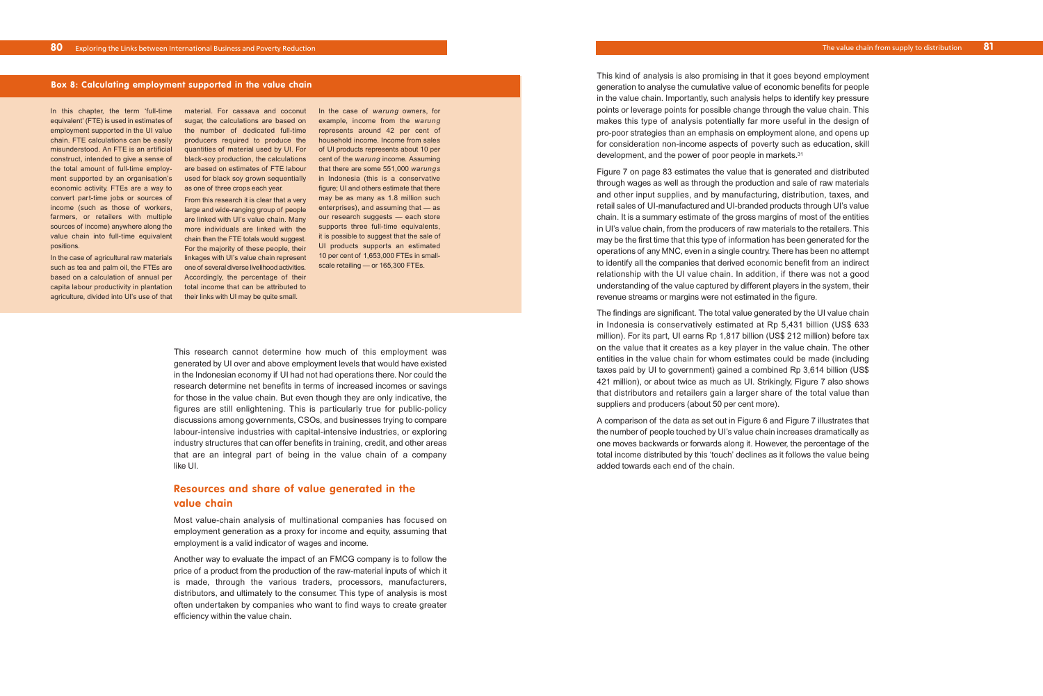## Box 8: Calculating employment supported in the value chain

In this chapter, the term 'full-time equivalent' (FTE) is used in estimates of employment supported in the UI value chain. FTE calculations can be easily misunderstood. An FTE is an artificial construct, intended to give a sense of the total amount of full-time employment supported by an organisation's economic activity. FTEs are a way to convert part-time jobs or sources of income (such as those of workers, farmers, or retailers with multiple sources of income) anywhere along the value chain into full-time equivalent positions.

In the case of agricultural raw materials such as tea and palm oil, the FTEs are based on a calculation of annual per capita labour productivity in plantation agriculture, divided into UI's use of that material. For cassava and coconut sugar, the calculations are based on the number of dedicated full-time producers required to produce the quantities of material used by UI. For black-soy production, the calculations are based on estimates of FTE labour used for black soy grown sequentially as one of three crops each year.

From this research it is clear that a very large and wide-ranging group of people are linked with UI's value chain. Many more individuals are linked with the chain than the FTE totals would suggest. For the majority of these people, their linkages with UI's value chain represent one of several diverse livelihood activities. Accordingly, the percentage of their total income that can be attributed to their links with UI may be quite small.

In the case of *warung* owners, for example, income from the *warung* represents around 42 per cent of household income. Income from sales of UI products represents about 10 per cent of the *warung* income. Assuming that there are some 551,000 *warungs* in Indonesia (this is a conservative figure; UI and others estimate that there may be as many as 1.8 million such enterprises), and assuming that — as our research suggests — each store supports three full-time equivalents, it is possible to suggest that the sale of UI products supports an estimated 10 per cent of 1,653,000 FTEs in small-scale retailing — or 165,300 FTEs.

This research cannot determine how much of this employment was generated by UI over and above employment levels that would have existed in the Indonesian economy if UI had not had operations there. Nor could the research determine net benefits in terms of increased incomes or savings for those in the value chain. But even though they are only indicative, the figures are still enlightening. This is particularly true for public-policy discussions among governments, CSOs, and businesses trying to compare labour-intensive industries with capital-intensive industries, or exploring industry structures that can offer benefits in training, credit, and other areas that are an integral part of being in the value chain of a company like UI.

## Resources and share of value generated in the value chain

Most value-chain analysis of multinational companies has focused on employment generation as a proxy for income and equity, assuming that employment is a valid indicator of wages and income.

Another way to evaluate the impact of an FMCG company is to follow the price of a product from the production of the raw-material inputs of which it is made, through the various traders, processors, manufacturers, distributors, and ultimately to the consumer. This type of analysis is most often undertaken by companies who want to find ways to create greater efficiency within the value chain.

This kind of analysis is also promising in that it goes beyond employment generation to analyse the cumulative value of economic benefits for people in the value chain. Importantly, such analysis helps to identify key pressure points or leverage points for possible change through the value chain. This makes this type of analysis potentially far more useful in the design of pro-poor strategies than an emphasis on employment alone, and opens up for consideration non-income aspects of poverty such as education, skill development, and the power of poor people in markets.[31]

Figure 7 on page 83 estimates the value that is generated and distributed through wages as well as through the production and sale of raw materials and other input supplies, and by manufacturing, distribution, taxes, and retail sales of UI-manufactured and UI-branded products through UI's value chain. It is a summary estimate of the gross margins of most of the entities in UI's value chain, from the producers of raw materials to the retailers. This may be the first time that this type of information has been generated for the operations of any MNC, even in a single country. There has been no attempt to identify all the companies that derived economic benefit from an indirect relationship with the UI value chain. In addition, if there was not a good understanding of the value captured by different players in the system, their revenue streams or margins were not estimated in the figure.

The findings are significant. The total value generated by the UI value chain in Indonesia is conservatively estimated at Rp 5,431 billion (US$ 633 million). For its part, UI earns Rp 1,817 billion (US$ 212 million) before tax on the value that it creates as a key player in the value chain. The other entities in the value chain for whom estimates could be made (including taxes paid by UI to government) gained a combined Rp 3,614 billion (US$ 421 million), or about twice as much as UI. Strikingly, Figure 7 also shows that distributors and retailers gain a larger share of the total value than suppliers and producers (about 50 per cent more).

A comparison of the data as set out in Figure 6 and Figure 7 illustrates that the number of people touched by UI's value chain increases dramatically as one moves backwards or forwards along it. However, the percentage of the total income distributed by this 'touch' declines as it follows the value being added towards each end of the chain.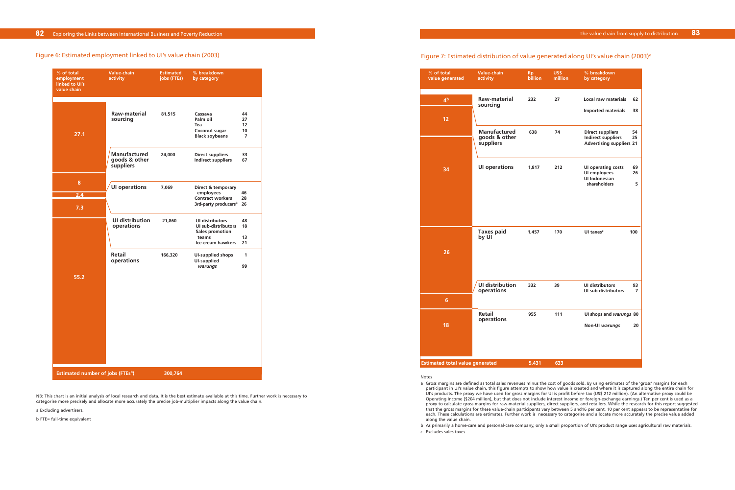## Figure 6: Estimated employment linked to UI's value chain (2003)

| % of total employment linked to UI's value chain | Value-chain activity | Estimated jobs (FTEs) | % breakdown by category | |
|---|---|---|---|---|
| 27.1 | Raw-material sourcing | 81,515 | Cassava | 44 |
| | | | Palm oil | 27 |
| | | | Tea | 12 |
| | | | Coconut sugar | 10 |
| | | | Black soybeans | 7 |
| 8 | Manufactured goods & other suppliers | 24,000 | Direct suppliers | 33 |
| | | | Indirect suppliers | 67 |
| 2.4 | UI operations | 7,069 | Direct & temporary employees | 46 |
| | | | Contract workers | 28 |
| | | | 3rd-party producers[a] | 26 |
| 7.3 | UI distribution operations | 21,860 | UI distributors | 48 |
| | | | UI sub-distributors | 18 |
| | | | Sales promotion teams | 13 |
| | | | Ice-cream hawkers | 21 |
| 55.2 | Retail operations | 166,320 | UI-supplied shops | 1 |
| | | | UI-supplied *warungs* | 99 |
| **Estimated number of jobs (FTEs[b])** | | 300,764 | | |

NB: This chart is an initial analysis of local research and data. It is the best estimate available at this time. Further work is necessary to categorise more precisely and allocate more accurately the precise job-multiplier impacts along the value chain.

a Excluding advertisers.

b FTE= full-time equivalent

## Figure 7: Estimated distribution of value generated along UI's value chain (2003)[a]

| % of total value generated | Value-chain activity | Rp billion | US$ million | % breakdown by category | |
|---|---|---|---|---|---|
| 4[b] | Raw-material sourcing | 232 | 27 | Local raw materials | 62 |
| | | | | Imported materials | 38 |
| 12 | Manufactured goods & other suppliers | 638 | 74 | Direct suppliers | 54 |
| | | | | Indirect suppliers | 25 |
| | | | | Advertising suppliers | 21 |
| 34 | UI operations | 1,817 | 212 | UI operating costs | 69 |
| | | | | UI employees | 26 |
| | | | | UI Indonesian shareholders | 5 |
| 26 | Taxes paid by UI | 1,457 | 170 | UI taxes[c] | 100 |
| 6 | UI distribution operations | 332 | 39 | UI distributors | 93 |
| | | | | UI sub-distributors | 7 |
| 18 | Retail operations | 955 | 111 | UI shops and *warungs* | 80 |
| | | | | Non-UI *warungs* | 20 |
| **Estimated total value generated** | | 5,431 | 633 | | |

Notes

a Gross margins are defined as total sales revenues minus the cost of goods sold. By using estimates of the 'gross' margins for each participant in UI's value chain, this figure attempts to show how value is created and where it is captured along the entire chain for UI's products. The proxy we have used for gross margins for UI is profit before tax (US$ 212 million). (An alternative proxy could be Operating Income [$204 million], but that does not include interest income or foreign-exchange earnings.) Ten per cent is used as a proxy to calculate gross margins for raw-material suppliers, direct suppliers, and retailers. While the research for this report suggested that the gross margins for these value-chain participants vary between 5 and16 per cent, 10 per cent appears to be representative for each. These calculations are estimates. Further work is necessary to categorise and allocate more accurately the precise value added along the value chain.

b As primarily a home-care and personal-care company, only a small proportion of UI's product range uses agricultural raw materials.

c Excludes sales taxes.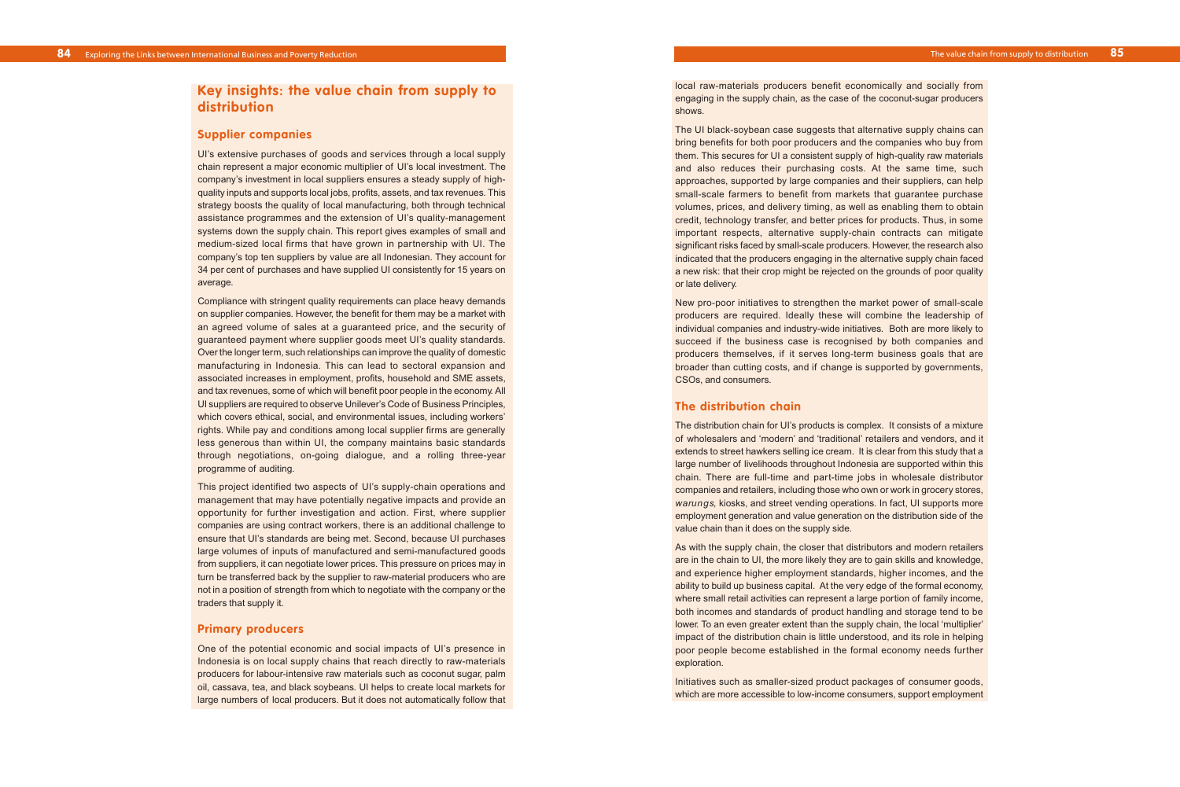## Key insights: the value chain from supply to distribution

### Supplier companies

UI's extensive purchases of goods and services through a local supply chain represent a major economic multiplier of UI's local investment. The company's investment in local suppliers ensures a steady supply of high-quality inputs and supports local jobs, profits, assets, and tax revenues. This strategy boosts the quality of local manufacturing, both through technical assistance programmes and the extension of UI's quality-management systems down the supply chain. This report gives examples of small and medium-sized local firms that have grown in partnership with UI. The company's top ten suppliers by value are all Indonesian. They account for 34 per cent of purchases and have supplied UI consistently for 15 years on average.

Compliance with stringent quality requirements can place heavy demands on supplier companies. However, the benefit for them may be a market with an agreed volume of sales at a guaranteed price, and the security of guaranteed payment where supplier goods meet UI's quality standards. Over the longer term, such relationships can improve the quality of domestic manufacturing in Indonesia. This can lead to sectoral expansion and associated increases in employment, profits, household and SME assets, and tax revenues, some of which will benefit poor people in the economy. All UI suppliers are required to observe Unilever's Code of Business Principles, which covers ethical, social, and environmental issues, including workers' rights. While pay and conditions among local supplier firms are generally less generous than within UI, the company maintains basic standards through negotiations, on-going dialogue, and a rolling three-year programme of auditing.

This project identified two aspects of UI's supply-chain operations and management that may have potentially negative impacts and provide an opportunity for further investigation and action. First, where supplier companies are using contract workers, there is an additional challenge to ensure that UI's standards are being met. Second, because UI purchases large volumes of inputs of manufactured and semi-manufactured goods from suppliers, it can negotiate lower prices. This pressure on prices may in turn be transferred back by the supplier to raw-material producers who are not in a position of strength from which to negotiate with the company or the traders that supply it.

### Primary producers

One of the potential economic and social impacts of UI's presence in Indonesia is on local supply chains that reach directly to raw-materials producers for labour-intensive raw materials such as coconut sugar, palm oil, cassava, tea, and black soybeans. UI helps to create local markets for large numbers of local producers. But it does not automatically follow that local raw-materials producers benefit economically and socially from engaging in the supply chain, as the case of the coconut-sugar producers shows.

The UI black-soybean case suggests that alternative supply chains can bring benefits for both poor producers and the companies who buy from them. This secures for UI a consistent supply of high-quality raw materials and also reduces their purchasing costs. At the same time, such approaches, supported by large companies and their suppliers, can help small-scale farmers to benefit from markets that guarantee purchase volumes, prices, and delivery timing, as well as enabling them to obtain credit, technology transfer, and better prices for products. Thus, in some important respects, alternative supply-chain contracts can mitigate significant risks faced by small-scale producers. However, the research also indicated that the producers engaging in the alternative supply chain faced a new risk: that their crop might be rejected on the grounds of poor quality or late delivery.

New pro-poor initiatives to strengthen the market power of small-scale producers are required. Ideally these will combine the leadership of individual companies and industry-wide initiatives. Both are more likely to succeed if the business case is recognised by both companies and producers themselves, if it serves long-term business goals that are broader than cutting costs, and if change is supported by governments, CSOs, and consumers.

### The distribution chain

The distribution chain for UI's products is complex. It consists of a mixture of wholesalers and 'modern' and 'traditional' retailers and vendors, and it extends to street hawkers selling ice cream. It is clear from this study that a large number of livelihoods throughout Indonesia are supported within this chain. There are full-time and part-time jobs in wholesale distributor companies and retailers, including those who own or work in grocery stores, *warungs*, kiosks, and street vending operations. In fact, UI supports more employment generation and value generation on the distribution side of the value chain than it does on the supply side.

As with the supply chain, the closer that distributors and modern retailers are in the chain to UI, the more likely they are to gain skills and knowledge, and experience higher employment standards, higher incomes, and the ability to build up business capital. At the very edge of the formal economy, where small retail activities can represent a large portion of family income, both incomes and standards of product handling and storage tend to be lower. To an even greater extent than the supply chain, the local 'multiplier' impact of the distribution chain is little understood, and its role in helping poor people become established in the formal economy needs further exploration.

Initiatives such as smaller-sized product packages of consumer goods, which are more accessible to low-income consumers, support employment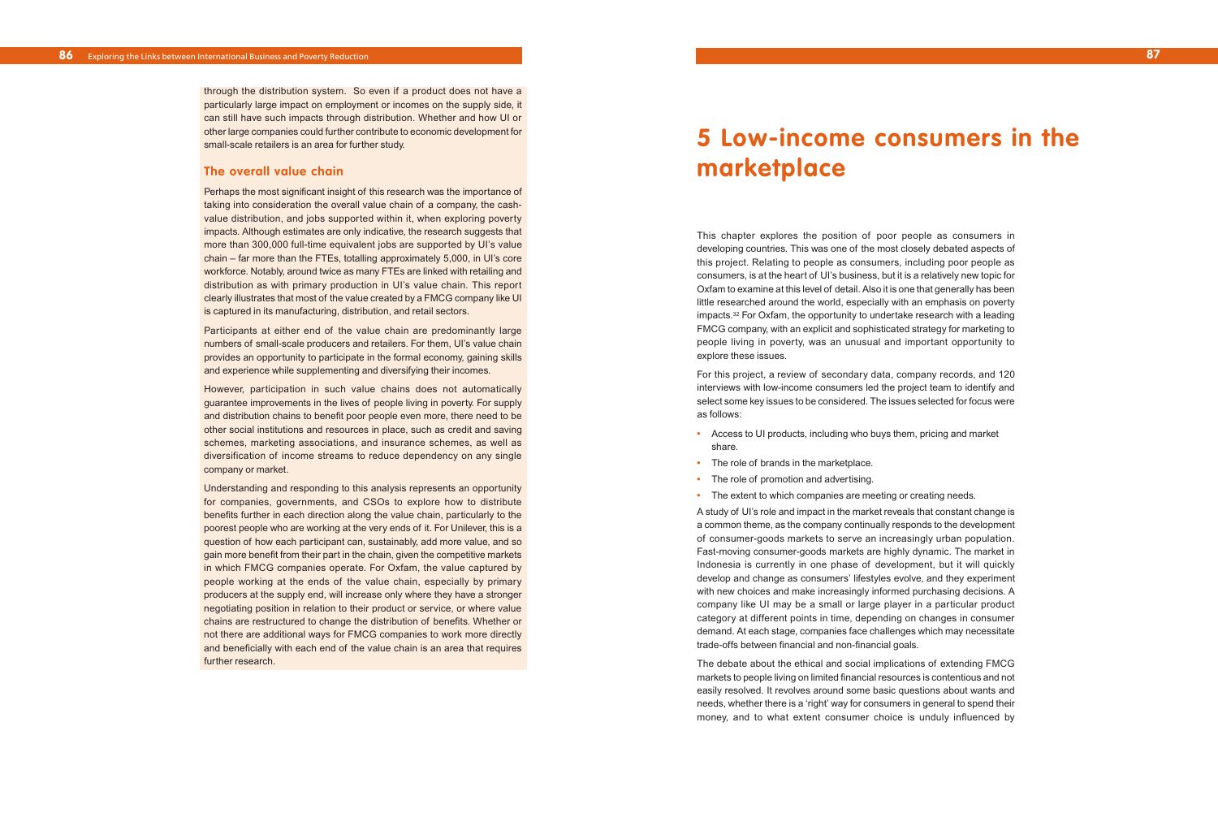through the distribution system. So even if a product does not have a particularly large impact on employment or incomes on the supply side, it can still have such impacts through distribution. Whether and how UI or other large companies could further contribute to economic development for small-scale retailers is an area for further study.

### The overall value chain

Perhaps the most significant insight of this research was the importance of taking into consideration the overall value chain of a company, the cash-value distribution, and jobs supported within it, when exploring poverty impacts. Although estimates are only indicative, the research suggests that more than 300,000 full-time equivalent jobs are supported by UI's value chain – far more than the FTEs, totalling approximately 5,000, in UI's core workforce. Notably, around twice as many FTEs are linked with retailing and distribution as with primary production in UI's value chain. This report clearly illustrates that most of the value created by a FMCG company like UI is captured in its manufacturing, distribution, and retail sectors.

Participants at either end of the value chain are predominantly large numbers of small-scale producers and retailers. For them, UI's value chain provides an opportunity to participate in the formal economy, gaining skills and experience while supplementing and diversifying their incomes.

However, participation in such value chains does not automatically guarantee improvements in the lives of people living in poverty. For supply and distribution chains to benefit poor people even more, there need to be other social institutions and resources in place, such as credit and saving schemes, marketing associations, and insurance schemes, as well as diversification of income streams to reduce dependency on any single company or market.

Understanding and responding to this analysis represents an opportunity for companies, governments, and CSOs to explore how to distribute benefits further in each direction along the value chain, particularly to the poorest people who are working at the very ends of it. For Unilever, this is a question of how each participant can, sustainably, add more value, and so gain more benefit from their part in the chain, given the competitive markets in which FMCG companies operate. For Oxfam, the value captured by people working at the ends of the value chain, especially by primary producers at the supply end, will increase only where they have a stronger negotiating position in relation to their product or service, or where value chains are restructured to change the distribution of benefits. Whether or not there are additional ways for FMCG companies to work more directly and beneficially with each end of the value chain is an area that requires further research.

# 5 Low-income consumers in the marketplace

This chapter explores the position of poor people as consumers in developing countries. This was one of the most closely debated aspects of this project. Relating to people as consumers, including poor people as consumers, is at the heart of UI's business, but it is a relatively new topic for Oxfam to examine at this level of detail. Also it is one that generally has been little researched around the world, especially with an emphasis on poverty impacts.[32] For Oxfam, the opportunity to undertake research with a leading FMCG company, with an explicit and sophisticated strategy for marketing to people living in poverty, was an unusual and important opportunity to explore these issues.

For this project, a review of secondary data, company records, and 120 interviews with low-income consumers led the project team to identify and select some key issues to be considered. The issues selected for focus were as follows:

- Access to UI products, including who buys them, pricing and market share.
- The role of brands in the marketplace.
- The role of promotion and advertising.
- The extent to which companies are meeting or creating needs.

A study of UI's role and impact in the market reveals that constant change is a common theme, as the company continually responds to the development of consumer-goods markets to serve an increasingly urban population. Fast-moving consumer-goods markets are highly dynamic. The market in Indonesia is currently in one phase of development, but it will quickly develop and change as consumers' lifestyles evolve, and they experiment with new choices and make increasingly informed purchasing decisions. A company like UI may be a small or large player in a particular product category at different points in time, depending on changes in consumer demand. At each stage, companies face challenges which may necessitate trade-offs between financial and non-financial goals.

The debate about the ethical and social implications of extending FMCG markets to people living on limited financial resources is contentious and not easily resolved. It revolves around some basic questions about wants and needs, whether there is a 'right' way for consumers in general to spend their money, and to what extent consumer choice is unduly influenced by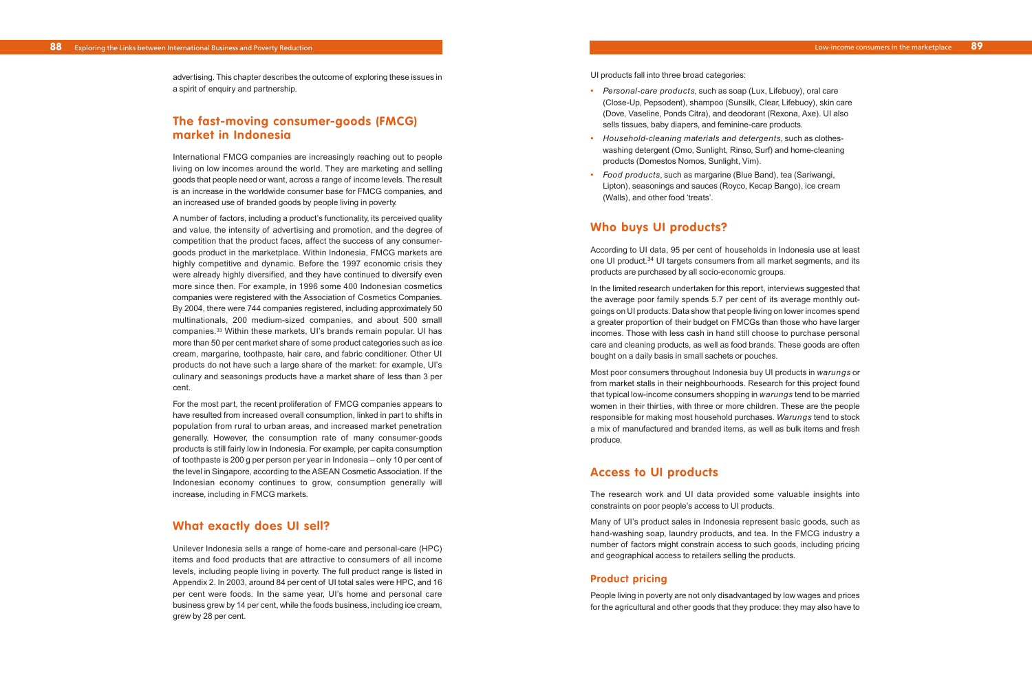advertising. This chapter describes the outcome of exploring these issues in a spirit of enquiry and partnership.

## The fast-moving consumer-goods (FMCG) market in Indonesia

International FMCG companies are increasingly reaching out to people living on low incomes around the world. They are marketing and selling goods that people need or want, across a range of income levels. The result is an increase in the worldwide consumer base for FMCG companies, and an increased use of branded goods by people living in poverty.

A number of factors, including a product's functionality, its perceived quality and value, the intensity of advertising and promotion, and the degree of competition that the product faces, affect the success of any consumer-goods product in the marketplace. Within Indonesia, FMCG markets are highly competitive and dynamic. Before the 1997 economic crisis they were already highly diversified, and they have continued to diversify even more since then. For example, in 1996 some 400 Indonesian cosmetics companies were registered with the Association of Cosmetics Companies. By 2004, there were 744 companies registered, including approximately 50 multinationals, 200 medium-sized companies, and about 500 small companies.[33] Within these markets, UI's brands remain popular. UI has more than 50 per cent market share of some product categories such as ice cream, margarine, toothpaste, hair care, and fabric conditioner. Other UI products do not have such a large share of the market: for example, UI's culinary and seasonings products have a market share of less than 3 per cent.

For the most part, the recent proliferation of FMCG companies appears to have resulted from increased overall consumption, linked in part to shifts in population from rural to urban areas, and increased market penetration generally. However, the consumption rate of many consumer-goods products is still fairly low in Indonesia. For example, per capita consumption of toothpaste is 200 g per person per year in Indonesia – only 10 per cent of the level in Singapore, according to the ASEAN Cosmetic Association. If the Indonesian economy continues to grow, consumption generally will increase, including in FMCG markets.

## What exactly does UI sell?

Unilever Indonesia sells a range of home-care and personal-care (HPC) items and food products that are attractive to consumers of all income levels, including people living in poverty. The full product range is listed in Appendix 2. In 2003, around 84 per cent of UI total sales were HPC, and 16 per cent were foods. In the same year, UI's home and personal care business grew by 14 per cent, while the foods business, including ice cream, grew by 28 per cent.

UI products fall into three broad categories:

- *Personal-care products*, such as soap (Lux, Lifebuoy), oral care (Close-Up, Pepsodent), shampoo (Sunsilk, Clear, Lifebuoy), skin care (Dove, Vaseline, Ponds Citra), and deodorant (Rexona, Axe). UI also sells tissues, baby diapers, and feminine-care products.
- *Household-cleaning materials and detergents*, such as clothes-washing detergent (Omo, Sunlight, Rinso, Surf) and home-cleaning products (Domestos Nomos, Sunlight, Vim).
- *Food products*, such as margarine (Blue Band), tea (Sariwangi, Lipton), seasonings and sauces (Royco, Kecap Bango), ice cream (Walls), and other food 'treats'.

## Who buys UI products?

According to UI data, 95 per cent of households in Indonesia use at least one UI product.[34] UI targets consumers from all market segments, and its products are purchased by all socio-economic groups.

In the limited research undertaken for this report, interviews suggested that the average poor family spends 5.7 per cent of its average monthly outgoings on UI products. Data show that people living on lower incomes spend a greater proportion of their budget on FMCGs than those who have larger incomes. Those with less cash in hand still choose to purchase personal care and cleaning products, as well as food brands. These goods are often bought on a daily basis in small sachets or pouches.

Most poor consumers throughout Indonesia buy UI products in *warungs* or from market stalls in their neighbourhoods. Research for this project found that typical low-income consumers shopping in *warungs* tend to be married women in their thirties, with three or more children. These are the people responsible for making most household purchases. *Warungs* tend to stock a mix of manufactured and branded items, as well as bulk items and fresh produce.

## Access to UI products

The research work and UI data provided some valuable insights into constraints on poor people's access to UI products.

Many of UI's product sales in Indonesia represent basic goods, such as hand-washing soap, laundry products, and tea. In the FMCG industry a number of factors might constrain access to such goods, including pricing and geographical access to retailers selling the products.

### Product pricing

People living in poverty are not only disadvantaged by low wages and prices for the agricultural and other goods that they produce: they may also have to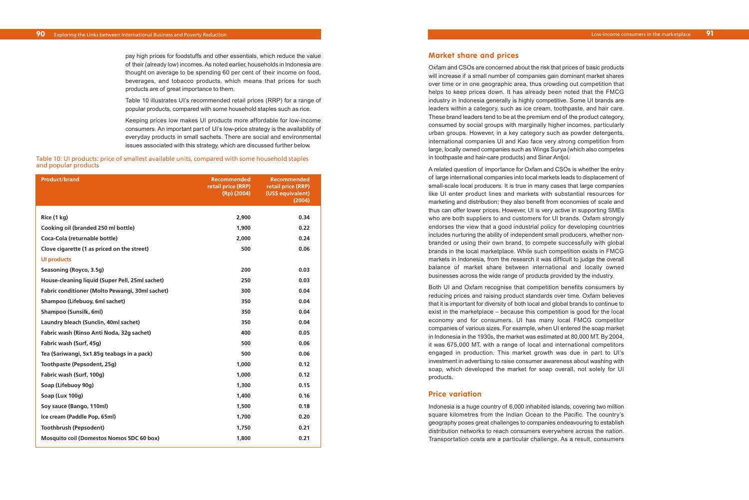pay high prices for foodstuffs and other essentials, which reduce the value of their (already low) incomes. As noted earlier, households in Indonesia are thought on average to be spending 60 per cent of their income on food, beverages, and tobacco products, which means that prices for such products are of great importance to them.

Table 10 illustrates UI's recommended retail prices (RRP) for a range of popular products, compared with some household staples such as rice.

Keeping prices low makes UI products more affordable for low-income consumers. An important part of UI's low-price strategy is the availability of everyday products in small sachets. There are social and environmental issues associated with this strategy, which are discussed further below.

Table 10: UI products: price of smallest available units, compared with some household staples and popular products

| Product/brand | Recommended retail price (RRP) (Rp) (2004) | Recommended retail price (RRP) (US$ equivalent) (2004) |
|---|---|---|
| **Rice (1 kg)** | **2,900** | **0.34** |
| **Cooking oil (branded 250 ml bottle)** | **1,900** | **0.22** |
| **Coca-Cola (returnable bottle)** | **2,000** | **0.24** |
| **Clove cigarette (1 as priced on the street)** | **500** | **0.06** |
| **UI products** | | |
| **Seasoning (Royco, 3.5g)** | **200** | **0.03** |
| **House-cleaning liquid (Super Pell, 25ml sachet)** | **250** | **0.03** |
| **Fabric conditioner (Molto Pewangi, 30ml sachet)** | **300** | **0.04** |
| **Shampoo (Lifebuoy, 6ml sachet)** | **350** | **0.04** |
| **Shampoo (Sunsilk, 6ml)** | **350** | **0.04** |
| **Laundry bleach (Sunclin, 40ml sachet)** | **350** | **0.04** |
| **Fabric wash (Rinso Anti Noda, 32g sachet)** | **400** | **0.05** |
| **Fabric wash (Surf, 45g)** | **500** | **0.06** |
| **Tea (Sariwangi, 5x1.85g teabags in a pack)** | **500** | **0.06** |
| **Toothpaste (Pepsodent, 25g)** | **1,000** | **0.12** |
| **Fabric wash (Surf, 100g)** | **1,000** | **0.12** |
| **Soap (Lifebuoy 90g)** | **1,300** | **0.15** |
| **Soap (Lux 100g)** | **1,400** | **0.16** |
| **Soy sauce (Bango, 110ml)** | **1,500** | **0.18** |
| **Ice cream (Paddle Pop, 65ml)** | **1,700** | **0.20** |
| **Toothbrush (Pepsodent)** | **1,750** | **0.21** |
| **Mosquito coil (Domestos Nomos 5DC 60 box)** | **1,800** | **0.21** |

## Market share and prices

Oxfam and CSOs are concerned about the risk that prices of basic products will increase if a small number of companies gain dominant market shares over time or in one geographic area, thus crowding out competition that helps to keep prices down. It has already been noted that the FMCG industry in Indonesia generally is highly competitive. Some UI brands are leaders within a category, such as ice cream, toothpaste, and hair care. These brand leaders tend to be at the premium end of the product category, consumed by social groups with marginally higher incomes, particularly urban groups. However, in a key category such as powder detergents, international companies UI and Kao face very strong competition from large, locally owned companies such as Wings Surya (which also competes in toothpaste and hair-care products) and Sinar Antjol.

A related question of importance for Oxfam and CSOs is whether the entry of large international companies into local markets leads to displacement of small-scale local producers. It is true in many cases that large companies like UI enter product lines and markets with substantial resources for marketing and distribution; they also benefit from economies of scale and thus can offer lower prices. However, UI is very active in supporting SMEs who are both suppliers to and customers for UI brands. Oxfam strongly endorses the view that a good industrial policy for developing countries includes nurturing the ability of independent small producers, whether non-branded or using their own brand, to compete successfully with global brands in the local marketplace. While such competition exists in FMCG markets in Indonesia, from the research it was difficult to judge the overall balance of market share between international and locally owned businesses across the wide range of products provided by the industry.

Both UI and Oxfam recognise that competition benefits consumers by reducing prices and raising product standards over time. Oxfam believes that it is important for diversity of both local and global brands to continue to exist in the marketplace – because this competition is good for the local economy and for consumers. UI has many local FMCG competitor companies of various sizes. For example, when UI entered the soap market in Indonesia in the 1930s, the market was estimated at 80,000 MT. By 2004, it was 675,000 MT, with a range of local and international competitors engaged in production. This market growth was due in part to UI's investment in advertising to raise consumer awareness about washing with soap, which developed the market for soap overall, not solely for UI products.

## Price variation

Indonesia is a huge country of 6,000 inhabited islands, covering two million square kilometres from the Indian Ocean to the Pacific. The country's geography poses great challenges to companies endeavouring to establish distribution networks to reach consumers everywhere across the nation. Transportation costs are a particular challenge. As a result, consumers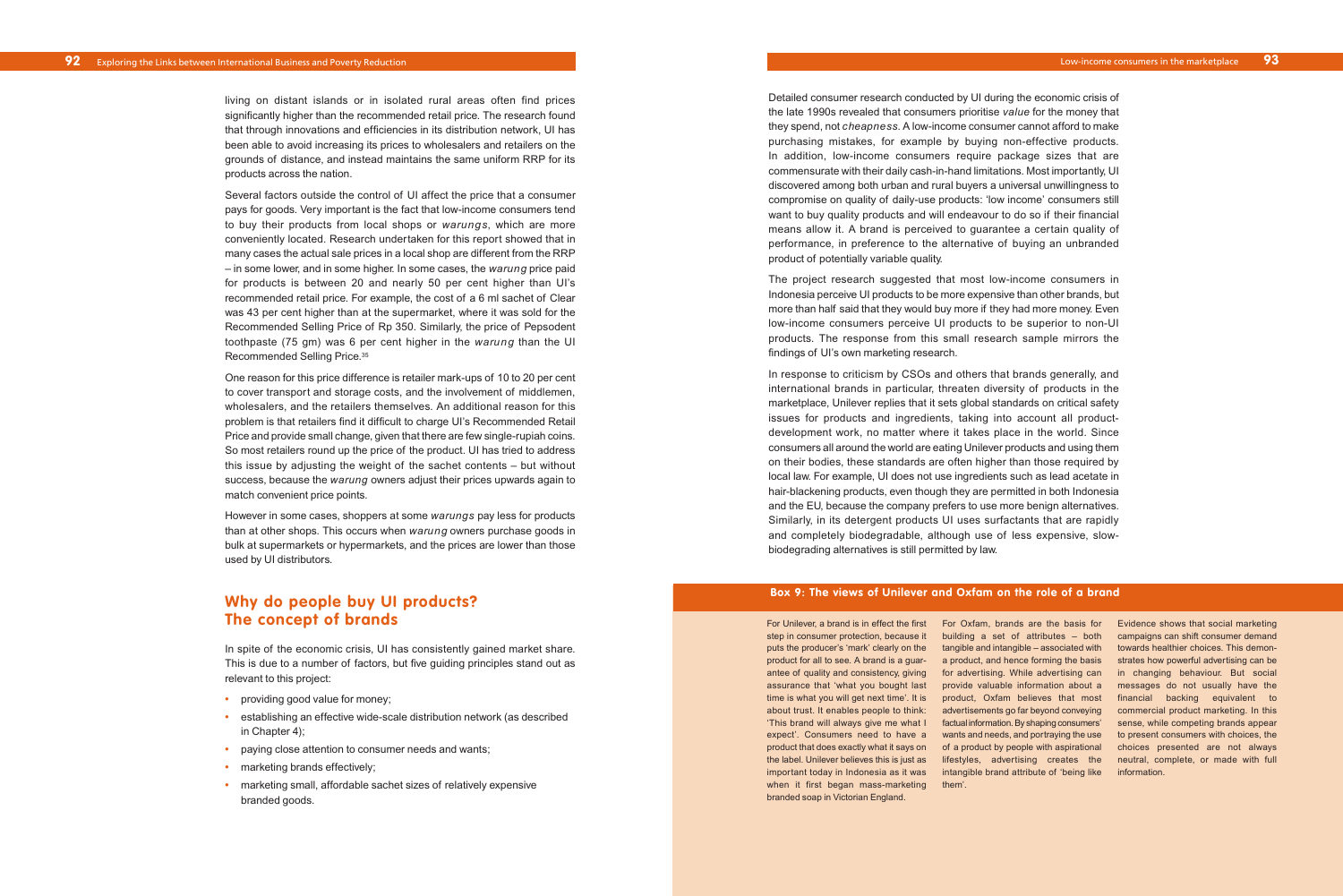living on distant islands or in isolated rural areas often find prices significantly higher than the recommended retail price. The research found that through innovations and efficiencies in its distribution network, UI has been able to avoid increasing its prices to wholesalers and retailers on the grounds of distance, and instead maintains the same uniform RRP for its products across the nation.

Several factors outside the control of UI affect the price that a consumer pays for goods. Very important is the fact that low-income consumers tend to buy their products from local shops or *warungs*, which are more conveniently located. Research undertaken for this report showed that in many cases the actual sale prices in a local shop are different from the RRP – in some lower, and in some higher. In some cases, the *warung* price paid for products is between 20 and nearly 50 per cent higher than UI's recommended retail price. For example, the cost of a 6 ml sachet of Clear was 43 per cent higher than at the supermarket, where it was sold for the Recommended Selling Price of Rp 350. Similarly, the price of Pepsodent toothpaste (75 gm) was 6 per cent higher in the *warung* than the UI Recommended Selling Price.[35]

One reason for this price difference is retailer mark-ups of 10 to 20 per cent to cover transport and storage costs, and the involvement of middlemen, wholesalers, and the retailers themselves. An additional reason for this problem is that retailers find it difficult to charge UI's Recommended Retail Price and provide small change, given that there are few single-rupiah coins. So most retailers round up the price of the product. UI has tried to address this issue by adjusting the weight of the sachet contents – but without success, because the *warung* owners adjust their prices upwards again to match convenient price points.

However in some cases, shoppers at some *warungs* pay less for products than at other shops. This occurs when *warung* owners purchase goods in bulk at supermarkets or hypermarkets, and the prices are lower than those used by UI distributors.

## Why do people buy UI products? The concept of brands

In spite of the economic crisis, UI has consistently gained market share. This is due to a number of factors, but five guiding principles stand out as relevant to this project:

- providing good value for money;
- establishing an effective wide-scale distribution network (as described in Chapter 4);
- paying close attention to consumer needs and wants;
- marketing brands effectively;
- marketing small, affordable sachet sizes of relatively expensive branded goods.

Detailed consumer research conducted by UI during the economic crisis of the late 1990s revealed that consumers prioritise *value* for the money that they spend, not *cheapness*. A low-income consumer cannot afford to make purchasing mistakes, for example by buying non-effective products. In addition, low-income consumers require package sizes that are commensurate with their daily cash-in-hand limitations. Most importantly, UI discovered among both urban and rural buyers a universal unwillingness to compromise on quality of daily-use products: 'low income' consumers still want to buy quality products and will endeavour to do so if their financial means allow it. A brand is perceived to guarantee a certain quality of performance, in preference to the alternative of buying an unbranded product of potentially variable quality.

The project research suggested that most low-income consumers in Indonesia perceive UI products to be more expensive than other brands, but more than half said that they would buy more if they had more money. Even low-income consumers perceive UI products to be superior to non-UI products. The response from this small research sample mirrors the findings of UI's own marketing research.

In response to criticism by CSOs and others that brands generally, and international brands in particular, threaten diversity of products in the marketplace, Unilever replies that it sets global standards on critical safety issues for products and ingredients, taking into account all product-development work, no matter where it takes place in the world. Since consumers all around the world are eating Unilever products and using them on their bodies, these standards are often higher than those required by local law. For example, UI does not use ingredients such as lead acetate in hair-blackening products, even though they are permitted in both Indonesia and the EU, because the company prefers to use more benign alternatives. Similarly, in its detergent products UI uses surfactants that are rapidly and completely biodegradable, although use of less expensive, slow-biodegrading alternatives is still permitted by law.

### Box 9: The views of Unilever and Oxfam on the role of a brand

For Unilever, a brand is in effect the first step in consumer protection, because it puts the producer's 'mark' clearly on the product for all to see. A brand is a guarantee of quality and consistency, giving assurance that 'what you bought last time is what you will get next time'. It is about trust. It enables people to think: 'This brand will always give me what I expect'. Consumers need to have a product that does exactly what it says on the label. Unilever believes this is just as important today in Indonesia as it was when it first began mass-marketing branded soap in Victorian England.

For Oxfam, brands are the basis for building a set of attributes – both tangible and intangible – associated with a product, and hence forming the basis for advertising. While advertising can provide valuable information about a product, Oxfam believes that most advertisements go far beyond conveying factual information. By shaping consumers' wants and needs, and portraying the use of a product by people with aspirational lifestyles, advertising creates the intangible brand attribute of 'being like them'.

Evidence shows that social marketing campaigns can shift consumer demand towards healthier choices. This demonstrates how powerful advertising can be in changing behaviour. But social messages do not usually have the financial backing equivalent to commercial product marketing. In this sense, while competing brands appear to present consumers with choices, the choices presented are not always neutral, complete, or made with full information.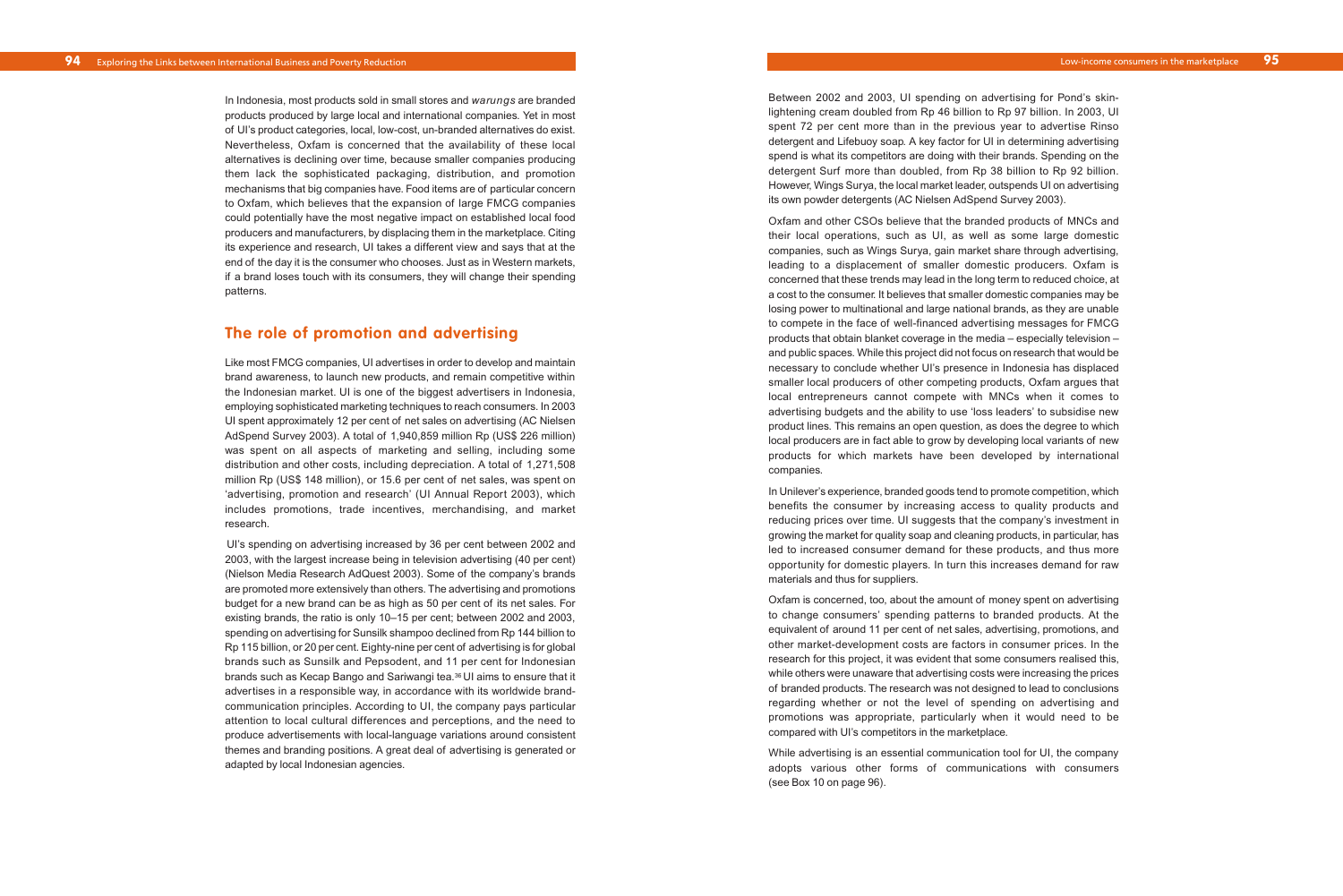In Indonesia, most products sold in small stores and *warungs* are branded products produced by large local and international companies. Yet in most of UI's product categories, local, low-cost, un-branded alternatives do exist. Nevertheless, Oxfam is concerned that the availability of these local alternatives is declining over time, because smaller companies producing them lack the sophisticated packaging, distribution, and promotion mechanisms that big companies have. Food items are of particular concern to Oxfam, which believes that the expansion of large FMCG companies could potentially have the most negative impact on established local food producers and manufacturers, by displacing them in the marketplace. Citing its experience and research, UI takes a different view and says that at the end of the day it is the consumer who chooses. Just as in Western markets, if a brand loses touch with its consumers, they will change their spending patterns.

## The role of promotion and advertising

Like most FMCG companies, UI advertises in order to develop and maintain brand awareness, to launch new products, and remain competitive within the Indonesian market. UI is one of the biggest advertisers in Indonesia, employing sophisticated marketing techniques to reach consumers. In 2003 UI spent approximately 12 per cent of net sales on advertising (AC Nielsen AdSpend Survey 2003). A total of 1,940,859 million Rp (US$ 226 million) was spent on all aspects of marketing and selling, including some distribution and other costs, including depreciation. A total of 1,271,508 million Rp (US$ 148 million), or 15.6 per cent of net sales, was spent on 'advertising, promotion and research' (UI Annual Report 2003), which includes promotions, trade incentives, merchandising, and market research.

UI's spending on advertising increased by 36 per cent between 2002 and 2003, with the largest increase being in television advertising (40 per cent) (Nielson Media Research AdQuest 2003). Some of the company's brands are promoted more extensively than others. The advertising and promotions budget for a new brand can be as high as 50 per cent of its net sales. For existing brands, the ratio is only 10–15 per cent; between 2002 and 2003, spending on advertising for Sunsilk shampoo declined from Rp 144 billion to Rp 115 billion, or 20 per cent. Eighty-nine per cent of advertising is for global brands such as Sunsilk and Pepsodent, and 11 per cent for Indonesian brands such as Kecap Bango and Sariwangi tea.[36] UI aims to ensure that it advertises in a responsible way, in accordance with its worldwide brand-communication principles. According to UI, the company pays particular attention to local cultural differences and perceptions, and the need to produce advertisements with local-language variations around consistent themes and branding positions. A great deal of advertising is generated or adapted by local Indonesian agencies.

Between 2002 and 2003, UI spending on advertising for Pond's skin-lightening cream doubled from Rp 46 billion to Rp 97 billion. In 2003, UI spent 72 per cent more than in the previous year to advertise Rinso detergent and Lifebuoy soap. A key factor for UI in determining advertising spend is what its competitors are doing with their brands. Spending on the detergent Surf more than doubled, from Rp 38 billion to Rp 92 billion. However, Wings Surya, the local market leader, outspends UI on advertising its own powder detergents (AC Nielsen AdSpend Survey 2003).

Oxfam and other CSOs believe that the branded products of MNCs and their local operations, such as UI, as well as some large domestic companies, such as Wings Surya, gain market share through advertising, leading to a displacement of smaller domestic producers. Oxfam is concerned that these trends may lead in the long term to reduced choice, at a cost to the consumer. It believes that smaller domestic companies may be losing power to multinational and large national brands, as they are unable to compete in the face of well-financed advertising messages for FMCG products that obtain blanket coverage in the media – especially television – and public spaces. While this project did not focus on research that would be necessary to conclude whether UI's presence in Indonesia has displaced smaller local producers of other competing products, Oxfam argues that local entrepreneurs cannot compete with MNCs when it comes to advertising budgets and the ability to use 'loss leaders' to subsidise new product lines. This remains an open question, as does the degree to which local producers are in fact able to grow by developing local variants of new products for which markets have been developed by international companies.

In Unilever's experience, branded goods tend to promote competition, which benefits the consumer by increasing access to quality products and reducing prices over time. UI suggests that the company's investment in growing the market for quality soap and cleaning products, in particular, has led to increased consumer demand for these products, and thus more opportunity for domestic players. In turn this increases demand for raw materials and thus for suppliers.

Oxfam is concerned, too, about the amount of money spent on advertising to change consumers' spending patterns to branded products. At the equivalent of around 11 per cent of net sales, advertising, promotions, and other market-development costs are factors in consumer prices. In the research for this project, it was evident that some consumers realised this, while others were unaware that advertising costs were increasing the prices of branded products. The research was not designed to lead to conclusions regarding whether or not the level of spending on advertising and promotions was appropriate, particularly when it would need to be compared with UI's competitors in the marketplace.

While advertising is an essential communication tool for UI, the company adopts various other forms of communications with consumers (see Box 10 on page 96).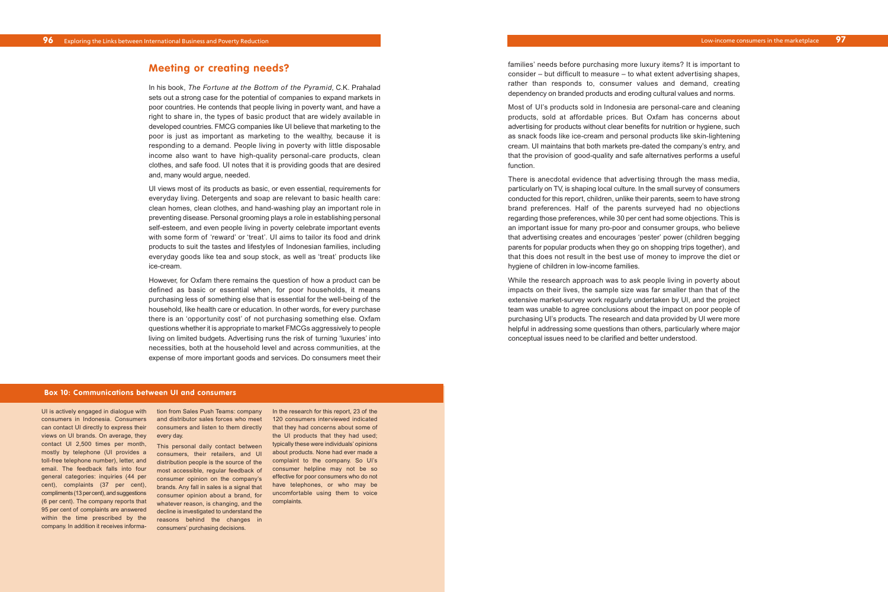## Meeting or creating needs?

In his book, *The Fortune at the Bottom of the Pyramid*, C.K. Prahalad sets out a strong case for the potential of companies to expand markets in poor countries. He contends that people living in poverty want, and have a right to share in, the types of basic product that are widely available in developed countries. FMCG companies like UI believe that marketing to the poor is just as important as marketing to the wealthy, because it is responding to a demand. People living in poverty with little disposable income also want to have high-quality personal-care products, clean clothes, and safe food. UI notes that it is providing goods that are desired and, many would argue, needed.

UI views most of its products as basic, or even essential, requirements for everyday living. Detergents and soap are relevant to basic health care: clean homes, clean clothes, and hand-washing play an important role in preventing disease. Personal grooming plays a role in establishing personal self-esteem, and even people living in poverty celebrate important events with some form of 'reward' or 'treat'. UI aims to tailor its food and drink products to suit the tastes and lifestyles of Indonesian families, including everyday goods like tea and soup stock, as well as 'treat' products like ice-cream.

However, for Oxfam there remains the question of how a product can be defined as basic or essential when, for poor households, it means purchasing less of something else that is essential for the well-being of the household, like health care or education. In other words, for every purchase there is an 'opportunity cost' of not purchasing something else. Oxfam questions whether it is appropriate to market FMCGs aggressively to people living on limited budgets. Advertising runs the risk of turning 'luxuries' into necessities, both at the household level and across communities, at the expense of more important goods and services. Do consumers meet their families' needs before purchasing more luxury items? It is important to consider – but difficult to measure – to what extent advertising shapes, rather than responds to, consumer values and demand, creating dependency on branded products and eroding cultural values and norms.

Most of UI's products sold in Indonesia are personal-care and cleaning products, sold at affordable prices. But Oxfam has concerns about advertising for products without clear benefits for nutrition or hygiene, such as snack foods like ice-cream and personal products like skin-lightening cream. UI maintains that both markets pre-dated the company's entry, and that the provision of good-quality and safe alternatives performs a useful function.

There is anecdotal evidence that advertising through the mass media, particularly on TV, is shaping local culture. In the small survey of consumers conducted for this report, children, unlike their parents, seem to have strong brand preferences. Half of the parents surveyed had no objections regarding those preferences, while 30 per cent had some objections. This is an important issue for many pro-poor and consumer groups, who believe that advertising creates and encourages 'pester' power (children begging parents for popular products when they go on shopping trips together), and that this does not result in the best use of money to improve the diet or hygiene of children in low-income families.

While the research approach was to ask people living in poverty about impacts on their lives, the sample size was far smaller than that of the extensive market-survey work regularly undertaken by UI, and the project team was unable to agree conclusions about the impact on poor people of purchasing UI's products. The research and data provided by UI were more helpful in addressing some questions than others, particularly where major conceptual issues need to be clarified and better understood.

### Box 10: Communications between UI and consumers

UI is actively engaged in dialogue with consumers in Indonesia. Consumers can contact UI directly to express their views on UI brands. On average, they contact UI 2,500 times per month, mostly by telephone (UI provides a toll-free telephone number), letter, and email. The feedback falls into four general categories: inquiries (44 per cent), complaints (37 per cent), compliments (13 per cent), and suggestions (6 per cent). The company reports that 95 per cent of complaints are answered within the time prescribed by the company. In addition it receives information from Sales Push Teams: company and distributor sales forces who meet consumers and listen to them directly every day.

This personal daily contact between consumers, their retailers, and UI distribution people is the source of the most accessible, regular feedback of consumer opinion on the company's brands. Any fall in sales is a signal that consumer opinion about a brand, for whatever reason, is changing, and the decline is investigated to understand the reasons behind the changes in consumers' purchasing decisions.

In the research for this report, 23 of the 120 consumers interviewed indicated that they had concerns about some of the UI products that they had used; typically these were individuals' opinions about products. None had ever made a complaint to the company. So UI's consumer helpline may not be so effective for poor consumers who do not have telephones, or who may be uncomfortable using them to voice complaints.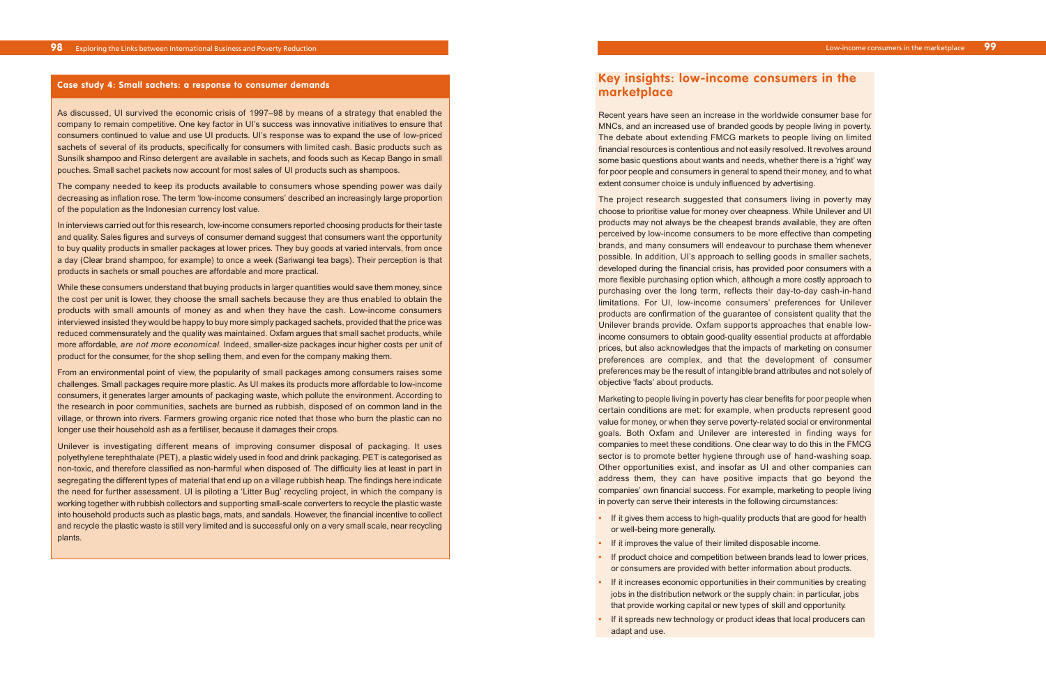### Case study 4: Small sachets: a response to consumer demands

As discussed, UI survived the economic crisis of 1997–98 by means of a strategy that enabled the company to remain competitive. One key factor in UI's success was innovative initiatives to ensure that consumers continued to value and use UI products. UI's response was to expand the use of low-priced sachets of several of its products, specifically for consumers with limited cash. Basic products such as Sunsilk shampoo and Rinso detergent are available in sachets, and foods such as Kecap Bango in small pouches. Small sachet packets now account for most sales of UI products such as shampoos.

The company needed to keep its products available to consumers whose spending power was daily decreasing as inflation rose. The term 'low-income consumers' described an increasingly large proportion of the population as the Indonesian currency lost value.

In interviews carried out for this research, low-income consumers reported choosing products for their taste and quality. Sales figures and surveys of consumer demand suggest that consumers want the opportunity to buy quality products in smaller packages at lower prices. They buy goods at varied intervals, from once a day (Clear brand shampoo, for example) to once a week (Sariwangi tea bags). Their perception is that products in sachets or small pouches are affordable and more practical.

While these consumers understand that buying products in larger quantities would save them money, since the cost per unit is lower, they choose the small sachets because they are thus enabled to obtain the products with small amounts of money as and when they have the cash. Low-income consumers interviewed insisted they would be happy to buy more simply packaged sachets, provided that the price was reduced commensurately and the quality was maintained. Oxfam argues that small sachet products, while more affordable, *are not more economical.* Indeed, smaller-size packages incur higher costs per unit of product for the consumer, for the shop selling them, and even for the company making them.

From an environmental point of view, the popularity of small packages among consumers raises some challenges. Small packages require more plastic. As UI makes its products more affordable to low-income consumers, it generates larger amounts of packaging waste, which pollute the environment. According to the research in poor communities, sachets are burned as rubbish, disposed of on common land in the village, or thrown into rivers. Farmers growing organic rice noted that those who burn the plastic can no longer use their household ash as a fertiliser, because it damages their crops.

Unilever is investigating different means of improving consumer disposal of packaging. It uses polyethylene terephthalate (PET), a plastic widely used in food and drink packaging. PET is categorised as non-toxic, and therefore classified as non-harmful when disposed of. The difficulty lies at least in part in segregating the different types of material that end up on a village rubbish heap. The findings here indicate the need for further assessment. UI is piloting a 'Litter Bug' recycling project, in which the company is working together with rubbish collectors and supporting small-scale converters to recycle the plastic waste into household products such as plastic bags, mats, and sandals. However, the financial incentive to collect and recycle the plastic waste is still very limited and is successful only on a very small scale, near recycling plants.

## Key insights: low-income consumers in the marketplace

Recent years have seen an increase in the worldwide consumer base for MNCs, and an increased use of branded goods by people living in poverty. The debate about extending FMCG markets to people living on limited financial resources is contentious and not easily resolved. It revolves around some basic questions about wants and needs, whether there is a 'right' way for poor people and consumers in general to spend their money, and to what extent consumer choice is unduly influenced by advertising.

The project research suggested that consumers living in poverty may choose to prioritise value for money over cheapness. While Unilever and UI products may not always be the cheapest brands available, they are often perceived by low-income consumers to be more effective than competing brands, and many consumers will endeavour to purchase them whenever possible. In addition, UI's approach to selling goods in smaller sachets, developed during the financial crisis, has provided poor consumers with a more flexible purchasing option which, although a more costly approach to purchasing over the long term, reflects their day-to-day cash-in-hand limitations. For UI, low-income consumers' preferences for Unilever products are confirmation of the guarantee of consistent quality that the Unilever brands provide. Oxfam supports approaches that enable low-income consumers to obtain good-quality essential products at affordable prices, but also acknowledges that the impacts of marketing on consumer preferences are complex, and that the development of consumer preferences may be the result of intangible brand attributes and not solely of objective 'facts' about products.

Marketing to people living in poverty has clear benefits for poor people when certain conditions are met: for example, when products represent good value for money, or when they serve poverty-related social or environmental goals. Both Oxfam and Unilever are interested in finding ways for companies to meet these conditions. One clear way to do this in the FMCG sector is to promote better hygiene through use of hand-washing soap. Other opportunities exist, and insofar as UI and other companies can address them, they can have positive impacts that go beyond the companies' own financial success. For example, marketing to people living in poverty can serve their interests in the following circumstances:

- If it gives them access to high-quality products that are good for health or well-being more generally.
- If it improves the value of their limited disposable income.
- If product choice and competition between brands lead to lower prices, or consumers are provided with better information about products.
- If it increases economic opportunities in their communities by creating jobs in the distribution network or the supply chain: in particular, jobs that provide working capital or new types of skill and opportunity.
- If it spreads new technology or product ideas that local producers can adapt and use.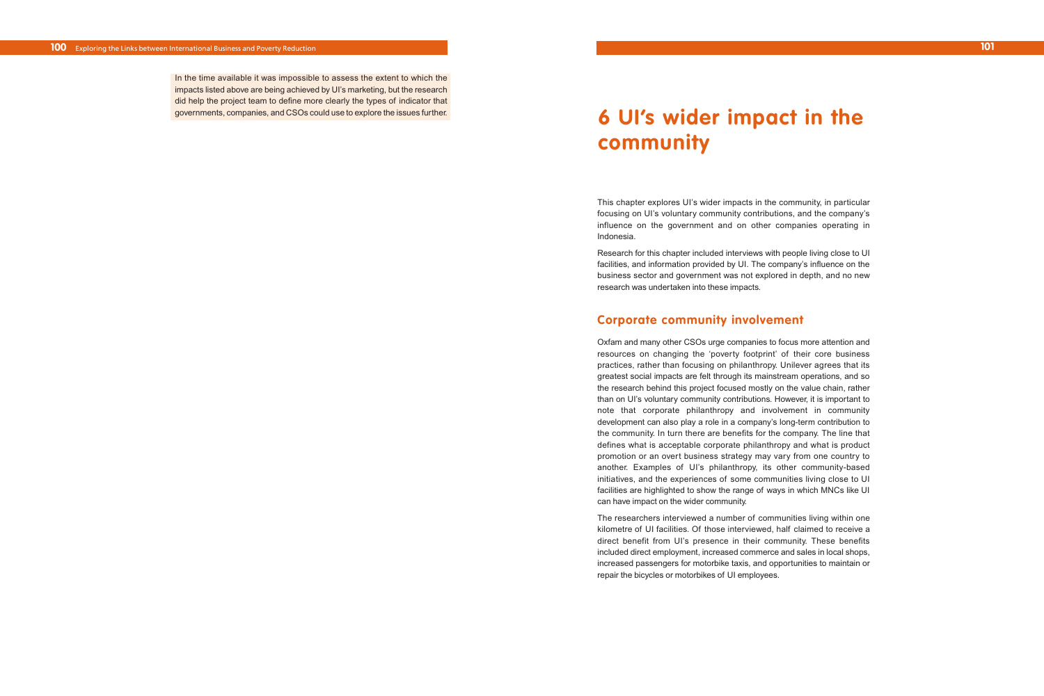In the time available it was impossible to assess the extent to which the impacts listed above are being achieved by UI's marketing, but the research did help the project team to define more clearly the types of indicator that governments, companies, and CSOs could use to explore the issues further.

# 6 UI's wider impact in the community

This chapter explores UI's wider impacts in the community, in particular focusing on UI's voluntary community contributions, and the company's influence on the government and on other companies operating in Indonesia.

Research for this chapter included interviews with people living close to UI facilities, and information provided by UI. The company's influence on the business sector and government was not explored in depth, and no new research was undertaken into these impacts.

## Corporate community involvement

Oxfam and many other CSOs urge companies to focus more attention and resources on changing the 'poverty footprint' of their core business practices, rather than focusing on philanthropy. Unilever agrees that its greatest social impacts are felt through its mainstream operations, and so the research behind this project focused mostly on the value chain, rather than on UI's voluntary community contributions. However, it is important to note that corporate philanthropy and involvement in community development can also play a role in a company's long-term contribution to the community. In turn there are benefits for the company. The line that defines what is acceptable corporate philanthropy and what is product promotion or an overt business strategy may vary from one country to another. Examples of UI's philanthropy, its other community-based initiatives, and the experiences of some communities living close to UI facilities are highlighted to show the range of ways in which MNCs like UI can have impact on the wider community.

The researchers interviewed a number of communities living within one kilometre of UI facilities. Of those interviewed, half claimed to receive a direct benefit from UI's presence in their community. These benefits included direct employment, increased commerce and sales in local shops, increased passengers for motorbike taxis, and opportunities to maintain or repair the bicycles or motorbikes of UI employees.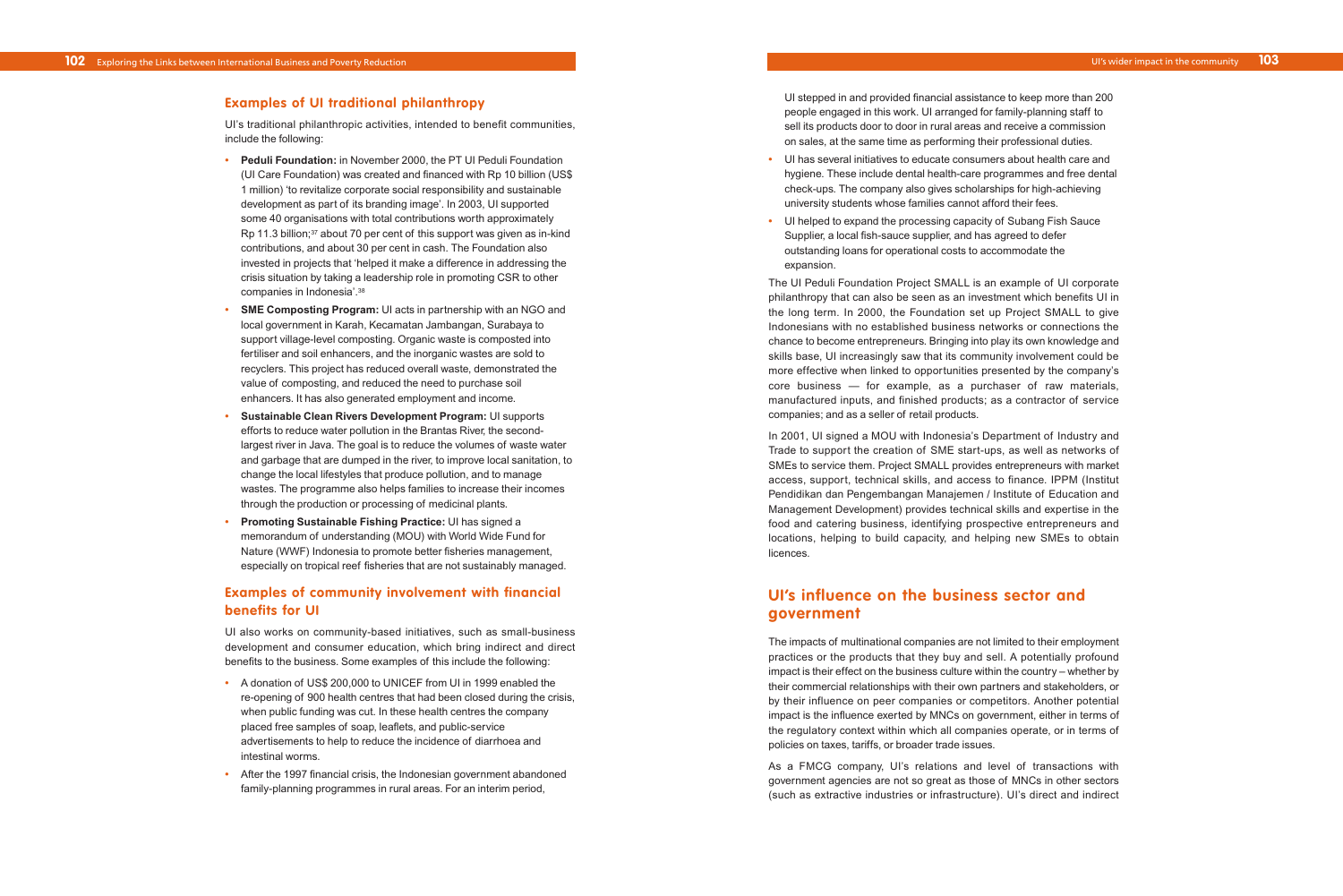## Examples of UI traditional philanthropy

UI's traditional philanthropic activities, intended to benefit communities, include the following:

- **Peduli Foundation:** in November 2000, the PT UI Peduli Foundation (UI Care Foundation) was created and financed with Rp 10 billion (US$ 1 million) 'to revitalize corporate social responsibility and sustainable development as part of its branding image'. In 2003, UI supported some 40 organisations with total contributions worth approximately Rp 11.3 billion;[37] about 70 per cent of this support was given as in-kind contributions, and about 30 per cent in cash. The Foundation also invested in projects that 'helped it make a difference in addressing the crisis situation by taking a leadership role in promoting CSR to other companies in Indonesia'.[38]
- **SME Composting Program:** UI acts in partnership with an NGO and local government in Karah, Kecamatan Jambangan, Surabaya to support village-level composting. Organic waste is composted into fertiliser and soil enhancers, and the inorganic wastes are sold to recyclers. This project has reduced overall waste, demonstrated the value of composting, and reduced the need to purchase soil enhancers. It has also generated employment and income.
- **Sustainable Clean Rivers Development Program:** UI supports efforts to reduce water pollution in the Brantas River, the second-largest river in Java. The goal is to reduce the volumes of waste water and garbage that are dumped in the river, to improve local sanitation, to change the local lifestyles that produce pollution, and to manage wastes. The programme also helps families to increase their incomes through the production or processing of medicinal plants.
- **Promoting Sustainable Fishing Practice:** UI has signed a memorandum of understanding (MOU) with World Wide Fund for Nature (WWF) Indonesia to promote better fisheries management, especially on tropical reef fisheries that are not sustainably managed.

## Examples of community involvement with financial benefits for UI

UI also works on community-based initiatives, such as small-business development and consumer education, which bring indirect and direct benefits to the business. Some examples of this include the following:

- A donation of US$ 200,000 to UNICEF from UI in 1999 enabled the re-opening of 900 health centres that had been closed during the crisis, when public funding was cut. In these health centres the company placed free samples of soap, leaflets, and public-service advertisements to help to reduce the incidence of diarrhoea and intestinal worms.
- After the 1997 financial crisis, the Indonesian government abandoned family-planning programmes in rural areas. For an interim period, UI stepped in and provided financial assistance to keep more than 200 people engaged in this work. UI arranged for family-planning staff to sell its products door to door in rural areas and receive a commission on sales, at the same time as performing their professional duties.
- UI has several initiatives to educate consumers about health care and hygiene. These include dental health-care programmes and free dental check-ups. The company also gives scholarships for high-achieving university students whose families cannot afford their fees.
- UI helped to expand the processing capacity of Subang Fish Sauce Supplier, a local fish-sauce supplier, and has agreed to defer outstanding loans for operational costs to accommodate the expansion.

The UI Peduli Foundation Project SMALL is an example of UI corporate philanthropy that can also be seen as an investment which benefits UI in the long term. In 2000, the Foundation set up Project SMALL to give Indonesians with no established business networks or connections the chance to become entrepreneurs. Bringing into play its own knowledge and skills base, UI increasingly saw that its community involvement could be more effective when linked to opportunities presented by the company's core business — for example, as a purchaser of raw materials, manufactured inputs, and finished products; as a contractor of service companies; and as a seller of retail products.

In 2001, UI signed a MOU with Indonesia's Department of Industry and Trade to support the creation of SME start-ups, as well as networks of SMEs to service them. Project SMALL provides entrepreneurs with market access, support, technical skills, and access to finance. IPPM (Institut Pendidikan dan Pengembangan Manajemen / Institute of Education and Management Development) provides technical skills and expertise in the food and catering business, identifying prospective entrepreneurs and locations, helping to build capacity, and helping new SMEs to obtain licences.

## UI's influence on the business sector and government

The impacts of multinational companies are not limited to their employment practices or the products that they buy and sell. A potentially profound impact is their effect on the business culture within the country – whether by their commercial relationships with their own partners and stakeholders, or by their influence on peer companies or competitors. Another potential impact is the influence exerted by MNCs on government, either in terms of the regulatory context within which all companies operate, or in terms of policies on taxes, tariffs, or broader trade issues.

As a FMCG company, UI's relations and level of transactions with government agencies are not so great as those of MNCs in other sectors (such as extractive industries or infrastructure). UI's direct and indirect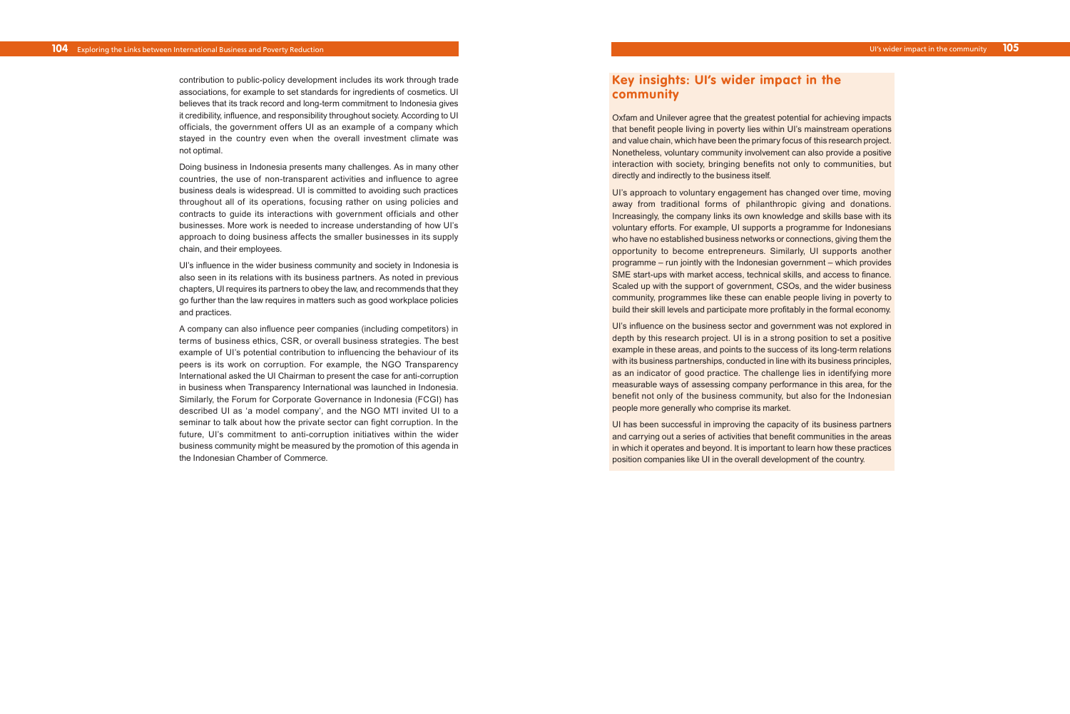contribution to public-policy development includes its work through trade associations, for example to set standards for ingredients of cosmetics. UI believes that its track record and long-term commitment to Indonesia gives it credibility, influence, and responsibility throughout society. According to UI officials, the government offers UI as an example of a company which stayed in the country even when the overall investment climate was not optimal.

Doing business in Indonesia presents many challenges. As in many other countries, the use of non-transparent activities and influence to agree business deals is widespread. UI is committed to avoiding such practices throughout all of its operations, focusing rather on using policies and contracts to guide its interactions with government officials and other businesses. More work is needed to increase understanding of how UI's approach to doing business affects the smaller businesses in its supply chain, and their employees.

UI's influence in the wider business community and society in Indonesia is also seen in its relations with its business partners. As noted in previous chapters, UI requires its partners to obey the law, and recommends that they go further than the law requires in matters such as good workplace policies and practices.

A company can also influence peer companies (including competitors) in terms of business ethics, CSR, or overall business strategies. The best example of UI's potential contribution to influencing the behaviour of its peers is its work on corruption. For example, the NGO Transparency International asked the UI Chairman to present the case for anti-corruption in business when Transparency International was launched in Indonesia. Similarly, the Forum for Corporate Governance in Indonesia (FCGI) has described UI as 'a model company', and the NGO MTI invited UI to a seminar to talk about how the private sector can fight corruption. In the future, UI's commitment to anti-corruption initiatives within the wider business community might be measured by the promotion of this agenda in the Indonesian Chamber of Commerce.

## Key insights: UI's wider impact in the community

Oxfam and Unilever agree that the greatest potential for achieving impacts that benefit people living in poverty lies within UI's mainstream operations and value chain, which have been the primary focus of this research project. Nonetheless, voluntary community involvement can also provide a positive interaction with society, bringing benefits not only to communities, but directly and indirectly to the business itself.

UI's approach to voluntary engagement has changed over time, moving away from traditional forms of philanthropic giving and donations. Increasingly, the company links its own knowledge and skills base with its voluntary efforts. For example, UI supports a programme for Indonesians who have no established business networks or connections, giving them the opportunity to become entrepreneurs. Similarly, UI supports another programme – run jointly with the Indonesian government – which provides SME start-ups with market access, technical skills, and access to finance. Scaled up with the support of government, CSOs, and the wider business community, programmes like these can enable people living in poverty to build their skill levels and participate more profitably in the formal economy.

UI's influence on the business sector and government was not explored in depth by this research project. UI is in a strong position to set a positive example in these areas, and points to the success of its long-term relations with its business partnerships, conducted in line with its business principles, as an indicator of good practice. The challenge lies in identifying more measurable ways of assessing company performance in this area, for the benefit not only of the business community, but also for the Indonesian people more generally who comprise its market.

UI has been successful in improving the capacity of its business partners and carrying out a series of activities that benefit communities in the areas in which it operates and beyond. It is important to learn how these practices position companies like UI in the overall development of the country.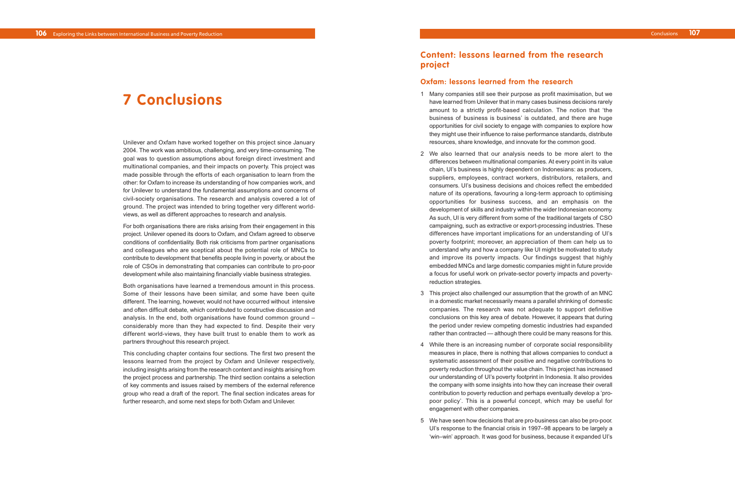# 7 Conclusions

Unilever and Oxfam have worked together on this project since January 2004. The work was ambitious, challenging, and very time-consuming. The goal was to question assumptions about foreign direct investment and multinational companies, and their impacts on poverty. This project was made possible through the efforts of each organisation to learn from the other: for Oxfam to increase its understanding of how companies work, and for Unilever to understand the fundamental assumptions and concerns of civil-society organisations. The research and analysis covered a lot of ground. The project was intended to bring together very different world-views, as well as different approaches to research and analysis.

For both organisations there are risks arising from their engagement in this project. Unilever opened its doors to Oxfam, and Oxfam agreed to observe conditions of confidentiality. Both risk criticisms from partner organisations and colleagues who are sceptical about the potential role of MNCs to contribute to development that benefits people living in poverty, or about the role of CSOs in demonstrating that companies can contribute to pro-poor development while also maintaining financially viable business strategies.

Both organisations have learned a tremendous amount in this process. Some of their lessons have been similar, and some have been quite different. The learning, however, would not have occurred without intensive and often difficult debate, which contributed to constructive discussion and analysis. In the end, both organisations have found common ground – considerably more than they had expected to find. Despite their very different world-views, they have built trust to enable them to work as partners throughout this research project.

This concluding chapter contains four sections. The first two present the lessons learned from the project by Oxfam and Unilever respectively, including insights arising from the research content and insights arising from the project process and partnership. The third section contains a selection of key comments and issues raised by members of the external reference group who read a draft of the report. The final section indicates areas for further research, and some next steps for both Oxfam and Unilever.

## Content: lessons learned from the research project

### Oxfam: lessons learned from the research

1. Many companies still see their purpose as profit maximisation, but we have learned from Unilever that in many cases business decisions rarely amount to a strictly profit-based calculation. The notion that 'the business of business is business' is outdated, and there are huge opportunities for civil society to engage with companies to explore how they might use their influence to raise performance standards, distribute resources, share knowledge, and innovate for the common good.

2. We also learned that our analysis needs to be more alert to the differences between multinational companies. At every point in its value chain, UI's business is highly dependent on Indonesians: as producers, suppliers, employees, contract workers, distributors, retailers, and consumers. UI's business decisions and choices reflect the embedded nature of its operations, favouring a long-term approach to optimising opportunities for business success, and an emphasis on the development of skills and industry within the wider Indonesian economy. As such, UI is very different from some of the traditional targets of CSO campaigning, such as extractive or export-processing industries. These differences have important implications for an understanding of UI's poverty footprint; moreover, an appreciation of them can help us to understand why and how a company like UI might be motivated to study and improve its poverty impacts. Our findings suggest that highly embedded MNCs and large domestic companies might in future provide a focus for useful work on private-sector poverty impacts and poverty-reduction strategies.

3. This project also challenged our assumption that the growth of an MNC in a domestic market necessarily means a parallel shrinking of domestic companies. The research was not adequate to support definitive conclusions on this key area of debate. However, it appears that during the period under review competing domestic industries had expanded rather than contracted — although there could be many reasons for this.

4. While there is an increasing number of corporate social responsibility measures in place, there is nothing that allows companies to conduct a systematic assessment of their positive and negative contributions to poverty reduction throughout the value chain. This project has increased our understanding of UI's poverty footprint in Indonesia. It also provides the company with some insights into how they can increase their overall contribution to poverty reduction and perhaps eventually develop a 'pro-poor policy'. This is a powerful concept, which may be useful for engagement with other companies.

5. We have seen how decisions that are pro-business can also be pro-poor. UI's response to the financial crisis in 1997–98 appears to be largely a 'win–win' approach. It was good for business, because it expanded UI's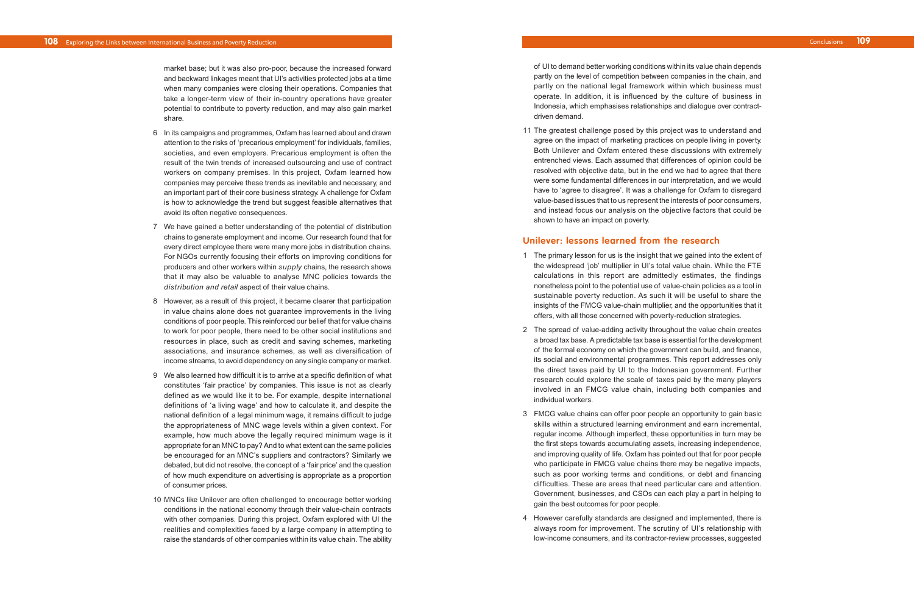market base; but it was also pro-poor, because the increased forward and backward linkages meant that UI's activities protected jobs at a time when many companies were closing their operations. Companies that take a longer-term view of their in-country operations have greater potential to contribute to poverty reduction, and may also gain market share.

6 In its campaigns and programmes, Oxfam has learned about and drawn attention to the risks of 'precarious employment' for individuals, families, societies, and even employers. Precarious employment is often the result of the twin trends of increased outsourcing and use of contract workers on company premises. In this project, Oxfam learned how companies may perceive these trends as inevitable and necessary, and an important part of their core business strategy. A challenge for Oxfam is how to acknowledge the trend but suggest feasible alternatives that avoid its often negative consequences.

7 We have gained a better understanding of the potential of distribution chains to generate employment and income. Our research found that for every direct employee there were many more jobs in distribution chains. For NGOs currently focusing their efforts on improving conditions for producers and other workers within *supply* chains, the research shows that it may also be valuable to analyse MNC policies towards the *distribution and retail* aspect of their value chains.

8 However, as a result of this project, it became clearer that participation in value chains alone does not guarantee improvements in the living conditions of poor people. This reinforced our belief that for value chains to work for poor people, there need to be other social institutions and resources in place, such as credit and saving schemes, marketing associations, and insurance schemes, as well as diversification of income streams, to avoid dependency on any single company or market.

9 We also learned how difficult it is to arrive at a specific definition of what constitutes 'fair practice' by companies. This issue is not as clearly defined as we would like it to be. For example, despite international definitions of 'a living wage' and how to calculate it, and despite the national definition of a legal minimum wage, it remains difficult to judge the appropriateness of MNC wage levels within a given context. For example, how much above the legally required minimum wage is it appropriate for an MNC to pay? And to what extent can the same policies be encouraged for an MNC's suppliers and contractors? Similarly we debated, but did not resolve, the concept of a 'fair price' and the question of how much expenditure on advertising is appropriate as a proportion of consumer prices.

10 MNCs like Unilever are often challenged to encourage better working conditions in the national economy through their value-chain contracts with other companies. During this project, Oxfam explored with UI the realities and complexities faced by a large company in attempting to raise the standards of other companies within its value chain. The ability of UI to demand better working conditions within its value chain depends partly on the level of competition between companies in the chain, and partly on the national legal framework within which business must operate. In addition, it is influenced by the culture of business in Indonesia, which emphasises relationships and dialogue over contract-driven demand.

11 The greatest challenge posed by this project was to understand and agree on the impact of marketing practices on people living in poverty. Both Unilever and Oxfam entered these discussions with extremely entrenched views. Each assumed that differences of opinion could be resolved with objective data, but in the end we had to agree that there were some fundamental differences in our interpretation, and we would have to 'agree to disagree'. It was a challenge for Oxfam to disregard value-based issues that to us represent the interests of poor consumers, and instead focus our analysis on the objective factors that could be shown to have an impact on poverty.

## Unilever: lessons learned from the research

1 The primary lesson for us is the insight that we gained into the extent of the widespread 'job' multiplier in UI's total value chain. While the FTE calculations in this report are admittedly estimates, the findings nonetheless point to the potential use of value-chain policies as a tool in sustainable poverty reduction. As such it will be useful to share the insights of the FMCG value-chain multiplier, and the opportunities that it offers, with all those concerned with poverty-reduction strategies.

2 The spread of value-adding activity throughout the value chain creates a broad tax base. A predictable tax base is essential for the development of the formal economy on which the government can build, and finance, its social and environmental programmes. This report addresses only the direct taxes paid by UI to the Indonesian government. Further research could explore the scale of taxes paid by the many players involved in an FMCG value chain, including both companies and individual workers.

3 FMCG value chains can offer poor people an opportunity to gain basic skills within a structured learning environment and earn incremental, regular income. Although imperfect, these opportunities in turn may be the first steps towards accumulating assets, increasing independence, and improving quality of life. Oxfam has pointed out that for poor people who participate in FMCG value chains there may be negative impacts, such as poor working terms and conditions, or debt and financing difficulties. These are areas that need particular care and attention. Government, businesses, and CSOs can each play a part in helping to gain the best outcomes for poor people.

4 However carefully standards are designed and implemented, there is always room for improvement. The scrutiny of UI's relationship with low-income consumers, and its contractor-review processes, suggested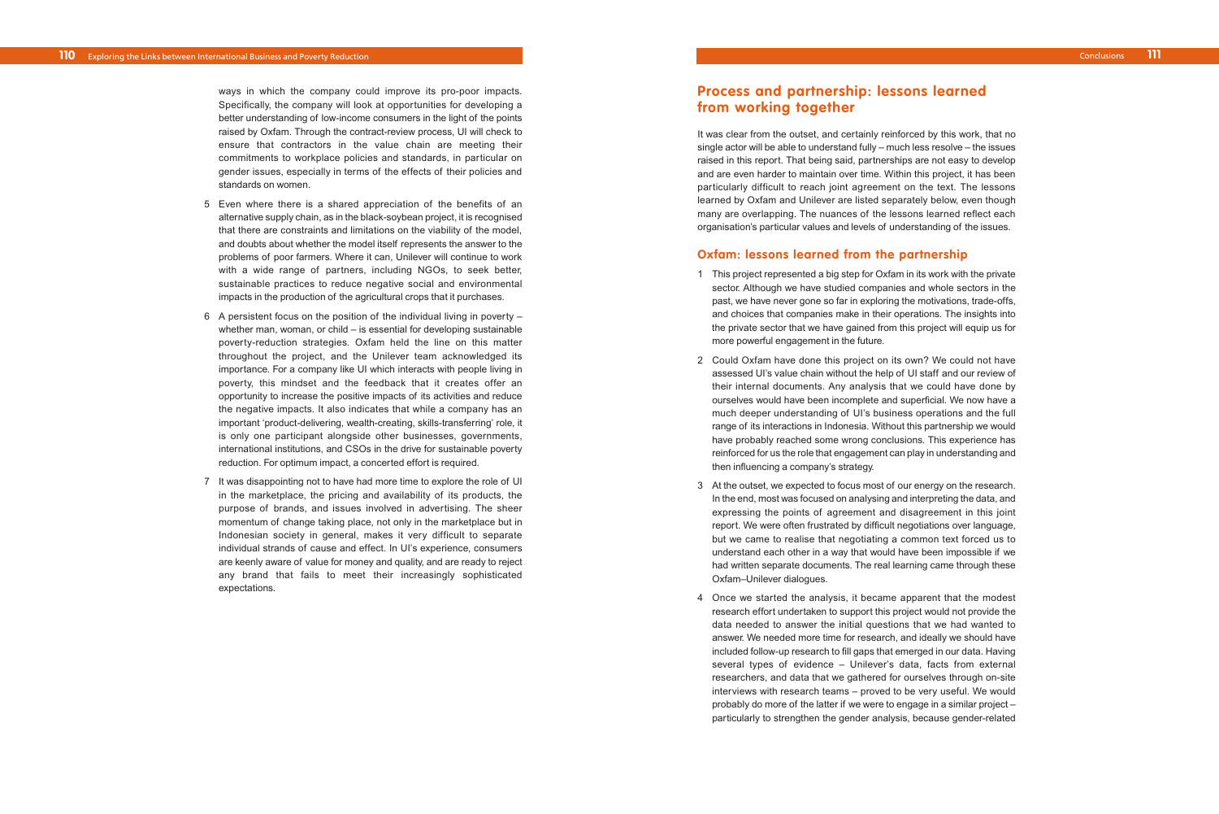ways in which the company could improve its pro-poor impacts. Specifically, the company will look at opportunities for developing a better understanding of low-income consumers in the light of the points raised by Oxfam. Through the contract-review process, UI will check to ensure that contractors in the value chain are meeting their commitments to workplace policies and standards, in particular on gender issues, especially in terms of the effects of their policies and standards on women.

5 Even where there is a shared appreciation of the benefits of an alternative supply chain, as in the black-soybean project, it is recognised that there are constraints and limitations on the viability of the model, and doubts about whether the model itself represents the answer to the problems of poor farmers. Where it can, Unilever will continue to work with a wide range of partners, including NGOs, to seek better, sustainable practices to reduce negative social and environmental impacts in the production of the agricultural crops that it purchases.

6 A persistent focus on the position of the individual living in poverty – whether man, woman, or child – is essential for developing sustainable poverty-reduction strategies. Oxfam held the line on this matter throughout the project, and the Unilever team acknowledged its importance. For a company like UI which interacts with people living in poverty, this mindset and the feedback that it creates offer an opportunity to increase the positive impacts of its activities and reduce the negative impacts. It also indicates that while a company has an important 'product-delivering, wealth-creating, skills-transferring' role, it is only one participant alongside other businesses, governments, international institutions, and CSOs in the drive for sustainable poverty reduction. For optimum impact, a concerted effort is required.

7 It was disappointing not to have had more time to explore the role of UI in the marketplace, the pricing and availability of its products, the purpose of brands, and issues involved in advertising. The sheer momentum of change taking place, not only in the marketplace but in Indonesian society in general, makes it very difficult to separate individual strands of cause and effect. In UI's experience, consumers are keenly aware of value for money and quality, and are ready to reject any brand that fails to meet their increasingly sophisticated expectations.

## Process and partnership: lessons learned from working together

It was clear from the outset, and certainly reinforced by this work, that no single actor will be able to understand fully – much less resolve – the issues raised in this report. That being said, partnerships are not easy to develop and are even harder to maintain over time. Within this project, it has been particularly difficult to reach joint agreement on the text. The lessons learned by Oxfam and Unilever are listed separately below, even though many are overlapping. The nuances of the lessons learned reflect each organisation's particular values and levels of understanding of the issues.

### Oxfam: lessons learned from the partnership

1 This project represented a big step for Oxfam in its work with the private sector. Although we have studied companies and whole sectors in the past, we have never gone so far in exploring the motivations, trade-offs, and choices that companies make in their operations. The insights into the private sector that we have gained from this project will equip us for more powerful engagement in the future.

2 Could Oxfam have done this project on its own? We could not have assessed UI's value chain without the help of UI staff and our review of their internal documents. Any analysis that we could have done by ourselves would have been incomplete and superficial. We now have a much deeper understanding of UI's business operations and the full range of its interactions in Indonesia. Without this partnership we would have probably reached some wrong conclusions. This experience has reinforced for us the role that engagement can play in understanding and then influencing a company's strategy.

3 At the outset, we expected to focus most of our energy on the research. In the end, most was focused on analysing and interpreting the data, and expressing the points of agreement and disagreement in this joint report. We were often frustrated by difficult negotiations over language, but we came to realise that negotiating a common text forced us to understand each other in a way that would have been impossible if we had written separate documents. The real learning came through these Oxfam–Unilever dialogues.

4 Once we started the analysis, it became apparent that the modest research effort undertaken to support this project would not provide the data needed to answer the initial questions that we had wanted to answer. We needed more time for research, and ideally we should have included follow-up research to fill gaps that emerged in our data. Having several types of evidence – Unilever's data, facts from external researchers, and data that we gathered for ourselves through on-site interviews with research teams – proved to be very useful. We would probably do more of the latter if we were to engage in a similar project – particularly to strengthen the gender analysis, because gender-related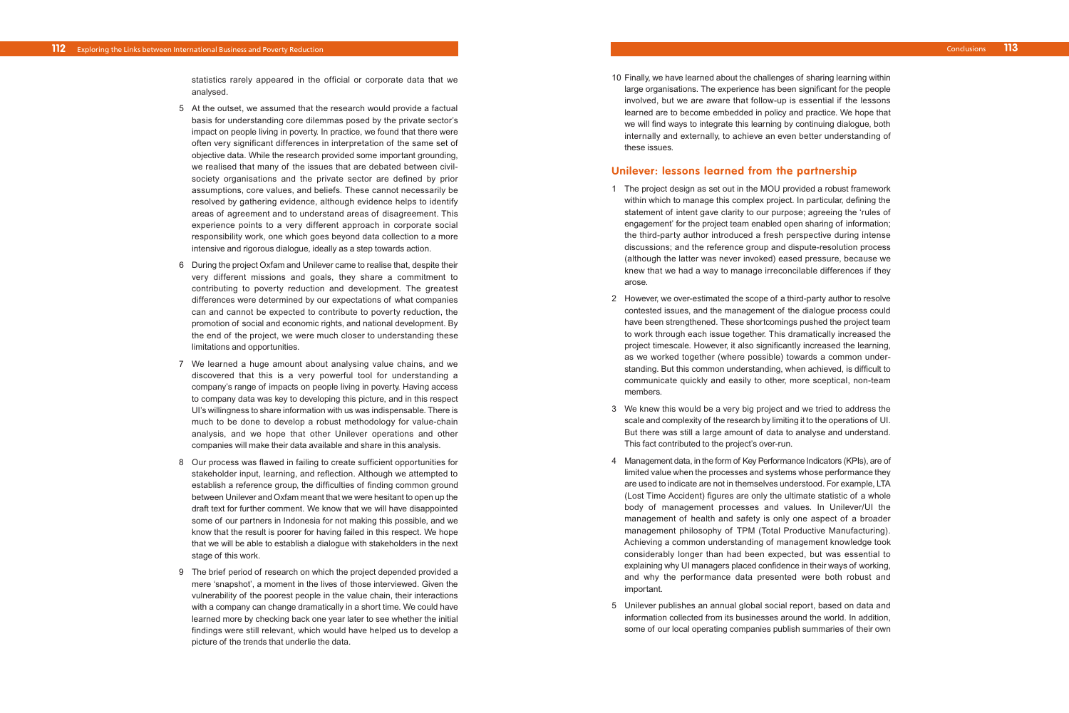statistics rarely appeared in the official or corporate data that we analysed.

5 At the outset, we assumed that the research would provide a factual basis for understanding core dilemmas posed by the private sector's impact on people living in poverty. In practice, we found that there were often very significant differences in interpretation of the same set of objective data. While the research provided some important grounding, we realised that many of the issues that are debated between civil-society organisations and the private sector are defined by prior assumptions, core values, and beliefs. These cannot necessarily be resolved by gathering evidence, although evidence helps to identify areas of agreement and to understand areas of disagreement. This experience points to a very different approach in corporate social responsibility work, one which goes beyond data collection to a more intensive and rigorous dialogue, ideally as a step towards action.

6 During the project Oxfam and Unilever came to realise that, despite their very different missions and goals, they share a commitment to contributing to poverty reduction and development. The greatest differences were determined by our expectations of what companies can and cannot be expected to contribute to poverty reduction, the promotion of social and economic rights, and national development. By the end of the project, we were much closer to understanding these limitations and opportunities.

7 We learned a huge amount about analysing value chains, and we discovered that this is a very powerful tool for understanding a company's range of impacts on people living in poverty. Having access to company data was key to developing this picture, and in this respect UI's willingness to share information with us was indispensable. There is much to be done to develop a robust methodology for value-chain analysis, and we hope that other Unilever operations and other companies will make their data available and share in this analysis.

8 Our process was flawed in failing to create sufficient opportunities for stakeholder input, learning, and reflection. Although we attempted to establish a reference group, the difficulties of finding common ground between Unilever and Oxfam meant that we were hesitant to open up the draft text for further comment. We know that we will have disappointed some of our partners in Indonesia for not making this possible, and we know that the result is poorer for having failed in this respect. We hope that we will be able to establish a dialogue with stakeholders in the next stage of this work.

9 The brief period of research on which the project depended provided a mere 'snapshot', a moment in the lives of those interviewed. Given the vulnerability of the poorest people in the value chain, their interactions with a company can change dramatically in a short time. We could have learned more by checking back one year later to see whether the initial findings were still relevant, which would have helped us to develop a picture of the trends that underlie the data.

10 Finally, we have learned about the challenges of sharing learning within large organisations. The experience has been significant for the people involved, but we are aware that follow-up is essential if the lessons learned are to become embedded in policy and practice. We hope that we will find ways to integrate this learning by continuing dialogue, both internally and externally, to achieve an even better understanding of these issues.

## Unilever: lessons learned from the partnership

1 The project design as set out in the MOU provided a robust framework within which to manage this complex project. In particular, defining the statement of intent gave clarity to our purpose; agreeing the 'rules of engagement' for the project team enabled open sharing of information; the third-party author introduced a fresh perspective during intense discussions; and the reference group and dispute-resolution process (although the latter was never invoked) eased pressure, because we knew that we had a way to manage irreconcilable differences if they arose.

2 However, we over-estimated the scope of a third-party author to resolve contested issues, and the management of the dialogue process could have been strengthened. These shortcomings pushed the project team to work through each issue together. This dramatically increased the project timescale. However, it also significantly increased the learning, as we worked together (where possible) towards a common understanding. But this common understanding, when achieved, is difficult to communicate quickly and easily to other, more sceptical, non-team members.

3 We knew this would be a very big project and we tried to address the scale and complexity of the research by limiting it to the operations of UI. But there was still a large amount of data to analyse and understand. This fact contributed to the project's over-run.

4 Management data, in the form of Key Performance Indicators (KPIs), are of limited value when the processes and systems whose performance they are used to indicate are not in themselves understood. For example, LTA (Lost Time Accident) figures are only the ultimate statistic of a whole body of management processes and values. In Unilever/UI the management of health and safety is only one aspect of a broader management philosophy of TPM (Total Productive Manufacturing). Achieving a common understanding of management knowledge took considerably longer than had been expected, but was essential to explaining why UI managers placed confidence in their ways of working, and why the performance data presented were both robust and important.

5 Unilever publishes an annual global social report, based on data and information collected from its businesses around the world. In addition, some of our local operating companies publish summaries of their own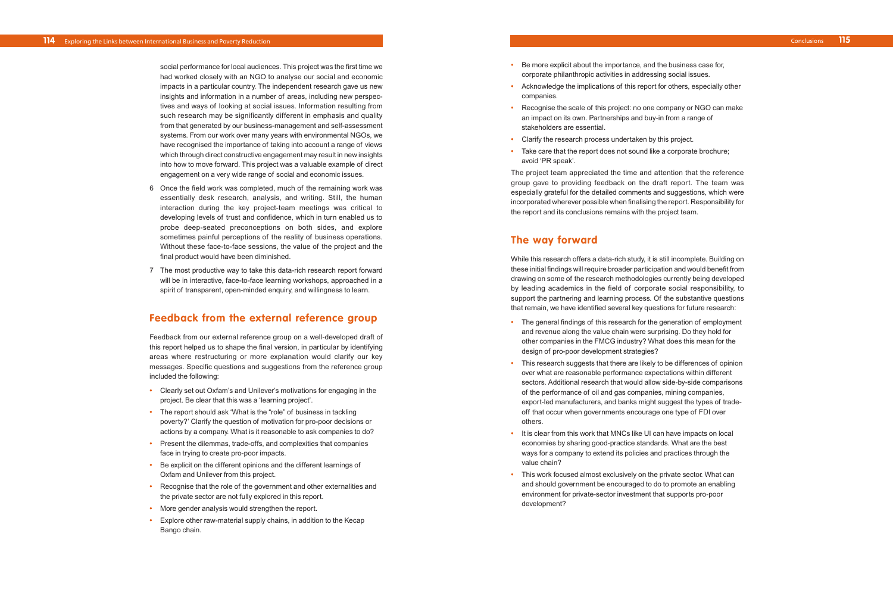social performance for local audiences. This project was the first time we had worked closely with an NGO to analyse our social and economic impacts in a particular country. The independent research gave us new insights and information in a number of areas, including new perspectives and ways of looking at social issues. Information resulting from such research may be significantly different in emphasis and quality from that generated by our business-management and self-assessment systems. From our work over many years with environmental NGOs, we have recognised the importance of taking into account a range of views which through direct constructive engagement may result in new insights into how to move forward. This project was a valuable example of direct engagement on a very wide range of social and economic issues.

6 Once the field work was completed, much of the remaining work was essentially desk research, analysis, and writing. Still, the human interaction during the key project-team meetings was critical to developing levels of trust and confidence, which in turn enabled us to probe deep-seated preconceptions on both sides, and explore sometimes painful perceptions of the reality of business operations. Without these face-to-face sessions, the value of the project and the final product would have been diminished.

7 The most productive way to take this data-rich research report forward will be in interactive, face-to-face learning workshops, approached in a spirit of transparent, open-minded enquiry, and willingness to learn.

## Feedback from the external reference group

Feedback from our external reference group on a well-developed draft of this report helped us to shape the final version, in particular by identifying areas where restructuring or more explanation would clarify our key messages. Specific questions and suggestions from the reference group included the following:

- Clearly set out Oxfam's and Unilever's motivations for engaging in the project. Be clear that this was a 'learning project'.
- The report should ask 'What is the "role" of business in tackling poverty?' Clarify the question of motivation for pro-poor decisions or actions by a company. What is it reasonable to ask companies to do?
- Present the dilemmas, trade-offs, and complexities that companies face in trying to create pro-poor impacts.
- Be explicit on the different opinions and the different learnings of Oxfam and Unilever from this project.
- Recognise that the role of the government and other externalities and the private sector are not fully explored in this report.
- More gender analysis would strengthen the report.
- Explore other raw-material supply chains, in addition to the Kecap Bango chain.
- Be more explicit about the importance, and the business case for, corporate philanthropic activities in addressing social issues.
- Acknowledge the implications of this report for others, especially other companies.
- Recognise the scale of this project: no one company or NGO can make an impact on its own. Partnerships and buy-in from a range of stakeholders are essential.
- Clarify the research process undertaken by this project.
- Take care that the report does not sound like a corporate brochure; avoid 'PR speak'.

The project team appreciated the time and attention that the reference group gave to providing feedback on the draft report. The team was especially grateful for the detailed comments and suggestions, which were incorporated wherever possible when finalising the report. Responsibility for the report and its conclusions remains with the project team.

## The way forward

While this research offers a data-rich study, it is still incomplete. Building on these initial findings will require broader participation and would benefit from drawing on some of the research methodologies currently being developed by leading academics in the field of corporate social responsibility, to support the partnering and learning process. Of the substantive questions that remain, we have identified several key questions for future research:

- The general findings of this research for the generation of employment and revenue along the value chain were surprising. Do they hold for other companies in the FMCG industry? What does this mean for the design of pro-poor development strategies?
- This research suggests that there are likely to be differences of opinion over what are reasonable performance expectations within different sectors. Additional research that would allow side-by-side comparisons of the performance of oil and gas companies, mining companies, export-led manufacturers, and banks might suggest the types of trade-off that occur when governments encourage one type of FDI over others.
- It is clear from this work that MNCs like UI can have impacts on local economies by sharing good-practice standards. What are the best ways for a company to extend its policies and practices through the value chain?
- This work focused almost exclusively on the private sector. What can and should government be encouraged to do to promote an enabling environment for private-sector investment that supports pro-poor development?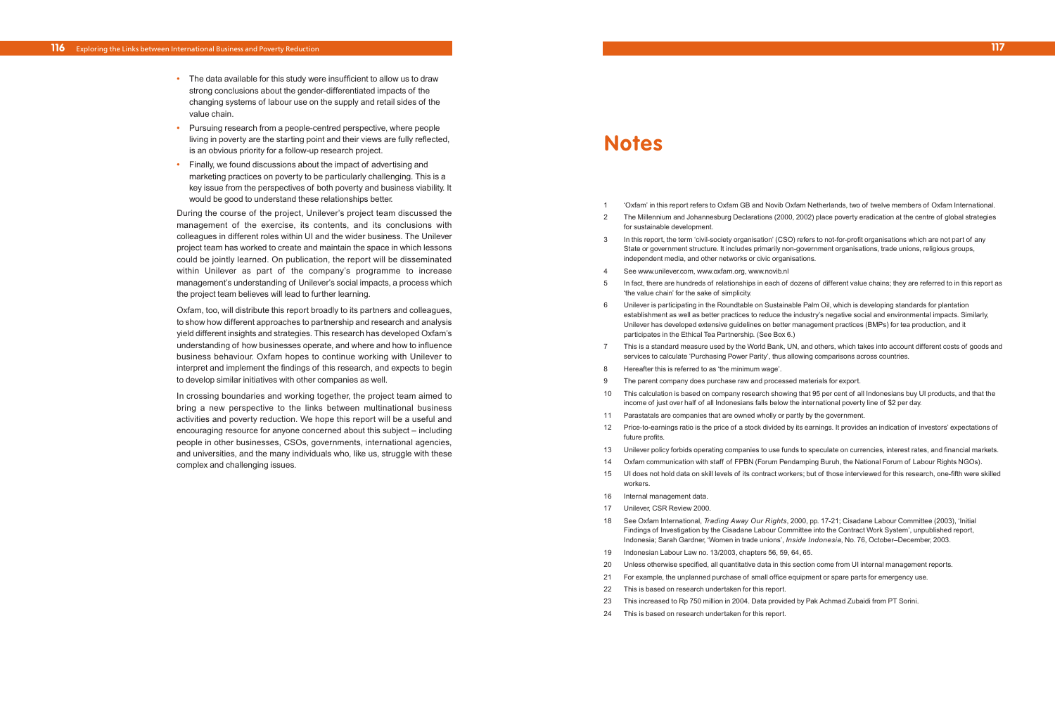- The data available for this study were insufficient to allow us to draw strong conclusions about the gender-differentiated impacts of the changing systems of labour use on the supply and retail sides of the value chain.
- Pursuing research from a people-centred perspective, where people living in poverty are the starting point and their views are fully reflected, is an obvious priority for a follow-up research project.
- Finally, we found discussions about the impact of advertising and marketing practices on poverty to be particularly challenging. This is a key issue from the perspectives of both poverty and business viability. It would be good to understand these relationships better.

During the course of the project, Unilever's project team discussed the management of the exercise, its contents, and its conclusions with colleagues in different roles within UI and the wider business. The Unilever project team has worked to create and maintain the space in which lessons could be jointly learned. On publication, the report will be disseminated within Unilever as part of the company's programme to increase management's understanding of Unilever's social impacts, a process which the project team believes will lead to further learning.

Oxfam, too, will distribute this report broadly to its partners and colleagues, to show how different approaches to partnership and research and analysis yield different insights and strategies. This research has developed Oxfam's understanding of how businesses operate, and where and how to influence business behaviour. Oxfam hopes to continue working with Unilever to interpret and implement the findings of this research, and expects to begin to develop similar initiatives with other companies as well.

In crossing boundaries and working together, the project team aimed to bring a new perspective to the links between multinational business activities and poverty reduction. We hope this report will be a useful and encouraging resource for anyone concerned about this subject – including people in other businesses, CSOs, governments, international agencies, and universities, and the many individuals who, like us, struggle with these complex and challenging issues.

# Notes

1. 'Oxfam' in this report refers to Oxfam GB and Novib Oxfam Netherlands, two of twelve members of Oxfam International.
2. The Millennium and Johannesburg Declarations (2000, 2002) place poverty eradication at the centre of global strategies for sustainable development.
3. In this report, the term 'civil-society organisation' (CSO) refers to not-for-profit organisations which are not part of any State or government structure. It includes primarily non-government organisations, trade unions, religious groups, independent media, and other networks or civic organisations.
4. See www.unilever.com, www.oxfam.org, www.novib.nl
5. In fact, there are hundreds of relationships in each of dozens of different value chains; they are referred to in this report as 'the value chain' for the sake of simplicity.
6. Unilever is participating in the Roundtable on Sustainable Palm Oil, which is developing standards for plantation establishment as well as better practices to reduce the industry's negative social and environmental impacts. Similarly, Unilever has developed extensive guidelines on better management practices (BMPs) for tea production, and it participates in the Ethical Tea Partnership. (See Box 6.)
7. This is a standard measure used by the World Bank, UN, and others, which takes into account different costs of goods and services to calculate 'Purchasing Power Parity', thus allowing comparisons across countries.
8. Hereafter this is referred to as 'the minimum wage'.
9. The parent company does purchase raw and processed materials for export.
10. This calculation is based on company research showing that 95 per cent of all Indonesians buy UI products, and that the income of just over half of all Indonesians falls below the international poverty line of $2 per day.
11. Parastatals are companies that are owned wholly or partly by the government.
12. Price-to-earnings ratio is the price of a stock divided by its earnings. It provides an indication of investors' expectations of future profits.
13. Unilever policy forbids operating companies to use funds to speculate on currencies, interest rates, and financial markets.
14. Oxfam communication with staff of FPBN (Forum Pendamping Buruh, the National Forum of Labour Rights NGOs).
15. UI does not hold data on skill levels of its contract workers; but of those interviewed for this research, one-fifth were skilled workers.
16. Internal management data.
17. Unilever, CSR Review 2000.
18. See Oxfam International, *Trading Away Our Rights*, 2000, pp. 17-21; Cisadane Labour Committee (2003), 'Initial Findings of Investigation by the Cisadane Labour Committee into the Contract Work System', unpublished report, Indonesia; Sarah Gardner, 'Women in trade unions', *Inside Indonesia*, No. 76, October–December, 2003.
19. Indonesian Labour Law no. 13/2003, chapters 56, 59, 64, 65.
20. Unless otherwise specified, all quantitative data in this section come from UI internal management reports.
21. For example, the unplanned purchase of small office equipment or spare parts for emergency use.
22. This is based on research undertaken for this report.
23. This increased to Rp 750 million in 2004. Data provided by Pak Achmad Zubaidi from PT Sorini.
24. This is based on research undertaken for this report.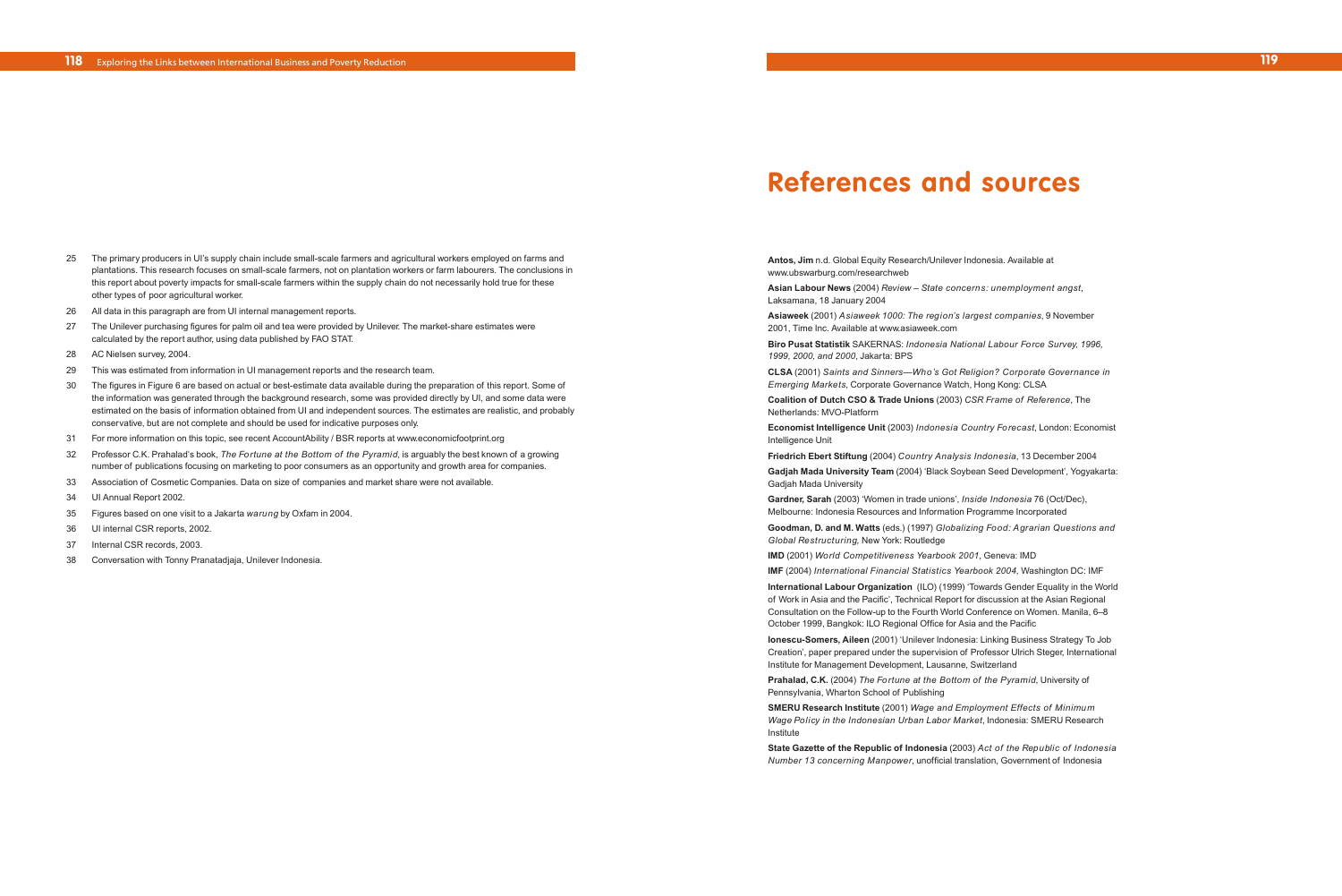25 The primary producers in UI's supply chain include small-scale farmers and agricultural workers employed on farms and plantations. This research focuses on small-scale farmers, not on plantation workers or farm labourers. The conclusions in this report about poverty impacts for small-scale farmers within the supply chain do not necessarily hold true for these other types of poor agricultural worker.

26 All data in this paragraph are from UI internal management reports.

27 The Unilever purchasing figures for palm oil and tea were provided by Unilever. The market-share estimates were calculated by the report author, using data published by FAO STAT.

28 AC Nielsen survey, 2004.

29 This was estimated from information in UI management reports and the research team.

30 The figures in Figure 6 are based on actual or best-estimate data available during the preparation of this report. Some of the information was generated through the background research, some was provided directly by UI, and some data were estimated on the basis of information obtained from UI and independent sources. The estimates are realistic, and probably conservative, but are not complete and should be used for indicative purposes only.

31 For more information on this topic, see recent AccountAbility / BSR reports at www.economicfootprint.org

32 Professor C.K. Prahalad's book, *The Fortune at the Bottom of the Pyramid*, is arguably the best known of a growing number of publications focusing on marketing to poor consumers as an opportunity and growth area for companies.

33 Association of Cosmetic Companies. Data on size of companies and market share were not available.

34 UI Annual Report 2002.

35 Figures based on one visit to a Jakarta *warung* by Oxfam in 2004.

36 UI internal CSR reports, 2002.

37 Internal CSR records, 2003.

38 Conversation with Tonny Pranatadjaja, Unilever Indonesia.

# References and sources

**Antos, Jim** n.d. Global Equity Research/Unilever Indonesia. Available at www.ubswarburg.com/researchweb

**Asian Labour News** (2004) *Review – State concerns: unemployment angst*, Laksamana, 18 January 2004

**Asiaweek** (2001) *Asiaweek 1000: The region's largest companies*, 9 November 2001, Time Inc. Available at www.asiaweek.com

**Biro Pusat Statistik** SAKERNAS: *Indonesia National Labour Force Survey, 1996, 1999, 2000, and 2000*, Jakarta: BPS

**CLSA** (2001) *Saints and Sinners—Who's Got Religion? Corporate Governance in Emerging Markets*, Corporate Governance Watch, Hong Kong: CLSA

**Coalition of Dutch CSO & Trade Unions** (2003) *CSR Frame of Reference*, The Netherlands: MVO-Platform

**Economist Intelligence Unit** (2003) *Indonesia Country Forecast*, London: Economist Intelligence Unit

**Friedrich Ebert Stiftung** (2004) *Country Analysis Indonesia*, 13 December 2004

**Gadjah Mada University Team** (2004) 'Black Soybean Seed Development', Yogyakarta: Gadjah Mada University

**Gardner, Sarah** (2003) 'Women in trade unions', *Inside Indonesia* 76 (Oct/Dec), Melbourne: Indonesia Resources and Information Programme Incorporated

**Goodman, D. and M. Watts** (eds.) (1997) *Globalizing Food: Agrarian Questions and Global Restructuring*, New York: Routledge

**IMD** (2001) *World Competitiveness Yearbook 2001*, Geneva: IMD

**IMF** (2004) *International Financial Statistics Yearbook 2004*, Washington DC: IMF

**International Labour Organization** (ILO) (1999) 'Towards Gender Equality in the World of Work in Asia and the Pacific', Technical Report for discussion at the Asian Regional Consultation on the Follow-up to the Fourth World Conference on Women. Manila, 6–8 October 1999, Bangkok: ILO Regional Office for Asia and the Pacific

**Ionescu-Somers, Aileen** (2001) 'Unilever Indonesia: Linking Business Strategy To Job Creation', paper prepared under the supervision of Professor Ulrich Steger, International Institute for Management Development, Lausanne, Switzerland

**Prahalad, C.K.** (2004) *The Fortune at the Bottom of the Pyramid*, University of Pennsylvania, Wharton School of Publishing

**SMERU Research Institute** (2001) *Wage and Employment Effects of Minimum Wage Policy in the Indonesian Urban Labor Market*, Indonesia: SMERU Research Institute

**State Gazette of the Republic of Indonesia** (2003) *Act of the Republic of Indonesia Number 13 concerning Manpower*, unofficial translation, Government of Indonesia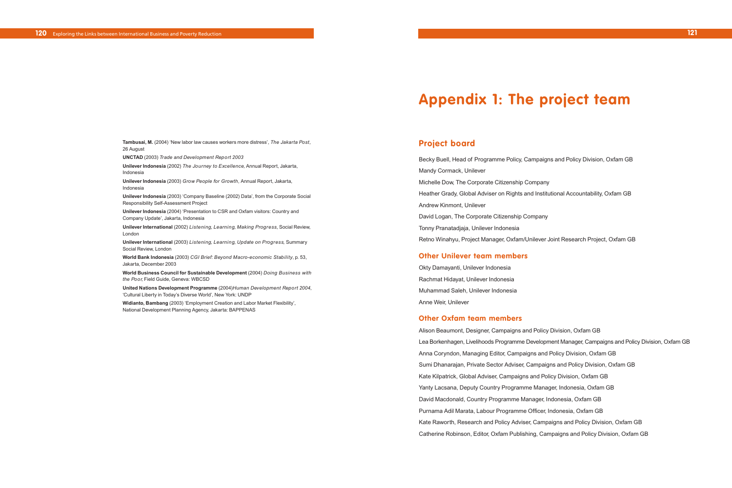**Tambusai, M.** (2004) 'New labor law causes workers more distress', *The Jakarta Post*, 26 August

**UNCTAD** (2003) *Trade and Development Report 2003*

**Unilever Indonesia** (2002) *The Journey to Excellence*, Annual Report, Jakarta, Indonesia

**Unilever Indonesia** (2003) *Grow People for Growth*, Annual Report, Jakarta, Indonesia

**Unilever Indonesia** (2003) 'Company Baseline (2002) Data', from the Corporate Social Responsibility Self-Assessment Project

**Unilever Indonesia** (2004) 'Presentation to CSR and Oxfam visitors: Country and Company Update', Jakarta, Indonesia

**Unilever International** (2002) *Listening, Learning, Making Progress*, Social Review, London

**Unilever International** (2003) *Listening, Learning, Update on Progress*, Summary Social Review, London

**World Bank Indonesia** (2003) *CGI Brief: Beyond Macro-economic Stability*, p. 53, Jakarta, December 2003

**World Business Council for Sustainable Development** (2004) *Doing Business with the Poor*, Field Guide, Geneva: WBCSD

**United Nations Development Programme** (2004)*Human Development Report 2004*, 'Cultural Liberty in Today's Diverse World', New York: UNDP

**Widianto, Bambang** (2003) 'Employment Creation and Labor Market Flexibility', National Development Planning Agency, Jakarta: BAPPENAS

# Appendix 1: The project team

## Project board

Becky Buell, Head of Programme Policy, Campaigns and Policy Division, Oxfam GB

Mandy Cormack, Unilever

Michelle Dow, The Corporate Citizenship Company

Heather Grady, Global Adviser on Rights and Institutional Accountability, Oxfam GB

Andrew Kinmont, Unilever

David Logan, The Corporate Citizenship Company

Tonny Pranatadjaja, Unilever Indonesia

Retno Winahyu, Project Manager, Oxfam/Unilever Joint Research Project, Oxfam GB

## Other Unilever team members

Okty Damayanti, Unilever Indonesia

Rachmat Hidayat, Unilever Indonesia

Muhammad Saleh, Unilever Indonesia

Anne Weir, Unilever

## Other Oxfam team members

Alison Beaumont, Designer, Campaigns and Policy Division, Oxfam GB

Lea Borkenhagen, Livelihoods Programme Development Manager, Campaigns and Policy Division, Oxfam GB

Anna Coryndon, Managing Editor, Campaigns and Policy Division, Oxfam GB

Sumi Dhanarajan, Private Sector Adviser, Campaigns and Policy Division, Oxfam GB

Kate Kilpatrick, Global Adviser, Campaigns and Policy Division, Oxfam GB

Yanty Lacsana, Deputy Country Programme Manager, Indonesia, Oxfam GB

David Macdonald, Country Programme Manager, Indonesia, Oxfam GB

Purnama Adil Marata, Labour Programme Officer, Indonesia, Oxfam GB

Kate Raworth, Research and Policy Adviser, Campaigns and Policy Division, Oxfam GB

Catherine Robinson, Editor, Oxfam Publishing, Campaigns and Policy Division, Oxfam GB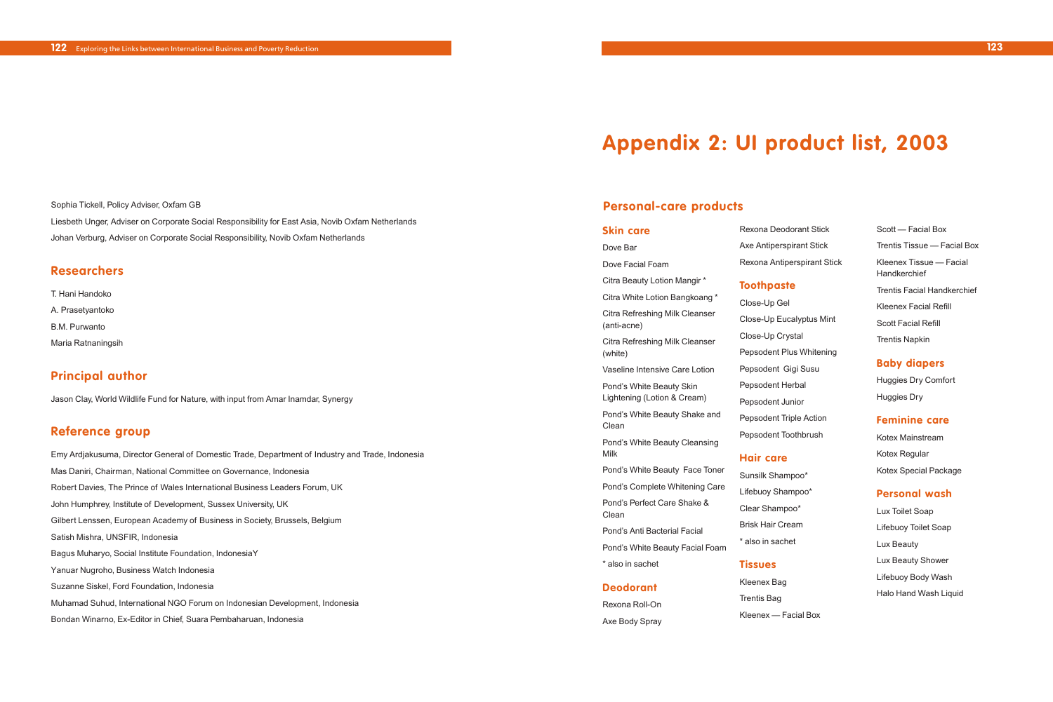Sophia Tickell, Policy Adviser, Oxfam GB

Liesbeth Unger, Adviser on Corporate Social Responsibility for East Asia, Novib Oxfam Netherlands

Johan Verburg, Adviser on Corporate Social Responsibility, Novib Oxfam Netherlands

## Researchers

T. Hani Handoko

A. Prasetyantoko

B.M. Purwanto

Maria Ratnaningsih

## Principal author

Jason Clay, World Wildlife Fund for Nature, with input from Amar Inamdar, Synergy

## Reference group

Emy Ardjakusuma, Director General of Domestic Trade, Department of Industry and Trade, Indonesia

Mas Daniri, Chairman, National Committee on Governance, Indonesia

Robert Davies, The Prince of Wales International Business Leaders Forum, UK

John Humphrey, Institute of Development, Sussex University, UK

Gilbert Lenssen, European Academy of Business in Society, Brussels, Belgium

Satish Mishra, UNSFIR, Indonesia

Bagus Muharyo, Social Institute Foundation, IndonesiaY

Yanuar Nugroho, Business Watch Indonesia

Suzanne Siskel, Ford Foundation, Indonesia

Muhamad Suhud, International NGO Forum on Indonesian Development, Indonesia

Bondan Winarno, Ex-Editor in Chief, Suara Pembaharuan, Indonesia

# Appendix 2: UI product list, 2003

## Personal-care products

### Skin care

Dove Bar

Dove Facial Foam

Citra Beauty Lotion Mangir *

Citra White Lotion Bangkoang *

Citra Refreshing Milk Cleanser (anti-acne)

Citra Refreshing Milk Cleanser (white)

Vaseline Intensive Care Lotion

Pond's White Beauty Skin Lightening (Lotion & Cream)

Pond's White Beauty Shake and Clean

Pond's White Beauty Cleansing Milk

Pond's White Beauty Face Toner

Pond's Complete Whitening Care

Pond's Perfect Care Shake & Clean

Pond's Anti Bacterial Facial

Pond's White Beauty Facial Foam

* also in sachet

### Deodorant

Rexona Roll-On

Axe Body Spray

Rexona Deodorant Stick

Axe Antiperspirant Stick

Rexona Antiperspirant Stick

### Toothpaste

Close-Up Gel

Close-Up Eucalyptus Mint

Close-Up Crystal

Pepsodent Plus Whitening

Pepsodent Gigi Susu

Pepsodent Herbal

Pepsodent Junior

Pepsodent Triple Action

Pepsodent Toothbrush

### Hair care

Sunsilk Shampoo*

Lifebuoy Shampoo*

Clear Shampoo*

Brisk Hair Cream

* also in sachet

### Tissues

Kleenex Bag

Trentis Bag

Kleenex — Facial Box

Scott — Facial Box

Trentis Tissue — Facial Box

Kleenex Tissue — Facial Handkerchief

Trentis Facial Handkerchief

Kleenex Facial Refill

Scott Facial Refill

Trentis Napkin

### Baby diapers

Huggies Dry Comfort

Huggies Dry

### Feminine care

Kotex Mainstream

Kotex Regular

Kotex Special Package

### Personal wash

Lux Toilet Soap

Lifebuoy Toilet Soap

Lux Beauty

Lux Beauty Shower

Lifebuoy Body Wash

Halo Hand Wash Liquid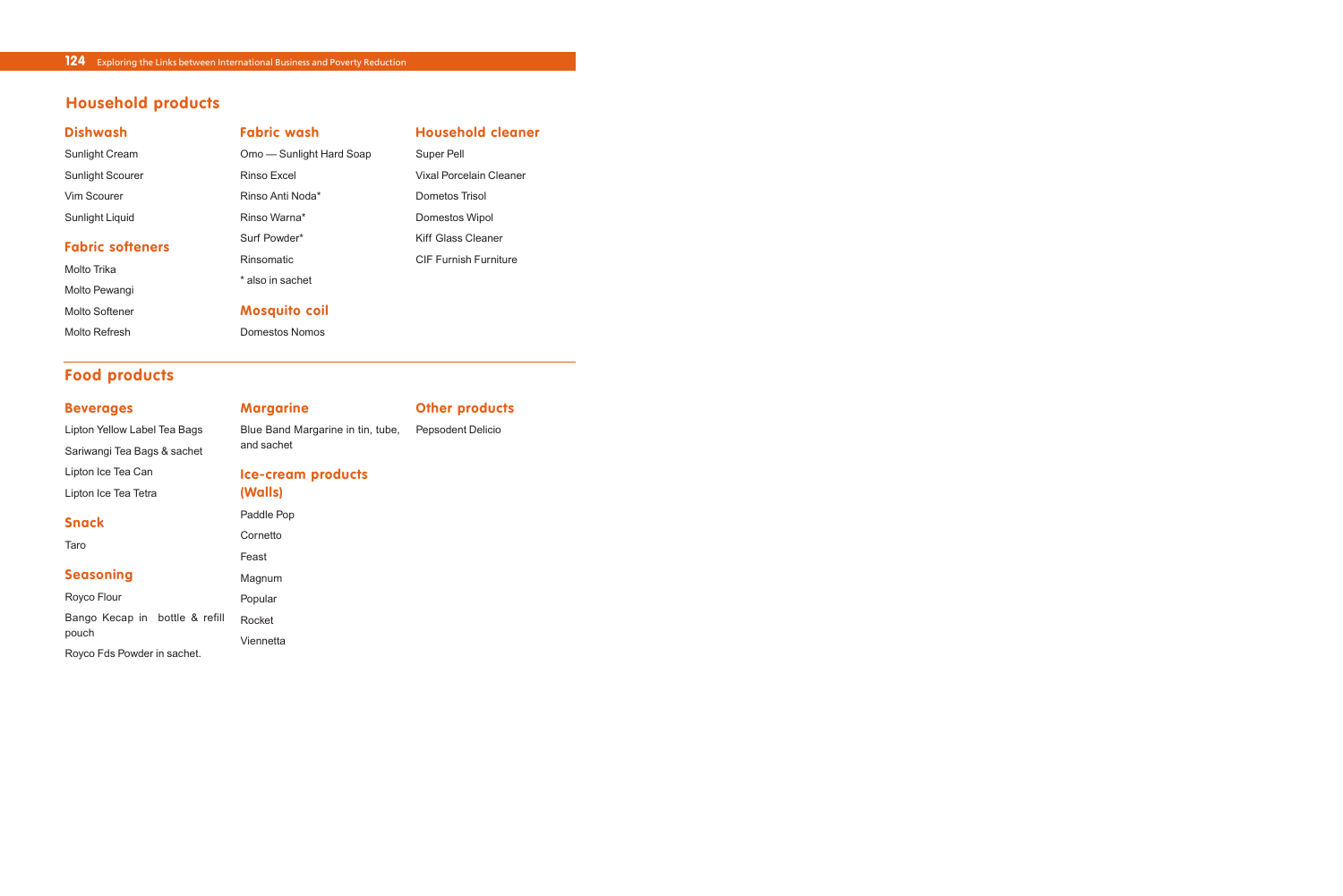## Household products

### Dishwash

Sunlight Cream

Sunlight Scourer

Vim Scourer

Sunlight Liquid

### Fabric softeners

Molto Trika

Molto Pewangi

Molto Softener

Molto Refresh

### Fabric wash

Omo — Sunlight Hard Soap

Rinso Excel

Rinso Anti Noda*

Rinso Warna*

Surf Powder*

Rinsomatic

* also in sachet

### Mosquito coil

Domestos Nomos

### Household cleaner

Super Pell

Vixal Porcelain Cleaner

Dometos Trisol

Domestos Wipol

Kiff Glass Cleaner

CIF Furnish Furniture

## Food products

### Beverages

Lipton Yellow Label Tea Bags

Sariwangi Tea Bags & sachet

Lipton Ice Tea Can

Lipton Ice Tea Tetra

### Snack

Taro

### Seasoning

Royco Flour

Bango Kecap in bottle & refill pouch

Royco Fds Powder in sachet.

### Margarine

Blue Band Margarine in tin, tube, and sachet

### Ice-cream products (Walls)

Paddle Pop

Cornetto

Feast

Magnum

Popular

Rocket

Viennetta

### Other products

Pepsodent Delicio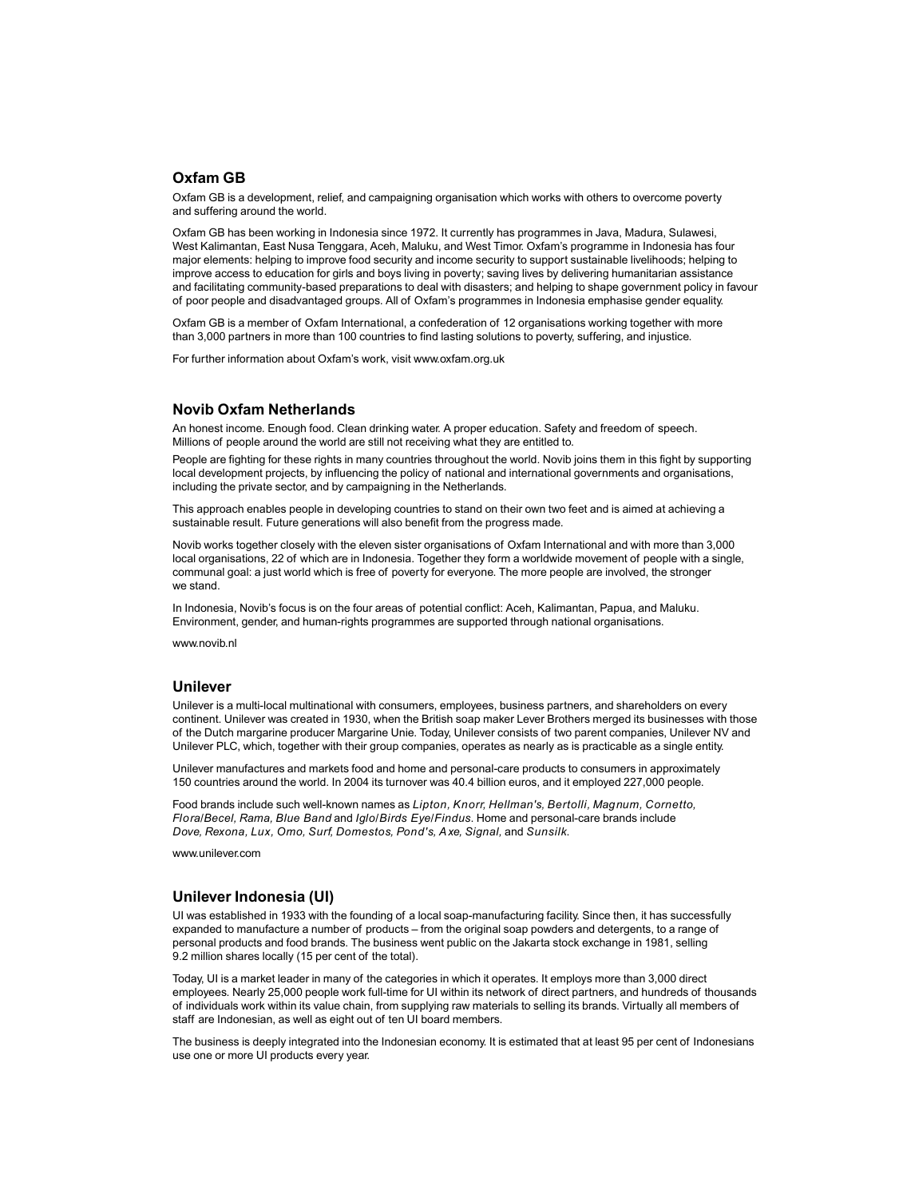## Oxfam GB

Oxfam GB is a development, relief, and campaigning organisation which works with others to overcome poverty and suffering around the world.

Oxfam GB has been working in Indonesia since 1972. It currently has programmes in Java, Madura, Sulawesi, West Kalimantan, East Nusa Tenggara, Aceh, Maluku, and West Timor. Oxfam's programme in Indonesia has four major elements: helping to improve food security and income security to support sustainable livelihoods; helping to improve access to education for girls and boys living in poverty; saving lives by delivering humanitarian assistance and facilitating community-based preparations to deal with disasters; and helping to shape government policy in favour of poor people and disadvantaged groups. All of Oxfam's programmes in Indonesia emphasise gender equality.

Oxfam GB is a member of Oxfam International, a confederation of 12 organisations working together with more than 3,000 partners in more than 100 countries to find lasting solutions to poverty, suffering, and injustice.

For further information about Oxfam's work, visit www.oxfam.org.uk

## Novib Oxfam Netherlands

An honest income. Enough food. Clean drinking water. A proper education. Safety and freedom of speech. Millions of people around the world are still not receiving what they are entitled to.

People are fighting for these rights in many countries throughout the world. Novib joins them in this fight by supporting local development projects, by influencing the policy of national and international governments and organisations, including the private sector, and by campaigning in the Netherlands.

This approach enables people in developing countries to stand on their own two feet and is aimed at achieving a sustainable result. Future generations will also benefit from the progress made.

Novib works together closely with the eleven sister organisations of Oxfam International and with more than 3,000 local organisations, 22 of which are in Indonesia. Together they form a worldwide movement of people with a single, communal goal: a just world which is free of poverty for everyone. The more people are involved, the stronger we stand.

In Indonesia, Novib's focus is on the four areas of potential conflict: Aceh, Kalimantan, Papua, and Maluku. Environment, gender, and human-rights programmes are supported through national organisations.

www.novib.nl

## Unilever

Unilever is a multi-local multinational with consumers, employees, business partners, and shareholders on every continent. Unilever was created in 1930, when the British soap maker Lever Brothers merged its businesses with those of the Dutch margarine producer Margarine Unie. Today, Unilever consists of two parent companies, Unilever NV and Unilever PLC, which, together with their group companies, operates as nearly as is practicable as a single entity.

Unilever manufactures and markets food and home and personal-care products to consumers in approximately 150 countries around the world. In 2004 its turnover was 40.4 billion euros, and it employed 227,000 people.

Food brands include such well-known names as *Lipton, Knorr, Hellman's, Bertolli, Magnum, Cornetto, Flora/Becel, Rama, Blue Band* and *Iglo/Birds Eye/Findus*. Home and personal-care brands include *Dove, Rexona, Lux, Omo, Surf, Domestos, Pond's, Axe, Signal,* and *Sunsilk.*

www.unilever.com

## Unilever Indonesia (UI)

UI was established in 1933 with the founding of a local soap-manufacturing facility. Since then, it has successfully expanded to manufacture a number of products – from the original soap powders and detergents, to a range of personal products and food brands. The business went public on the Jakarta stock exchange in 1981, selling 9.2 million shares locally (15 per cent of the total).

Today, UI is a market leader in many of the categories in which it operates. It employs more than 3,000 direct employees. Nearly 25,000 people work full-time for UI within its network of direct partners, and hundreds of thousands of individuals work within its value chain, from supplying raw materials to selling its brands. Virtually all members of staff are Indonesian, as well as eight out of ten UI board members.

The business is deeply integrated into the Indonesian economy. It is estimated that at least 95 per cent of Indonesians use one or more UI products every year.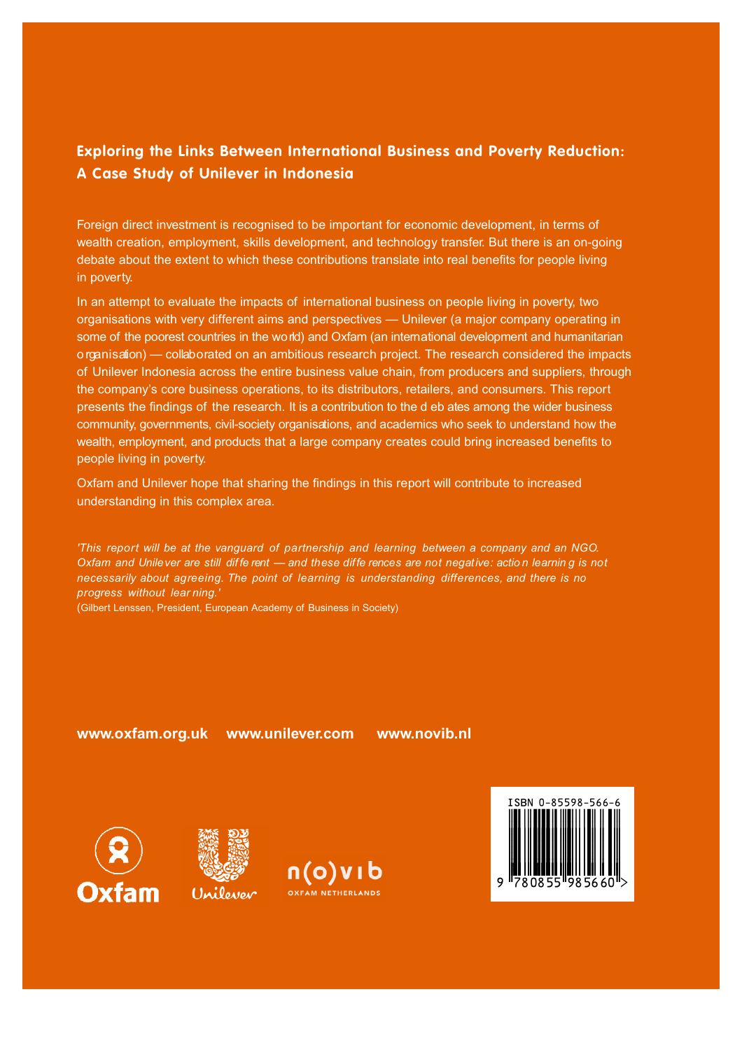## Exploring the Links Between International Business and Poverty Reduction: A Case Study of Unilever in Indonesia

Foreign direct investment is recognised to be important for economic development, in terms of wealth creation, employment, skills development, and technology transfer. But there is an on-going debate about the extent to which these contributions translate into real benefits for people living in poverty.

In an attempt to evaluate the impacts of international business on people living in poverty, two organisations with very different aims and perspectives — Unilever (a major company operating in some of the poorest countries in the world) and Oxfam (an international development and humanitarian organisation) — collaborated on an ambitious research project. The research considered the impacts of Unilever Indonesia across the entire business value chain, from producers and suppliers, through the company's core business operations, to its distributors, retailers, and consumers. This report presents the findings of the research. It is a contribution to the debates among the wider business community, governments, civil-society organisations, and academics who seek to understand how the wealth, employment, and products that a large company creates could bring increased benefits to people living in poverty.

Oxfam and Unilever hope that sharing the findings in this report will contribute to increased understanding in this complex area.

*'This report will be at the vanguard of partnership and learning between a company and an NGO. Oxfam and Unilever are still different — and these differences are not negative: action learning is not necessarily about agreeing. The point of learning is understanding differences, and there is no progress without learning.'*

(Gilbert Lenssen, President, European Academy of Business in Society)

**www.oxfam.org.uk** **www.unilever.com** **www.novib.nl**

Oxfam Unilever n(o)vib OXFAM NETHERLANDS

ISBN 0-85598-566-6

9 780855 985660